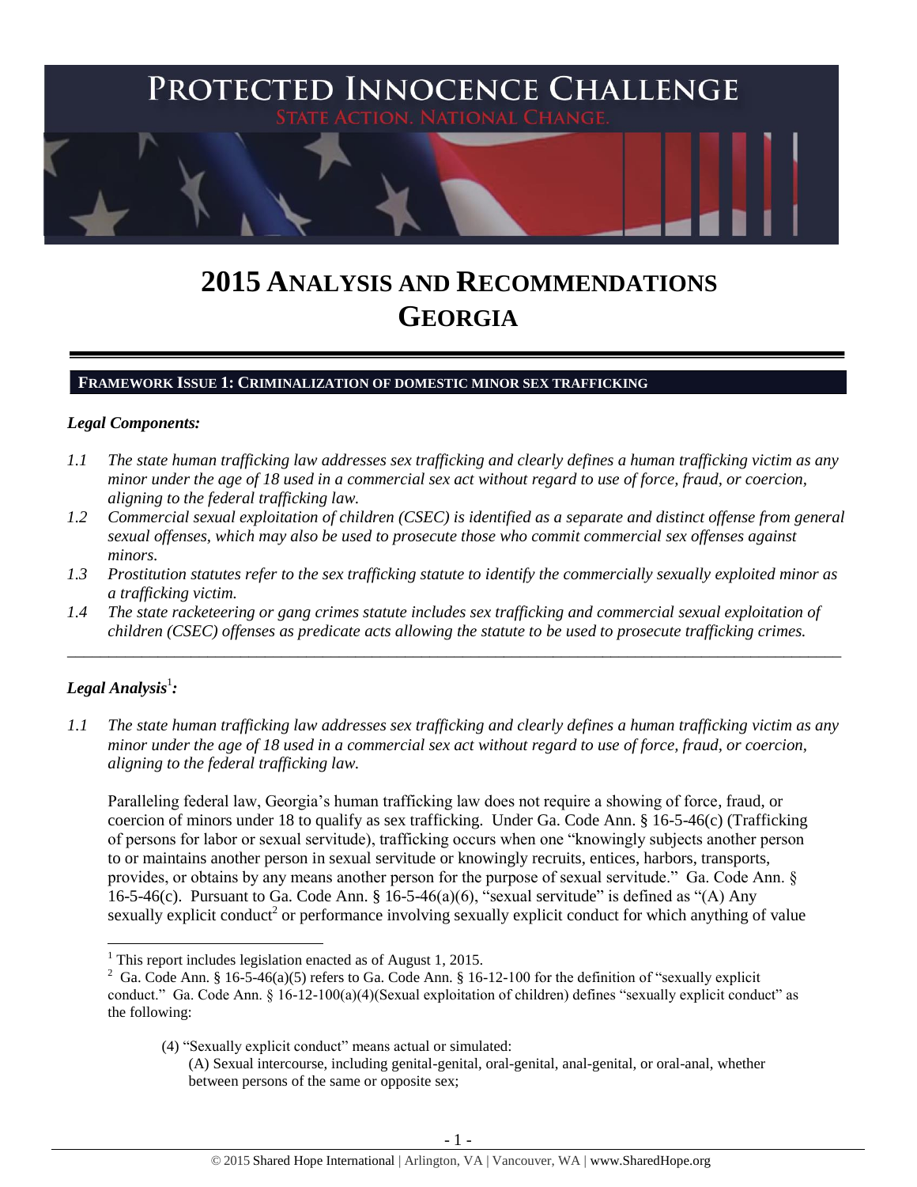# PROTECTED INNOCENCE CHALLENGE

STATE ACTION. NATIONAL CHANGE.

# 2015 ANALYSIS AND RECOMMENDATIONS GEORGIA

## FRAMEWORK ISSUE 1: CRIMINALIZATION OF DOMESTIC MINOR SEX TRAFFICKING

### *Legal Components:*

*1.1 The state human trafficking law addresses sex trafficking and clearly defines a human trafficking victim as any minor under the age of 18 used in a commercial sex act without regard to use of force, fraud, or coercion, aligning to the federal trafficking law.*

*1.2 Commercial sexual exploitation of children (CSEC) is identified as a separate and distinct offense from general sexual offenses, which may also be used to prosecute those who commit commercial sex offenses against minors.*

*1.3 Prostitution statutes refer to the sex trafficking statute to identify the commercially sexually exploited minor as a trafficking victim.*

*1.4 The state racketeering or gang crimes statute includes sex trafficking and commercial sexual exploitation of children (CSEC) offenses as predicate acts allowing the statute to be used to prosecute trafficking crimes.*

---

### *Legal Analysis*[1]*:*

*1.1 The state human trafficking law addresses sex trafficking and clearly defines a human trafficking victim as any minor under the age of 18 used in a commercial sex act without regard to use of force, fraud, or coercion, aligning to the federal trafficking law.*

Paralleling federal law, Georgia's human trafficking law does not require a showing of force, fraud, or coercion of minors under 18 to qualify as sex trafficking. Under Ga. Code Ann. § 16-5-46(c) (Trafficking of persons for labor or sexual servitude), trafficking occurs when one "knowingly subjects another person to or maintains another person in sexual servitude or knowingly recruits, entices, harbors, transports, provides, or obtains by any means another person for the purpose of sexual servitude." Ga. Code Ann. § 16-5-46(c). Pursuant to Ga. Code Ann. § 16-5-46(a)(6), "sexual servitude" is defined as "(A) Any sexually explicit conduct[2] or performance involving sexually explicit conduct for which anything of value

---

[1] This report includes legislation enacted as of August 1, 2015.

[2] Ga. Code Ann. § 16-5-46(a)(5) refers to Ga. Code Ann. § 16-12-100 for the definition of "sexually explicit conduct." Ga. Code Ann. § 16-12-100(a)(4)(Sexual exploitation of children) defines "sexually explicit conduct" as the following:

> (4) "Sexually explicit conduct" means actual or simulated:
>
> (A) Sexual intercourse, including genital-genital, oral-genital, anal-genital, or oral-anal, whether between persons of the same or opposite sex;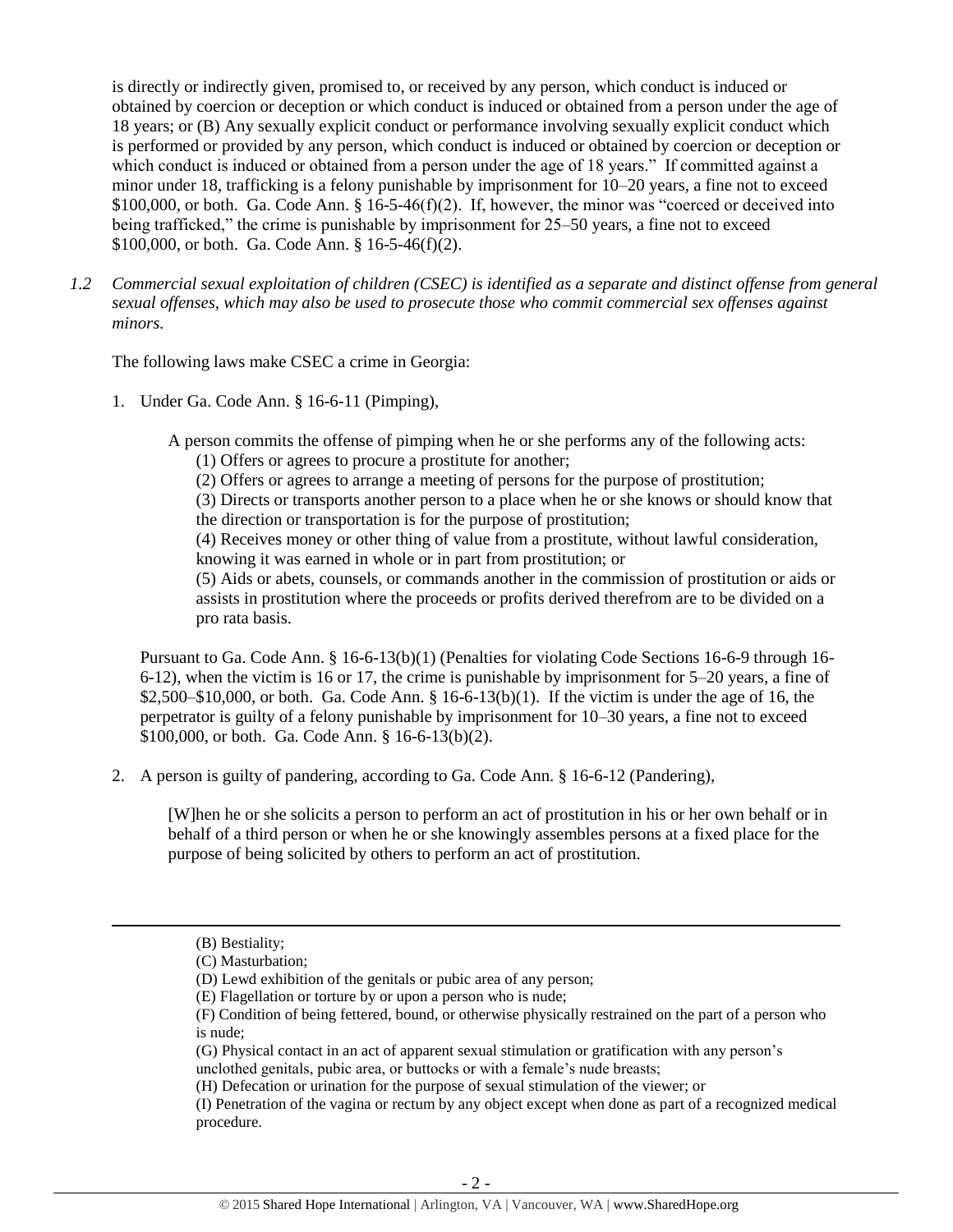is directly or indirectly given, promised to, or received by any person, which conduct is induced or obtained by coercion or deception or which conduct is induced or obtained from a person under the age of 18 years; or (B) Any sexually explicit conduct or performance involving sexually explicit conduct which is performed or provided by any person, which conduct is induced or obtained by coercion or deception or which conduct is induced or obtained from a person under the age of 18 years." If committed against a minor under 18, trafficking is a felony punishable by imprisonment for 10–20 years, a fine not to exceed $100,000, or both. Ga. Code Ann. § 16-5-46(f)(2). If, however, the minor was "coerced or deceived into being trafficked," the crime is punishable by imprisonment for 25–50 years, a fine not to exceed $100,000, or both. Ga. Code Ann. § 16-5-46(f)(2).

*1.2 Commercial sexual exploitation of children (CSEC) is identified as a separate and distinct offense from general sexual offenses, which may also be used to prosecute those who commit commercial sex offenses against minors.*

The following laws make CSEC a crime in Georgia:

1. Under Ga. Code Ann. § 16-6-11 (Pimping),

   A person commits the offense of pimping when he or she performs any of the following acts:
   (1) Offers or agrees to procure a prostitute for another;
   (2) Offers or agrees to arrange a meeting of persons for the purpose of prostitution;
   (3) Directs or transports another person to a place when he or she knows or should know that the direction or transportation is for the purpose of prostitution;
   (4) Receives money or other thing of value from a prostitute, without lawful consideration, knowing it was earned in whole or in part from prostitution; or
   (5) Aids or abets, counsels, or commands another in the commission of prostitution or aids or assists in prostitution where the proceeds or profits derived therefrom are to be divided on a pro rata basis.

   Pursuant to Ga. Code Ann. § 16-6-13(b)(1) (Penalties for violating Code Sections 16-6-9 through 16-6-12), when the victim is 16 or 17, the crime is punishable by imprisonment for 5–20 years, a fine of $2,500–$10,000, or both. Ga. Code Ann. § 16-6-13(b)(1). If the victim is under the age of 16, the perpetrator is guilty of a felony punishable by imprisonment for 10–30 years, a fine not to exceed $100,000, or both. Ga. Code Ann. § 16-6-13(b)(2).

2. A person is guilty of pandering, according to Ga. Code Ann. § 16-6-12 (Pandering),

   [W]hen he or she solicits a person to perform an act of prostitution in his or her own behalf or in behalf of a third person or when he or she knowingly assembles persons at a fixed place for the purpose of being solicited by others to perform an act of prostitution.

---

(B) Bestiality;
(C) Masturbation;
(D) Lewd exhibition of the genitals or pubic area of any person;
(E) Flagellation or torture by or upon a person who is nude;
(F) Condition of being fettered, bound, or otherwise physically restrained on the part of a person who is nude;
(G) Physical contact in an act of apparent sexual stimulation or gratification with any person's unclothed genitals, pubic area, or buttocks or with a female's nude breasts;
(H) Defecation or urination for the purpose of sexual stimulation of the viewer; or
(I) Penetration of the vagina or rectum by any object except when done as part of a recognized medical procedure.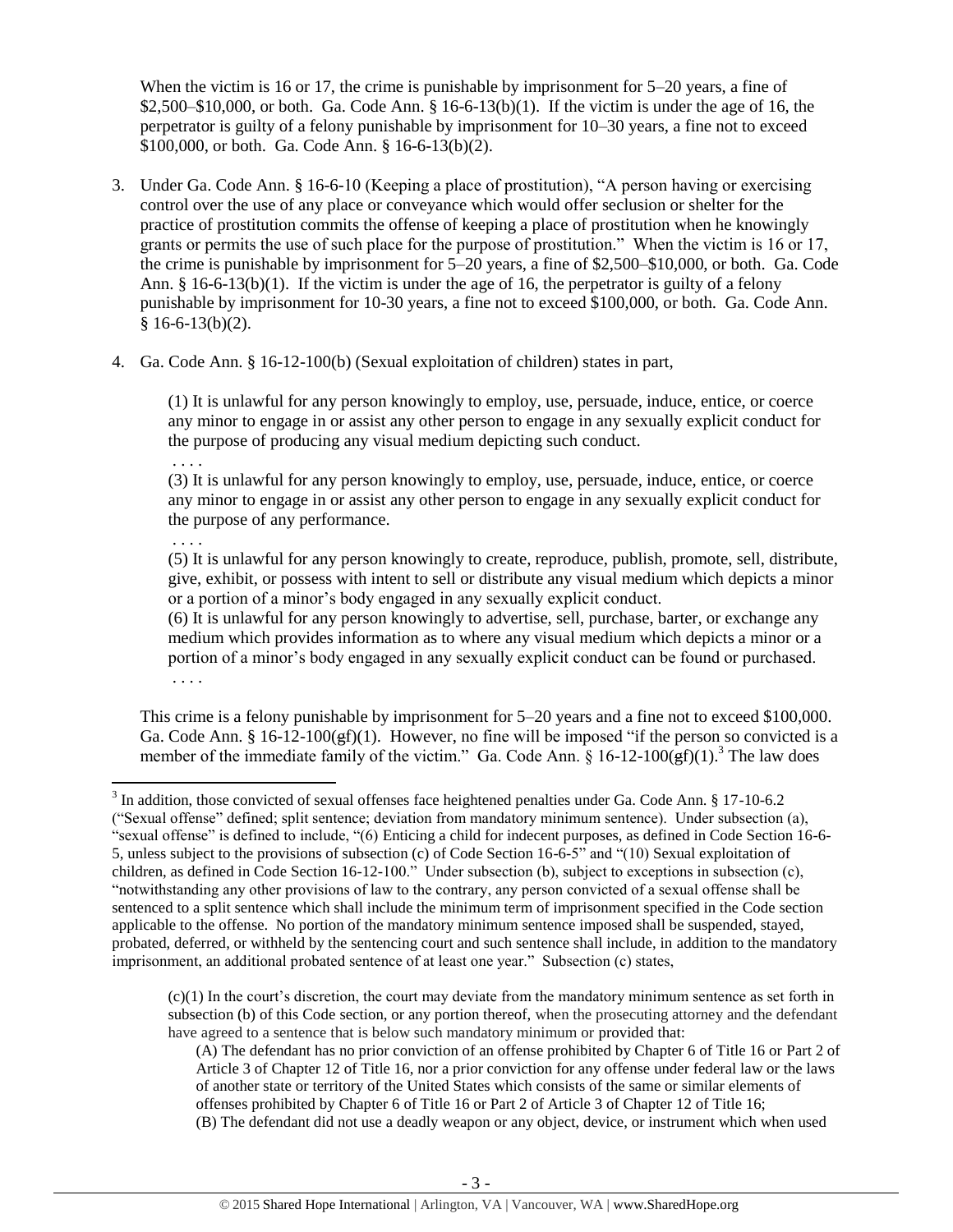When the victim is 16 or 17, the crime is punishable by imprisonment for 5–20 years, a fine of $2,500–$10,000, or both. Ga. Code Ann. § 16-6-13(b)(1). If the victim is under the age of 16, the perpetrator is guilty of a felony punishable by imprisonment for 10–30 years, a fine not to exceed $100,000, or both. Ga. Code Ann. § 16-6-13(b)(2).

3. Under Ga. Code Ann. § 16-6-10 (Keeping a place of prostitution), "A person having or exercising control over the use of any place or conveyance which would offer seclusion or shelter for the practice of prostitution commits the offense of keeping a place of prostitution when he knowingly grants or permits the use of such place for the purpose of prostitution." When the victim is 16 or 17, the crime is punishable by imprisonment for 5–20 years, a fine of $2,500–$10,000, or both. Ga. Code Ann. § 16-6-13(b)(1). If the victim is under the age of 16, the perpetrator is guilty of a felony punishable by imprisonment for 10-30 years, a fine not to exceed $100,000, or both. Ga. Code Ann. § 16-6-13(b)(2).

4. Ga. Code Ann. § 16-12-100(b) (Sexual exploitation of children) states in part,

> (1) It is unlawful for any person knowingly to employ, use, persuade, induce, entice, or coerce any minor to engage in or assist any other person to engage in any sexually explicit conduct for the purpose of producing any visual medium depicting such conduct.
> . . . .
> (3) It is unlawful for any person knowingly to employ, use, persuade, induce, entice, or coerce any minor to engage in or assist any other person to engage in any sexually explicit conduct for the purpose of any performance.
> . . . .
> (5) It is unlawful for any person knowingly to create, reproduce, publish, promote, sell, distribute, give, exhibit, or possess with intent to sell or distribute any visual medium which depicts a minor or a portion of a minor's body engaged in any sexually explicit conduct.
> (6) It is unlawful for any person knowingly to advertise, sell, purchase, barter, or exchange any medium which provides information as to where any visual medium which depicts a minor or a portion of a minor's body engaged in any sexually explicit conduct can be found or purchased.
> . . . .

This crime is a felony punishable by imprisonment for 5–20 years and a fine not to exceed $100,000. Ga. Code Ann. § 16-12-100(~~g~~f)(1). However, no fine will be imposed "if the person so convicted is a member of the immediate family of the victim." Ga. Code Ann. § 16-12-100(~~g~~f)(1).[3] The law does

---

[3] In addition, those convicted of sexual offenses face heightened penalties under Ga. Code Ann. § 17-10-6.2 ("Sexual offense" defined; split sentence; deviation from mandatory minimum sentence). Under subsection (a), "sexual offense" is defined to include, "(6) Enticing a child for indecent purposes, as defined in Code Section 16-6-5, unless subject to the provisions of subsection (c) of Code Section 16-6-5" and "(10) Sexual exploitation of children, as defined in Code Section 16-12-100." Under subsection (b), subject to exceptions in subsection (c), "notwithstanding any other provisions of law to the contrary, any person convicted of a sexual offense shall be sentenced to a split sentence which shall include the minimum term of imprisonment specified in the Code section applicable to the offense. No portion of the mandatory minimum sentence imposed shall be suspended, stayed, probated, deferred, or withheld by the sentencing court and such sentence shall include, in addition to the mandatory imprisonment, an additional probated sentence of at least one year." Subsection (c) states,

> (c)(1) In the court's discretion, the court may deviate from the mandatory minimum sentence as set forth in subsection (b) of this Code section, or any portion thereof, when the prosecuting attorney and the defendant have agreed to a sentence that is below such mandatory minimum or provided that:
> (A) The defendant has no prior conviction of an offense prohibited by Chapter 6 of Title 16 or Part 2 of Article 3 of Chapter 12 of Title 16, nor a prior conviction for any offense under federal law or the laws of another state or territory of the United States which consists of the same or similar elements of offenses prohibited by Chapter 6 of Title 16 or Part 2 of Article 3 of Chapter 12 of Title 16;
> (B) The defendant did not use a deadly weapon or any object, device, or instrument which when used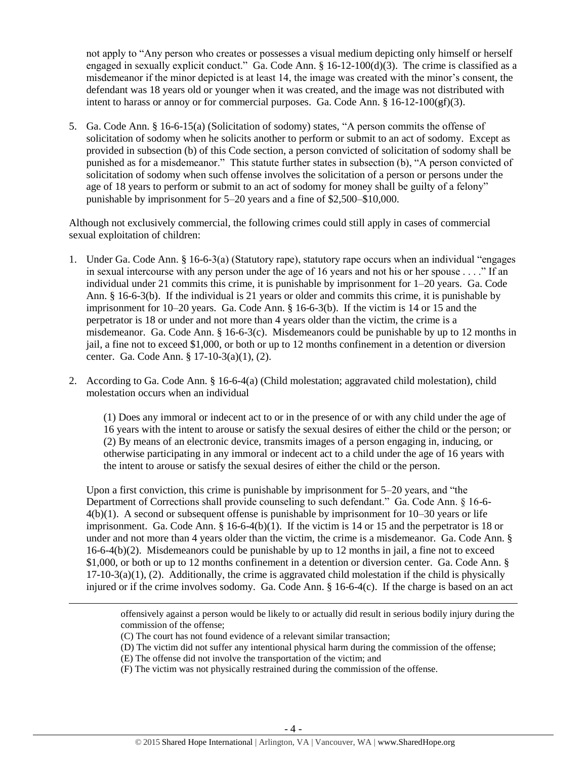not apply to "Any person who creates or possesses a visual medium depicting only himself or herself engaged in sexually explicit conduct." Ga. Code Ann. § 16-12-100(d)(3). The crime is classified as a misdemeanor if the minor depicted is at least 14, the image was created with the minor's consent, the defendant was 18 years old or younger when it was created, and the image was not distributed with intent to harass or annoy or for commercial purposes. Ga. Code Ann. § 16-12-100(gf)(3).

5. Ga. Code Ann. § 16-6-15(a) (Solicitation of sodomy) states, "A person commits the offense of solicitation of sodomy when he solicits another to perform or submit to an act of sodomy. Except as provided in subsection (b) of this Code section, a person convicted of solicitation of sodomy shall be punished as for a misdemeanor." This statute further states in subsection (b), "A person convicted of solicitation of sodomy when such offense involves the solicitation of a person or persons under the age of 18 years to perform or submit to an act of sodomy for money shall be guilty of a felony" punishable by imprisonment for 5–20 years and a fine of $2,500–$10,000.

Although not exclusively commercial, the following crimes could still apply in cases of commercial sexual exploitation of children:

1. Under Ga. Code Ann. § 16-6-3(a) (Statutory rape), statutory rape occurs when an individual "engages in sexual intercourse with any person under the age of 16 years and not his or her spouse . . . ." If an individual under 21 commits this crime, it is punishable by imprisonment for 1–20 years. Ga. Code Ann. § 16-6-3(b). If the individual is 21 years or older and commits this crime, it is punishable by imprisonment for 10–20 years. Ga. Code Ann. § 16-6-3(b). If the victim is 14 or 15 and the perpetrator is 18 or under and not more than 4 years older than the victim, the crime is a misdemeanor. Ga. Code Ann. § 16-6-3(c). Misdemeanors could be punishable by up to 12 months in jail, a fine not to exceed $1,000, or both or up to 12 months confinement in a detention or diversion center. Ga. Code Ann. § 17-10-3(a)(1), (2).

2. According to Ga. Code Ann. § 16-6-4(a) (Child molestation; aggravated child molestation), child molestation occurs when an individual

    (1) Does any immoral or indecent act to or in the presence of or with any child under the age of 16 years with the intent to arouse or satisfy the sexual desires of either the child or the person; or
    (2) By means of an electronic device, transmits images of a person engaging in, inducing, or otherwise participating in any immoral or indecent act to a child under the age of 16 years with the intent to arouse or satisfy the sexual desires of either the child or the person.

   Upon a first conviction, this crime is punishable by imprisonment for 5–20 years, and "the Department of Corrections shall provide counseling to such defendant." Ga. Code Ann. § 16-6-4(b)(1). A second or subsequent offense is punishable by imprisonment for 10–30 years or life imprisonment. Ga. Code Ann. § 16-6-4(b)(1). If the victim is 14 or 15 and the perpetrator is 18 or under and not more than 4 years older than the victim, the crime is a misdemeanor. Ga. Code Ann. § 16-6-4(b)(2). Misdemeanors could be punishable by up to 12 months in jail, a fine not to exceed $1,000, or both or up to 12 months confinement in a detention or diversion center. Ga. Code Ann. § 17-10-3(a)(1), (2). Additionally, the crime is aggravated child molestation if the child is physically injured or if the crime involves sodomy. Ga. Code Ann. § 16-6-4(c). If the charge is based on an act

---

offensively against a person would be likely to or actually did result in serious bodily injury during the commission of the offense;
(C) The court has not found evidence of a relevant similar transaction;
(D) The victim did not suffer any intentional physical harm during the commission of the offense;
(E) The offense did not involve the transportation of the victim; and
(F) The victim was not physically restrained during the commission of the offense.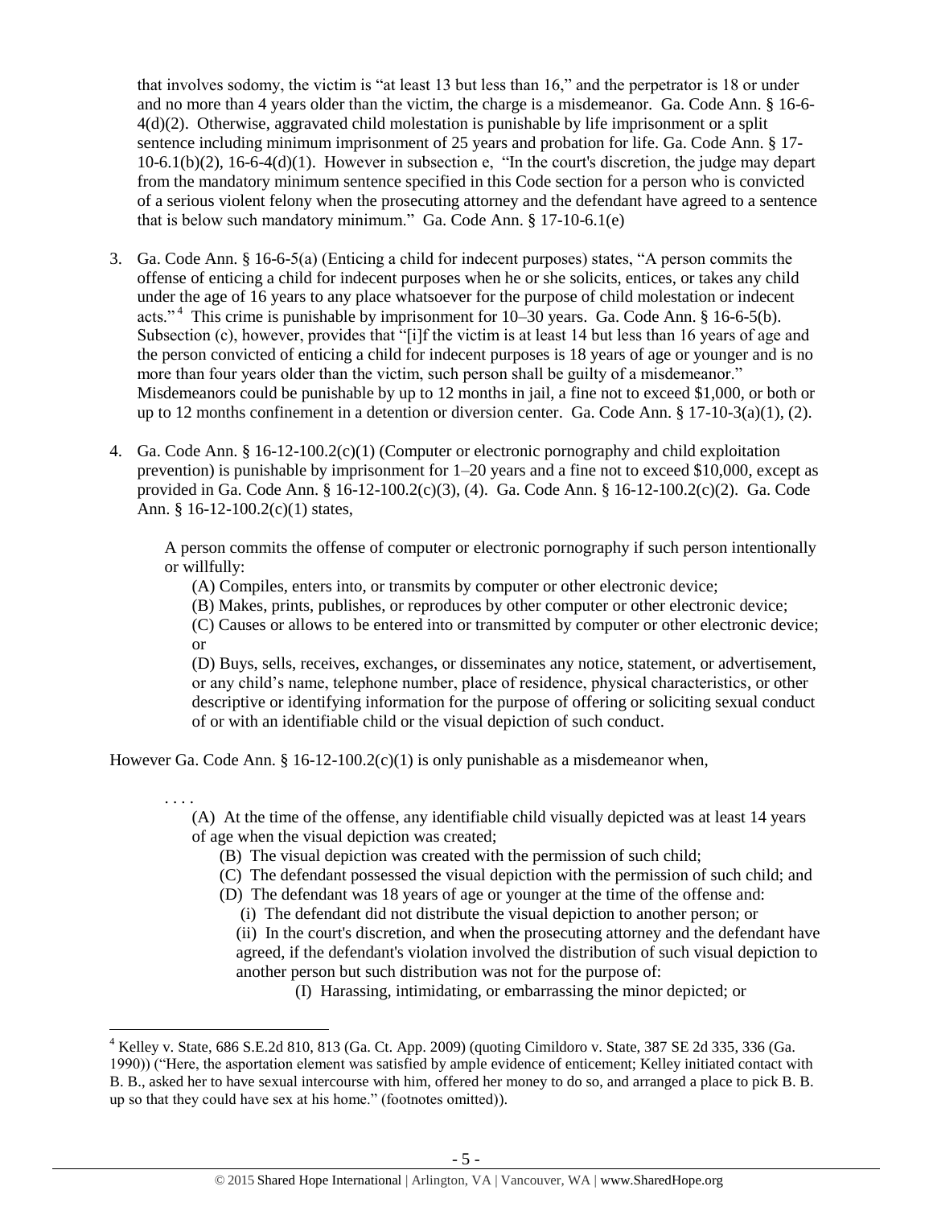that involves sodomy, the victim is "at least 13 but less than 16," and the perpetrator is 18 or under and no more than 4 years older than the victim, the charge is a misdemeanor. Ga. Code Ann. § 16-6-4(d)(2). Otherwise, aggravated child molestation is punishable by life imprisonment or a split sentence including minimum imprisonment of 25 years and probation for life. Ga. Code Ann. § 17-10-6.1(b)(2), 16-6-4(d)(1). However in subsection e, "In the court's discretion, the judge may depart from the mandatory minimum sentence specified in this Code section for a person who is convicted of a serious violent felony when the prosecuting attorney and the defendant have agreed to a sentence that is below such mandatory minimum." Ga. Code Ann. § 17-10-6.1(e)

3. Ga. Code Ann. § 16-6-5(a) (Enticing a child for indecent purposes) states, "A person commits the offense of enticing a child for indecent purposes when he or she solicits, entices, or takes any child under the age of 16 years to any place whatsoever for the purpose of child molestation or indecent acts."[4] This crime is punishable by imprisonment for 10–30 years. Ga. Code Ann. § 16-6-5(b). Subsection (c), however, provides that "[i]f the victim is at least 14 but less than 16 years of age and the person convicted of enticing a child for indecent purposes is 18 years of age or younger and is no more than four years older than the victim, such person shall be guilty of a misdemeanor." Misdemeanors could be punishable by up to 12 months in jail, a fine not to exceed $1,000, or both or up to 12 months confinement in a detention or diversion center. Ga. Code Ann. § 17-10-3(a)(1), (2).

4. Ga. Code Ann. § 16-12-100.2(c)(1) (Computer or electronic pornography and child exploitation prevention) is punishable by imprisonment for 1–20 years and a fine not to exceed $10,000, except as provided in Ga. Code Ann. § 16-12-100.2(c)(3), (4). Ga. Code Ann. § 16-12-100.2(c)(2). Ga. Code Ann. § 16-12-100.2(c)(1) states,

   A person commits the offense of computer or electronic pornography if such person intentionally or willfully:
   
   (A) Compiles, enters into, or transmits by computer or other electronic device;
   
   (B) Makes, prints, publishes, or reproduces by other computer or other electronic device;
   
   (C) Causes or allows to be entered into or transmitted by computer or other electronic device; or
   
   (D) Buys, sells, receives, exchanges, or disseminates any notice, statement, or advertisement, or any child's name, telephone number, place of residence, physical characteristics, or other descriptive or identifying information for the purpose of offering or soliciting sexual conduct of or with an identifiable child or the visual depiction of such conduct.

However Ga. Code Ann. § 16-12-100.2(c)(1) is only punishable as a misdemeanor when,

> . . . .
>
> (A) At the time of the offense, any identifiable child visually depicted was at least 14 years of age when the visual depiction was created;
>
> (B) The visual depiction was created with the permission of such child;
>
> (C) The defendant possessed the visual depiction with the permission of such child; and
>
> (D) The defendant was 18 years of age or younger at the time of the offense and:
>
> (i) The defendant did not distribute the visual depiction to another person; or
>
> (ii) In the court's discretion, and when the prosecuting attorney and the defendant have agreed, if the defendant's violation involved the distribution of such visual depiction to another person but such distribution was not for the purpose of:
>
> (I) Harassing, intimidating, or embarrassing the minor depicted; or

---

[4] Kelley v. State, 686 S.E.2d 810, 813 (Ga. Ct. App. 2009) (quoting Cimildoro v. State, 387 SE 2d 335, 336 (Ga. 1990)) ("Here, the asportation element was satisfied by ample evidence of enticement; Kelley initiated contact with B. B., asked her to have sexual intercourse with him, offered her money to do so, and arranged a place to pick B. B. up so that they could have sex at his home." (footnotes omitted)).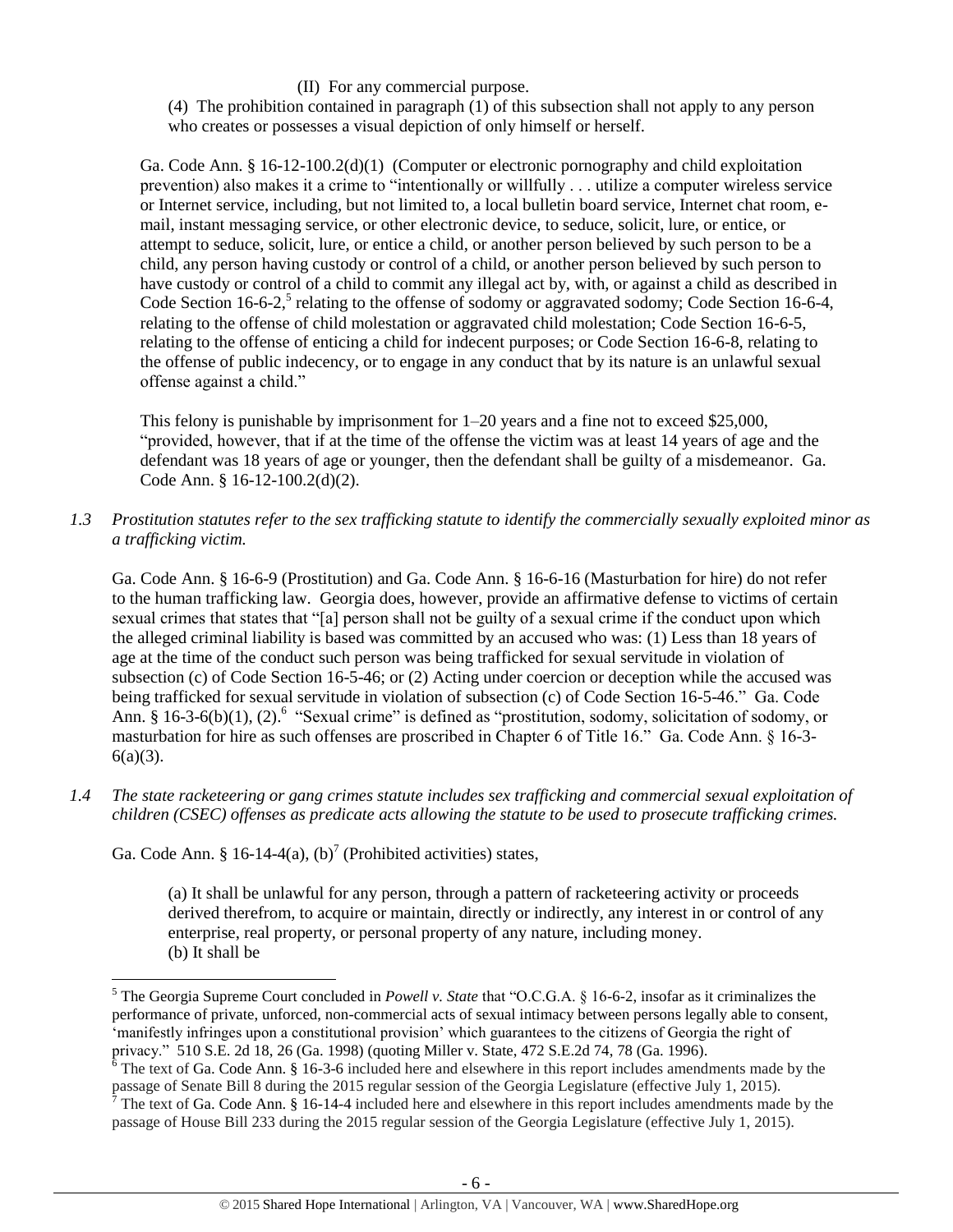(II) For any commercial purpose.

(4) The prohibition contained in paragraph (1) of this subsection shall not apply to any person who creates or possesses a visual depiction of only himself or herself.

Ga. Code Ann. § 16-12-100.2(d)(1) (Computer or electronic pornography and child exploitation prevention) also makes it a crime to "intentionally or willfully . . . utilize a computer wireless service or Internet service, including, but not limited to, a local bulletin board service, Internet chat room, e-mail, instant messaging service, or other electronic device, to seduce, solicit, lure, or entice, or attempt to seduce, solicit, lure, or entice a child, or another person believed by such person to be a child, any person having custody or control of a child, or another person believed by such person to have custody or control of a child to commit any illegal act by, with, or against a child as described in Code Section 16-6-2,[5] relating to the offense of sodomy or aggravated sodomy; Code Section 16-6-4, relating to the offense of child molestation or aggravated child molestation; Code Section 16-6-5, relating to the offense of enticing a child for indecent purposes; or Code Section 16-6-8, relating to the offense of public indecency, or to engage in any conduct that by its nature is an unlawful sexual offense against a child."

This felony is punishable by imprisonment for 1–20 years and a fine not to exceed $25,000, "provided, however, that if at the time of the offense the victim was at least 14 years of age and the defendant was 18 years of age or younger, then the defendant shall be guilty of a misdemeanor. Ga. Code Ann. § 16-12-100.2(d)(2).

*1.3 Prostitution statutes refer to the sex trafficking statute to identify the commercially sexually exploited minor as a trafficking victim.*

Ga. Code Ann. § 16-6-9 (Prostitution) and Ga. Code Ann. § 16-6-16 (Masturbation for hire) do not refer to the human trafficking law. Georgia does, however, provide an affirmative defense to victims of certain sexual crimes that states that "[a] person shall not be guilty of a sexual crime if the conduct upon which the alleged criminal liability is based was committed by an accused who was: (1) Less than 18 years of age at the time of the conduct such person was being trafficked for sexual servitude in violation of subsection (c) of Code Section 16-5-46; or (2) Acting under coercion or deception while the accused was being trafficked for sexual servitude in violation of subsection (c) of Code Section 16-5-46." Ga. Code Ann. § 16-3-6(b)(1), (2).[6] "Sexual crime" is defined as "prostitution, sodomy, solicitation of sodomy, or masturbation for hire as such offenses are proscribed in Chapter 6 of Title 16." Ga. Code Ann. § 16-3-6(a)(3).

*1.4 The state racketeering or gang crimes statute includes sex trafficking and commercial sexual exploitation of children (CSEC) offenses as predicate acts allowing the statute to be used to prosecute trafficking crimes.*

Ga. Code Ann. § 16-14-4(a), (b)[7] (Prohibited activities) states,

> (a) It shall be unlawful for any person, through a pattern of racketeering activity or proceeds derived therefrom, to acquire or maintain, directly or indirectly, any interest in or control of any enterprise, real property, or personal property of any nature, including money.
> (b) It shall be

---

[5] The Georgia Supreme Court concluded in *Powell v. State* that "O.C.G.A. § 16-6-2, insofar as it criminalizes the performance of private, unforced, non-commercial acts of sexual intimacy between persons legally able to consent, 'manifestly infringes upon a constitutional provision' which guarantees to the citizens of Georgia the right of privacy." 510 S.E. 2d 18, 26 (Ga. 1998) (quoting Miller v. State, 472 S.E.2d 74, 78 (Ga. 1996).

[6] The text of Ga. Code Ann. § 16-3-6 included here and elsewhere in this report includes amendments made by the passage of Senate Bill 8 during the 2015 regular session of the Georgia Legislature (effective July 1, 2015).

[7] The text of Ga. Code Ann. § 16-14-4 included here and elsewhere in this report includes amendments made by the passage of House Bill 233 during the 2015 regular session of the Georgia Legislature (effective July 1, 2015).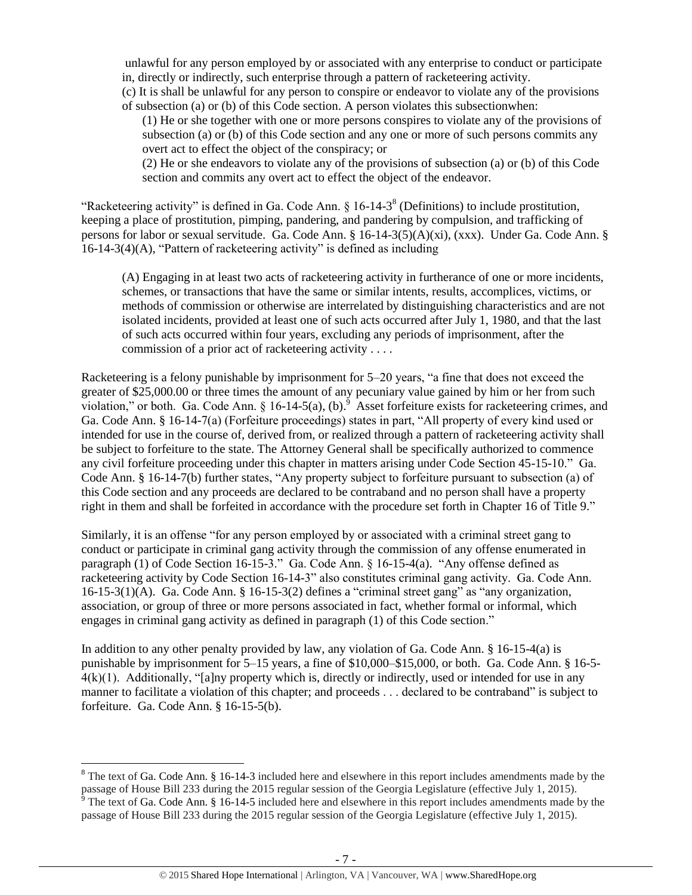> unlawful for any person employed by or associated with any enterprise to conduct or participate in, directly or indirectly, such enterprise through a pattern of racketeering activity.
> (c) It is shall be unlawful for any person to conspire or endeavor to violate any of the provisions of subsection (a) or (b) of this Code section. A person violates this subsectionwhen:
>
> > (1) He or she together with one or more persons conspires to violate any of the provisions of subsection (a) or (b) of this Code section and any one or more of such persons commits any overt act to effect the object of the conspiracy; or
> > (2) He or she endeavors to violate any of the provisions of subsection (a) or (b) of this Code section and commits any overt act to effect the object of the endeavor.

"Racketeering activity" is defined in Ga. Code Ann. § 16-14-3[8] (Definitions) to include prostitution, keeping a place of prostitution, pimping, pandering, and pandering by compulsion, and trafficking of persons for labor or sexual servitude. Ga. Code Ann. § 16-14-3(5)(A)(xi), (xxx). Under Ga. Code Ann. § 16-14-3(4)(A), "Pattern of racketeering activity" is defined as including

> (A) Engaging in at least two acts of racketeering activity in furtherance of one or more incidents, schemes, or transactions that have the same or similar intents, results, accomplices, victims, or methods of commission or otherwise are interrelated by distinguishing characteristics and are not isolated incidents, provided at least one of such acts occurred after July 1, 1980, and that the last of such acts occurred within four years, excluding any periods of imprisonment, after the commission of a prior act of racketeering activity . . . .

Racketeering is a felony punishable by imprisonment for 5–20 years, "a fine that does not exceed the greater of $25,000.00 or three times the amount of any pecuniary value gained by him or her from such violation," or both. Ga. Code Ann. § 16-14-5(a), (b).[9] Asset forfeiture exists for racketeering crimes, and Ga. Code Ann. § 16-14-7(a) (Forfeiture proceedings) states in part, "All property of every kind used or intended for use in the course of, derived from, or realized through a pattern of racketeering activity shall be subject to forfeiture to the state. The Attorney General shall be specifically authorized to commence any civil forfeiture proceeding under this chapter in matters arising under Code Section 45-15-10." Ga. Code Ann. § 16-14-7(b) further states, "Any property subject to forfeiture pursuant to subsection (a) of this Code section and any proceeds are declared to be contraband and no person shall have a property right in them and shall be forfeited in accordance with the procedure set forth in Chapter 16 of Title 9."

Similarly, it is an offense "for any person employed by or associated with a criminal street gang to conduct or participate in criminal gang activity through the commission of any offense enumerated in paragraph (1) of Code Section 16-15-3." Ga. Code Ann. § 16-15-4(a). "Any offense defined as racketeering activity by Code Section 16-14-3" also constitutes criminal gang activity. Ga. Code Ann. 16-15-3(1)(A). Ga. Code Ann. § 16-15-3(2) defines a "criminal street gang" as "any organization, association, or group of three or more persons associated in fact, whether formal or informal, which engages in criminal gang activity as defined in paragraph (1) of this Code section."

In addition to any other penalty provided by law, any violation of Ga. Code Ann. § 16-15-4(a) is punishable by imprisonment for 5–15 years, a fine of $10,000–$15,000, or both. Ga. Code Ann. § 16-5-4(k)(1). Additionally, "[a]ny property which is, directly or indirectly, used or intended for use in any manner to facilitate a violation of this chapter; and proceeds . . . declared to be contraband" is subject to forfeiture. Ga. Code Ann. § 16-15-5(b).

---

[8] The text of Ga. Code Ann. § 16-14-3 included here and elsewhere in this report includes amendments made by the passage of House Bill 233 during the 2015 regular session of the Georgia Legislature (effective July 1, 2015).

[9] The text of Ga. Code Ann. § 16-14-5 included here and elsewhere in this report includes amendments made by the passage of House Bill 233 during the 2015 regular session of the Georgia Legislature (effective July 1, 2015).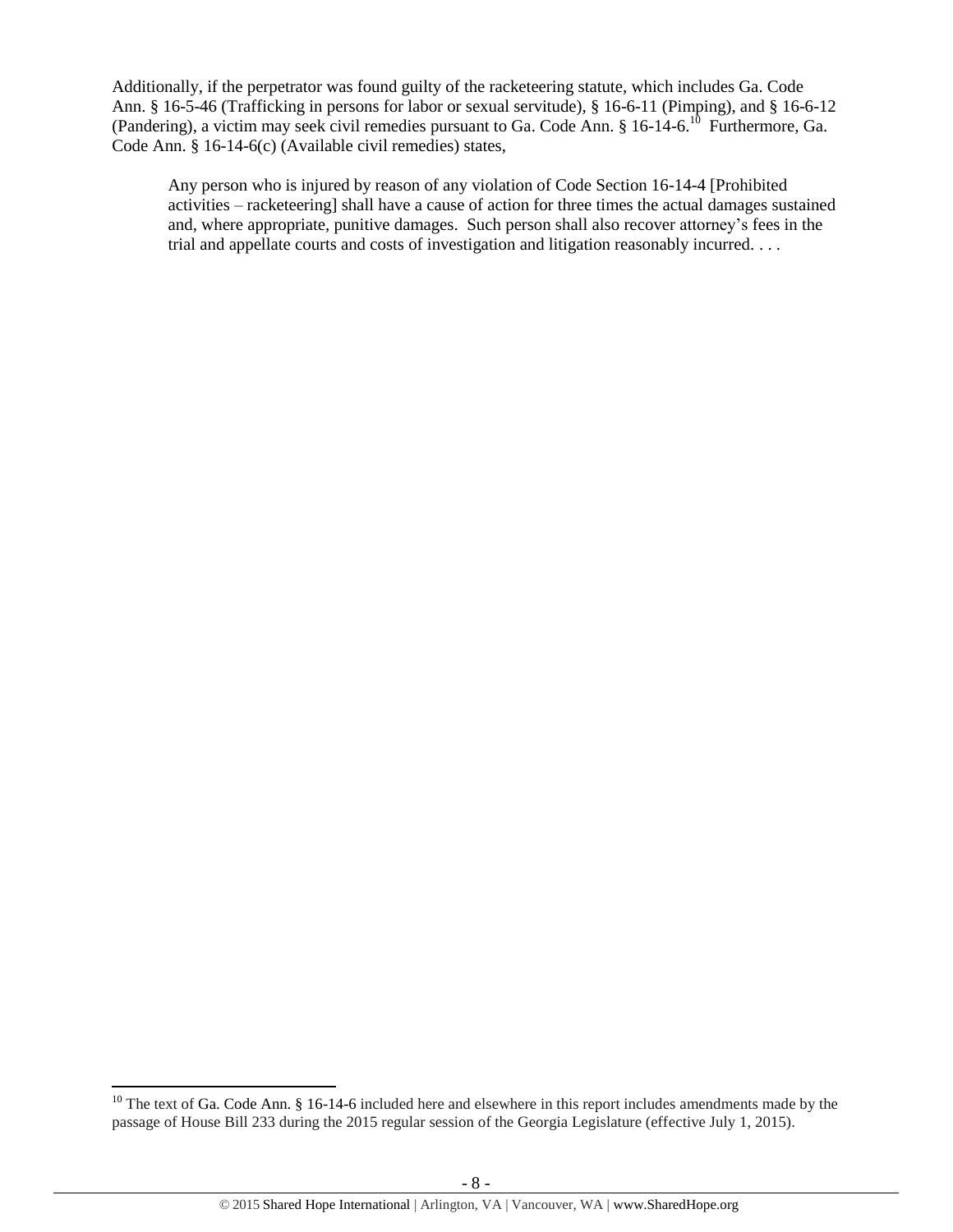Additionally, if the perpetrator was found guilty of the racketeering statute, which includes Ga. Code Ann. § 16-5-46 (Trafficking in persons for labor or sexual servitude), § 16-6-11 (Pimping), and § 16-6-12 (Pandering), a victim may seek civil remedies pursuant to Ga. Code Ann. § 16-14-6.[10] Furthermore, Ga. Code Ann. § 16-14-6(c) (Available civil remedies) states,

> Any person who is injured by reason of any violation of Code Section 16-14-4 [Prohibited activities – racketeering] shall have a cause of action for three times the actual damages sustained and, where appropriate, punitive damages. Such person shall also recover attorney's fees in the trial and appellate courts and costs of investigation and litigation reasonably incurred. . . .

---

[10] The text of Ga. Code Ann. § 16-14-6 included here and elsewhere in this report includes amendments made by the passage of House Bill 233 during the 2015 regular session of the Georgia Legislature (effective July 1, 2015).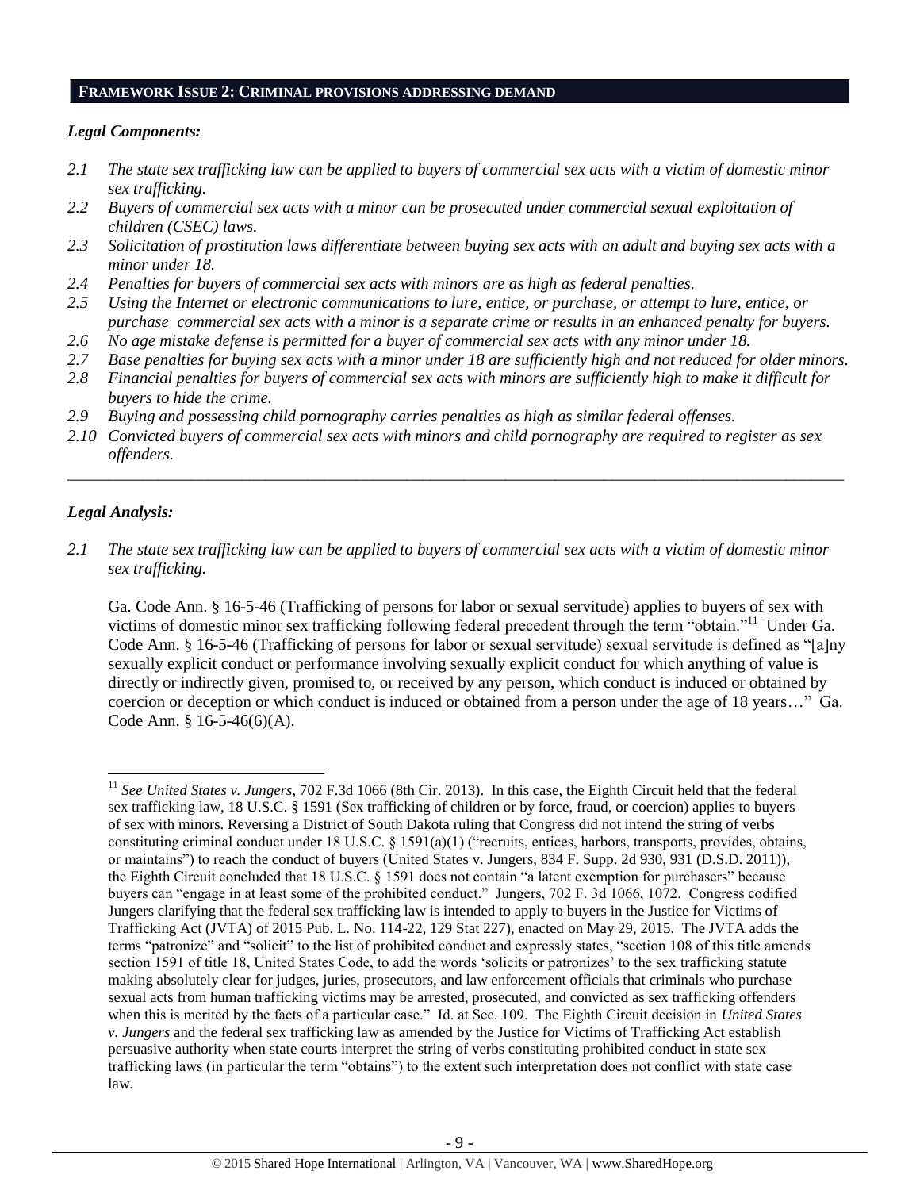## FRAMEWORK ISSUE 2: CRIMINAL PROVISIONS ADDRESSING DEMAND

### *Legal Components:*

*2.1 The state sex trafficking law can be applied to buyers of commercial sex acts with a victim of domestic minor sex trafficking.*

*2.2 Buyers of commercial sex acts with a minor can be prosecuted under commercial sexual exploitation of children (CSEC) laws.*

*2.3 Solicitation of prostitution laws differentiate between buying sex acts with an adult and buying sex acts with a minor under 18.*

*2.4 Penalties for buyers of commercial sex acts with minors are as high as federal penalties.*

*2.5 Using the Internet or electronic communications to lure, entice, or purchase, or attempt to lure, entice, or purchase commercial sex acts with a minor is a separate crime or results in an enhanced penalty for buyers.*

*2.6 No age mistake defense is permitted for a buyer of commercial sex acts with any minor under 18.*

*2.7 Base penalties for buying sex acts with a minor under 18 are sufficiently high and not reduced for older minors.*

*2.8 Financial penalties for buyers of commercial sex acts with minors are sufficiently high to make it difficult for buyers to hide the crime.*

*2.9 Buying and possessing child pornography carries penalties as high as similar federal offenses.*

*2.10 Convicted buyers of commercial sex acts with minors and child pornography are required to register as sex offenders.*

---

### *Legal Analysis:*

*2.1 The state sex trafficking law can be applied to buyers of commercial sex acts with a victim of domestic minor sex trafficking.*

Ga. Code Ann. § 16-5-46 (Trafficking of persons for labor or sexual servitude) applies to buyers of sex with victims of domestic minor sex trafficking following federal precedent through the term "obtain."[11] Under Ga. Code Ann. § 16-5-46 (Trafficking of persons for labor or sexual servitude) sexual servitude is defined as "[a]ny sexually explicit conduct or performance involving sexually explicit conduct for which anything of value is directly or indirectly given, promised to, or received by any person, which conduct is induced or obtained by coercion or deception or which conduct is induced or obtained from a person under the age of 18 years…" Ga. Code Ann. § 16-5-46(6)(A).

---

[11] *See United States v. Jungers*, 702 F.3d 1066 (8th Cir. 2013). In this case, the Eighth Circuit held that the federal sex trafficking law, 18 U.S.C. § 1591 (Sex trafficking of children or by force, fraud, or coercion) applies to buyers of sex with minors. Reversing a District of South Dakota ruling that Congress did not intend the string of verbs constituting criminal conduct under 18 U.S.C. § 1591(a)(1) ("recruits, entices, harbors, transports, provides, obtains, or maintains") to reach the conduct of buyers (United States v. Jungers, 834 F. Supp. 2d 930, 931 (D.S.D. 2011)), the Eighth Circuit concluded that 18 U.S.C. § 1591 does not contain "a latent exemption for purchasers" because buyers can "engage in at least some of the prohibited conduct." Jungers, 702 F. 3d 1066, 1072. Congress codified Jungers clarifying that the federal sex trafficking law is intended to apply to buyers in the Justice for Victims of Trafficking Act (JVTA) of 2015 Pub. L. No. 114-22, 129 Stat 227), enacted on May 29, 2015. The JVTA adds the terms "patronize" and "solicit" to the list of prohibited conduct and expressly states, "section 108 of this title amends section 1591 of title 18, United States Code, to add the words 'solicits or patronizes' to the sex trafficking statute making absolutely clear for judges, juries, prosecutors, and law enforcement officials that criminals who purchase sexual acts from human trafficking victims may be arrested, prosecuted, and convicted as sex trafficking offenders when this is merited by the facts of a particular case." Id. at Sec. 109. The Eighth Circuit decision in *United States v. Jungers* and the federal sex trafficking law as amended by the Justice for Victims of Trafficking Act establish persuasive authority when state courts interpret the string of verbs constituting prohibited conduct in state sex trafficking laws (in particular the term "obtains") to the extent such interpretation does not conflict with state case law.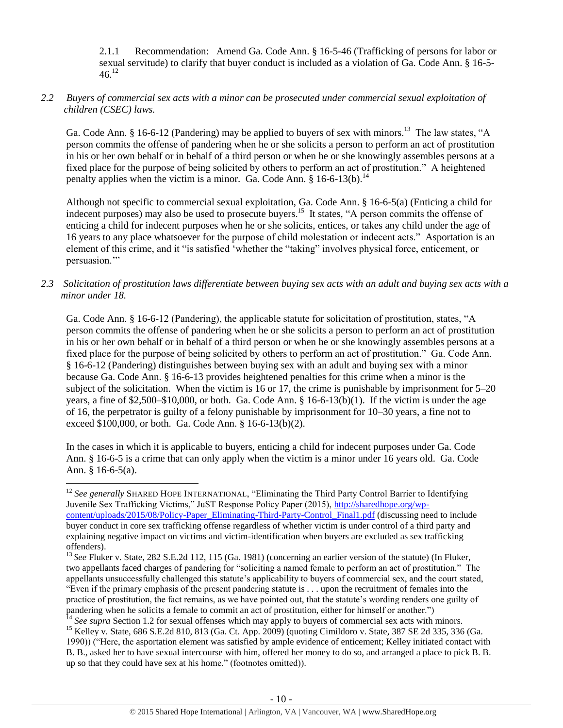2.1.1 Recommendation: Amend Ga. Code Ann. § 16-5-46 (Trafficking of persons for labor or sexual servitude) to clarify that buyer conduct is included as a violation of Ga. Code Ann. § 16-5-46.[12]

*2.2 Buyers of commercial sex acts with a minor can be prosecuted under commercial sexual exploitation of children (CSEC) laws.*

Ga. Code Ann. § 16-6-12 (Pandering) may be applied to buyers of sex with minors.[13] The law states, "A person commits the offense of pandering when he or she solicits a person to perform an act of prostitution in his or her own behalf or in behalf of a third person or when he or she knowingly assembles persons at a fixed place for the purpose of being solicited by others to perform an act of prostitution." A heightened penalty applies when the victim is a minor. Ga. Code Ann. § 16-6-13(b).[14]

Although not specific to commercial sexual exploitation, Ga. Code Ann. § 16-6-5(a) (Enticing a child for indecent purposes) may also be used to prosecute buyers.[15] It states, "A person commits the offense of enticing a child for indecent purposes when he or she solicits, entices, or takes any child under the age of 16 years to any place whatsoever for the purpose of child molestation or indecent acts." Asportation is an element of this crime, and it "is satisfied 'whether the "taking" involves physical force, enticement, or persuasion.'"

*2.3 Solicitation of prostitution laws differentiate between buying sex acts with an adult and buying sex acts with a minor under 18.*

Ga. Code Ann. § 16-6-12 (Pandering), the applicable statute for solicitation of prostitution, states, "A person commits the offense of pandering when he or she solicits a person to perform an act of prostitution in his or her own behalf or in behalf of a third person or when he or she knowingly assembles persons at a fixed place for the purpose of being solicited by others to perform an act of prostitution." Ga. Code Ann. § 16-6-12 (Pandering) distinguishes between buying sex with an adult and buying sex with a minor because Ga. Code Ann. § 16-6-13 provides heightened penalties for this crime when a minor is the subject of the solicitation. When the victim is 16 or 17, the crime is punishable by imprisonment for 5–20 years, a fine of $2,500–$10,000, or both. Ga. Code Ann. § 16-6-13(b)(1). If the victim is under the age of 16, the perpetrator is guilty of a felony punishable by imprisonment for 10–30 years, a fine not to exceed $100,000, or both. Ga. Code Ann. § 16-6-13(b)(2).

In the cases in which it is applicable to buyers, enticing a child for indecent purposes under Ga. Code Ann. § 16-6-5 is a crime that can only apply when the victim is a minor under 16 years old. Ga. Code Ann. § 16-6-5(a).

---

[12] *See generally* SHARED HOPE INTERNATIONAL, "Eliminating the Third Party Control Barrier to Identifying Juvenile Sex Trafficking Victims," JuST Response Policy Paper (2015), http://sharedhope.org/wp-content/uploads/2015/08/Policy-Paper_Eliminating-Third-Party-Control_Final1.pdf (discussing need to include buyer conduct in core sex trafficking offense regardless of whether victim is under control of a third party and explaining negative impact on victims and victim-identification when buyers are excluded as sex trafficking offenders).

[13] *See* Fluker v. State, 282 S.E.2d 112, 115 (Ga. 1981) (concerning an earlier version of the statute) (In Fluker, two appellants faced charges of pandering for "soliciting a named female to perform an act of prostitution." The appellants unsuccessfully challenged this statute's applicability to buyers of commercial sex, and the court stated, "Even if the primary emphasis of the present pandering statute is . . . upon the recruitment of females into the practice of prostitution, the fact remains, as we have pointed out, that the statute's wording renders one guilty of pandering when he solicits a female to commit an act of prostitution, either for himself or another.")

[14] *See supra* Section 1.2 for sexual offenses which may apply to buyers of commercial sex acts with minors.

[15] Kelley v. State, 686 S.E.2d 810, 813 (Ga. Ct. App. 2009) (quoting Cimildoro v. State, 387 SE 2d 335, 336 (Ga. 1990)) ("Here, the asportation element was satisfied by ample evidence of enticement; Kelley initiated contact with B. B., asked her to have sexual intercourse with him, offered her money to do so, and arranged a place to pick B. B. up so that they could have sex at his home." (footnotes omitted)).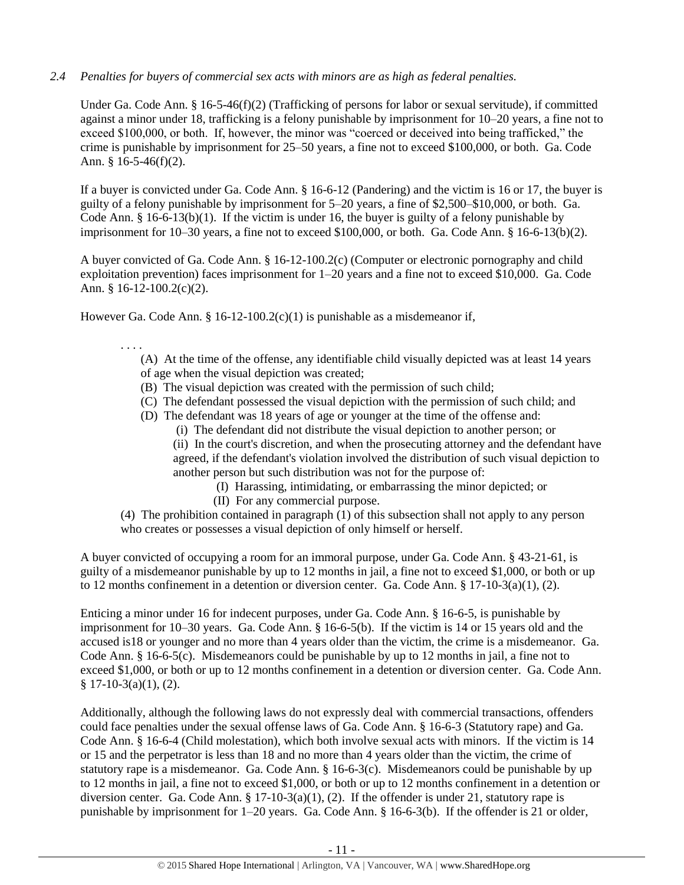*2.4 Penalties for buyers of commercial sex acts with minors are as high as federal penalties.*

Under Ga. Code Ann. § 16-5-46(f)(2) (Trafficking of persons for labor or sexual servitude), if committed against a minor under 18, trafficking is a felony punishable by imprisonment for 10–20 years, a fine not to exceed $100,000, or both. If, however, the minor was "coerced or deceived into being trafficked," the crime is punishable by imprisonment for 25–50 years, a fine not to exceed $100,000, or both. Ga. Code Ann. § 16-5-46(f)(2).

If a buyer is convicted under Ga. Code Ann. § 16-6-12 (Pandering) and the victim is 16 or 17, the buyer is guilty of a felony punishable by imprisonment for 5–20 years, a fine of $2,500–$10,000, or both. Ga. Code Ann. § 16-6-13(b)(1). If the victim is under 16, the buyer is guilty of a felony punishable by imprisonment for 10–30 years, a fine not to exceed $100,000, or both. Ga. Code Ann. § 16-6-13(b)(2).

A buyer convicted of Ga. Code Ann. § 16-12-100.2(c) (Computer or electronic pornography and child exploitation prevention) faces imprisonment for 1–20 years and a fine not to exceed $10,000. Ga. Code Ann. § 16-12-100.2(c)(2).

However Ga. Code Ann. § 16-12-100.2(c)(1) is punishable as a misdemeanor if,

> . . . .
>
> (A) At the time of the offense, any identifiable child visually depicted was at least 14 years of age when the visual depiction was created;
>
> (B) The visual depiction was created with the permission of such child;
>
> (C) The defendant possessed the visual depiction with the permission of such child; and
>
> (D) The defendant was 18 years of age or younger at the time of the offense and:
>
> (i) The defendant did not distribute the visual depiction to another person; or
>
> (ii) In the court's discretion, and when the prosecuting attorney and the defendant have agreed, if the defendant's violation involved the distribution of such visual depiction to another person but such distribution was not for the purpose of:
>
> (I) Harassing, intimidating, or embarrassing the minor depicted; or
>
> (II) For any commercial purpose.
>
> (4) The prohibition contained in paragraph (1) of this subsection shall not apply to any person who creates or possesses a visual depiction of only himself or herself.

A buyer convicted of occupying a room for an immoral purpose, under Ga. Code Ann. § 43-21-61, is guilty of a misdemeanor punishable by up to 12 months in jail, a fine not to exceed $1,000, or both or up to 12 months confinement in a detention or diversion center. Ga. Code Ann. § 17-10-3(a)(1), (2).

Enticing a minor under 16 for indecent purposes, under Ga. Code Ann. § 16-6-5, is punishable by imprisonment for 10–30 years. Ga. Code Ann. § 16-6-5(b). If the victim is 14 or 15 years old and the accused is18 or younger and no more than 4 years older than the victim, the crime is a misdemeanor. Ga. Code Ann. § 16-6-5(c). Misdemeanors could be punishable by up to 12 months in jail, a fine not to exceed $1,000, or both or up to 12 months confinement in a detention or diversion center. Ga. Code Ann. § 17-10-3(a)(1), (2).

Additionally, although the following laws do not expressly deal with commercial transactions, offenders could face penalties under the sexual offense laws of Ga. Code Ann. § 16-6-3 (Statutory rape) and Ga. Code Ann. § 16-6-4 (Child molestation), which both involve sexual acts with minors. If the victim is 14 or 15 and the perpetrator is less than 18 and no more than 4 years older than the victim, the crime of statutory rape is a misdemeanor. Ga. Code Ann. § 16-6-3(c). Misdemeanors could be punishable by up to 12 months in jail, a fine not to exceed $1,000, or both or up to 12 months confinement in a detention or diversion center. Ga. Code Ann. § 17-10-3(a)(1), (2). If the offender is under 21, statutory rape is punishable by imprisonment for 1–20 years. Ga. Code Ann. § 16-6-3(b). If the offender is 21 or older,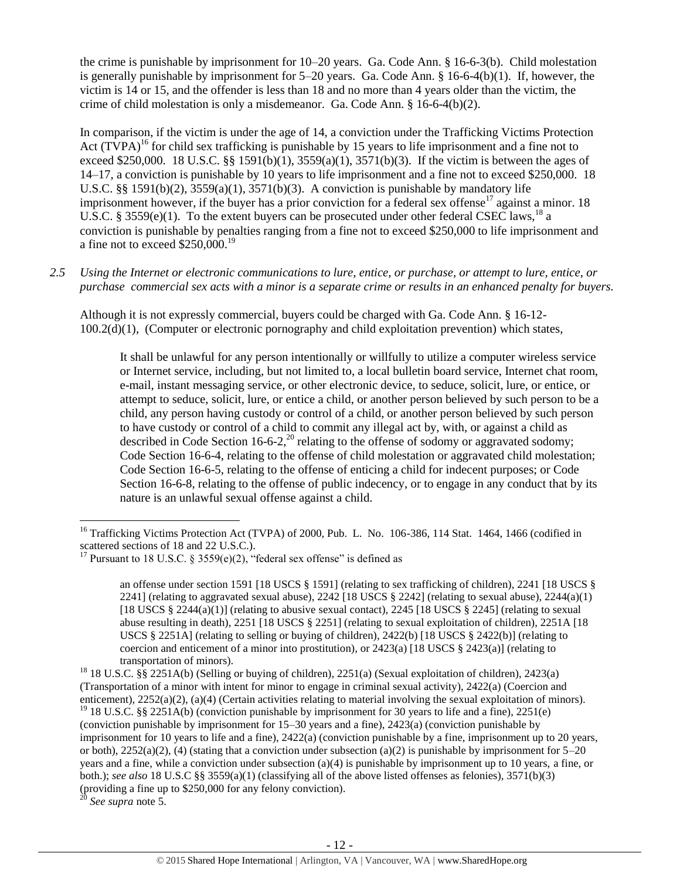the crime is punishable by imprisonment for 10–20 years. Ga. Code Ann. § 16-6-3(b). Child molestation is generally punishable by imprisonment for 5–20 years. Ga. Code Ann. § 16-6-4(b)(1). If, however, the victim is 14 or 15, and the offender is less than 18 and no more than 4 years older than the victim, the crime of child molestation is only a misdemeanor. Ga. Code Ann. § 16-6-4(b)(2).

In comparison, if the victim is under the age of 14, a conviction under the Trafficking Victims Protection Act (TVPA)[16] for child sex trafficking is punishable by 15 years to life imprisonment and a fine not to exceed $250,000. 18 U.S.C. §§ 1591(b)(1), 3559(a)(1), 3571(b)(3). If the victim is between the ages of 14–17, a conviction is punishable by 10 years to life imprisonment and a fine not to exceed $250,000. 18 U.S.C. §§ 1591(b)(2), 3559(a)(1), 3571(b)(3). A conviction is punishable by mandatory life imprisonment however, if the buyer has a prior conviction for a federal sex offense[17] against a minor. 18 U.S.C. § 3559(e)(1). To the extent buyers can be prosecuted under other federal CSEC laws,[18] a conviction is punishable by penalties ranging from a fine not to exceed $250,000 to life imprisonment and a fine not to exceed $250,000.[19]

*2.5 Using the Internet or electronic communications to lure, entice, or purchase, or attempt to lure, entice, or purchase commercial sex acts with a minor is a separate crime or results in an enhanced penalty for buyers.*

Although it is not expressly commercial, buyers could be charged with Ga. Code Ann. § 16-12-100.2(d)(1), (Computer or electronic pornography and child exploitation prevention) which states,

> It shall be unlawful for any person intentionally or willfully to utilize a computer wireless service or Internet service, including, but not limited to, a local bulletin board service, Internet chat room, e-mail, instant messaging service, or other electronic device, to seduce, solicit, lure, or entice, or attempt to seduce, solicit, lure, or entice a child, or another person believed by such person to be a child, any person having custody or control of a child, or another person believed by such person to have custody or control of a child to commit any illegal act by, with, or against a child as described in Code Section 16-6-2,[20] relating to the offense of sodomy or aggravated sodomy; Code Section 16-6-4, relating to the offense of child molestation or aggravated child molestation; Code Section 16-6-5, relating to the offense of enticing a child for indecent purposes; or Code Section 16-6-8, relating to the offense of public indecency, or to engage in any conduct that by its nature is an unlawful sexual offense against a child.

---

[16] Trafficking Victims Protection Act (TVPA) of 2000, Pub. L. No. 106-386, 114 Stat. 1464, 1466 (codified in scattered sections of 18 and 22 U.S.C.).

[17] Pursuant to 18 U.S.C. § 3559(e)(2), "federal sex offense" is defined as

> an offense under section 1591 [18 USCS § 1591] (relating to sex trafficking of children), 2241 [18 USCS § 2241] (relating to aggravated sexual abuse), 2242 [18 USCS § 2242] (relating to sexual abuse), 2244(a)(1) [18 USCS § 2244(a)(1)] (relating to abusive sexual contact), 2245 [18 USCS § 2245] (relating to sexual abuse resulting in death), 2251 [18 USCS § 2251] (relating to sexual exploitation of children), 2251A [18 USCS § 2251A] (relating to selling or buying of children), 2422(b) [18 USCS § 2422(b)] (relating to coercion and enticement of a minor into prostitution), or 2423(a) [18 USCS § 2423(a)] (relating to transportation of minors).

[18] 18 U.S.C. §§ 2251A(b) (Selling or buying of children), 2251(a) (Sexual exploitation of children), 2423(a) (Transportation of a minor with intent for minor to engage in criminal sexual activity), 2422(a) (Coercion and enticement), 2252(a)(2), (a)(4) (Certain activities relating to material involving the sexual exploitation of minors).

[19] 18 U.S.C. §§ 2251A(b) (conviction punishable by imprisonment for 30 years to life and a fine), 2251(e) (conviction punishable by imprisonment for 15–30 years and a fine), 2423(a) (conviction punishable by imprisonment for 10 years to life and a fine), 2422(a) (conviction punishable by a fine, imprisonment up to 20 years, or both), 2252(a)(2), (4) (stating that a conviction under subsection (a)(2) is punishable by imprisonment for 5–20 years and a fine, while a conviction under subsection (a)(4) is punishable by imprisonment up to 10 years, a fine, or both.); *see also* 18 U.S.C §§ 3559(a)(1) (classifying all of the above listed offenses as felonies), 3571(b)(3) (providing a fine up to $250,000 for any felony conviction).

[20] *See supra* note 5.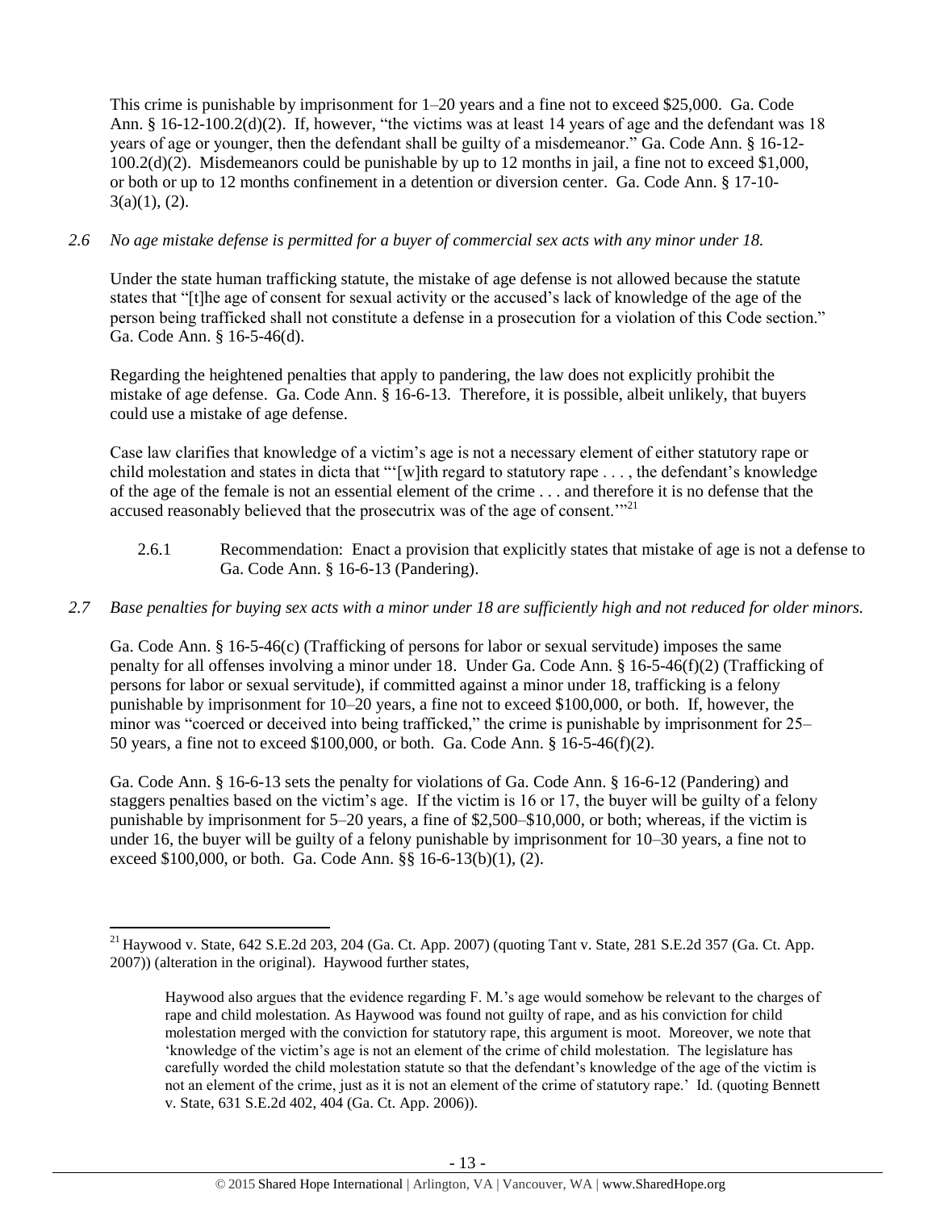This crime is punishable by imprisonment for 1–20 years and a fine not to exceed $25,000. Ga. Code Ann. § 16-12-100.2(d)(2). If, however, "the victims was at least 14 years of age and the defendant was 18 years of age or younger, then the defendant shall be guilty of a misdemeanor." Ga. Code Ann. § 16-12-100.2(d)(2). Misdemeanors could be punishable by up to 12 months in jail, a fine not to exceed $1,000, or both or up to 12 months confinement in a detention or diversion center. Ga. Code Ann. § 17-10-3(a)(1), (2).

*2.6 No age mistake defense is permitted for a buyer of commercial sex acts with any minor under 18.*

Under the state human trafficking statute, the mistake of age defense is not allowed because the statute states that "[t]he age of consent for sexual activity or the accused's lack of knowledge of the age of the person being trafficked shall not constitute a defense in a prosecution for a violation of this Code section." Ga. Code Ann. § 16-5-46(d).

Regarding the heightened penalties that apply to pandering, the law does not explicitly prohibit the mistake of age defense. Ga. Code Ann. § 16-6-13. Therefore, it is possible, albeit unlikely, that buyers could use a mistake of age defense.

Case law clarifies that knowledge of a victim's age is not a necessary element of either statutory rape or child molestation and states in dicta that "'[w]ith regard to statutory rape . . . , the defendant's knowledge of the age of the female is not an essential element of the crime . . . and therefore it is no defense that the accused reasonably believed that the prosecutrix was of the age of consent.'"[21]

2.6.1 Recommendation: Enact a provision that explicitly states that mistake of age is not a defense to Ga. Code Ann. § 16-6-13 (Pandering).

*2.7 Base penalties for buying sex acts with a minor under 18 are sufficiently high and not reduced for older minors.*

Ga. Code Ann. § 16-5-46(c) (Trafficking of persons for labor or sexual servitude) imposes the same penalty for all offenses involving a minor under 18. Under Ga. Code Ann. § 16-5-46(f)(2) (Trafficking of persons for labor or sexual servitude), if committed against a minor under 18, trafficking is a felony punishable by imprisonment for 10–20 years, a fine not to exceed $100,000, or both. If, however, the minor was "coerced or deceived into being trafficked," the crime is punishable by imprisonment for 25–50 years, a fine not to exceed $100,000, or both. Ga. Code Ann. § 16-5-46(f)(2).

Ga. Code Ann. § 16-6-13 sets the penalty for violations of Ga. Code Ann. § 16-6-12 (Pandering) and staggers penalties based on the victim's age. If the victim is 16 or 17, the buyer will be guilty of a felony punishable by imprisonment for 5–20 years, a fine of $2,500–$10,000, or both; whereas, if the victim is under 16, the buyer will be guilty of a felony punishable by imprisonment for 10–30 years, a fine not to exceed $100,000, or both. Ga. Code Ann. §§ 16-6-13(b)(1), (2).

---

[21] Haywood v. State, 642 S.E.2d 203, 204 (Ga. Ct. App. 2007) (quoting Tant v. State, 281 S.E.2d 357 (Ga. Ct. App. 2007)) (alteration in the original). Haywood further states,

> Haywood also argues that the evidence regarding F. M.'s age would somehow be relevant to the charges of rape and child molestation. As Haywood was found not guilty of rape, and as his conviction for child molestation merged with the conviction for statutory rape, this argument is moot. Moreover, we note that 'knowledge of the victim's age is not an element of the crime of child molestation. The legislature has carefully worded the child molestation statute so that the defendant's knowledge of the age of the victim is not an element of the crime, just as it is not an element of the crime of statutory rape.' Id. (quoting Bennett v. State, 631 S.E.2d 402, 404 (Ga. Ct. App. 2006)).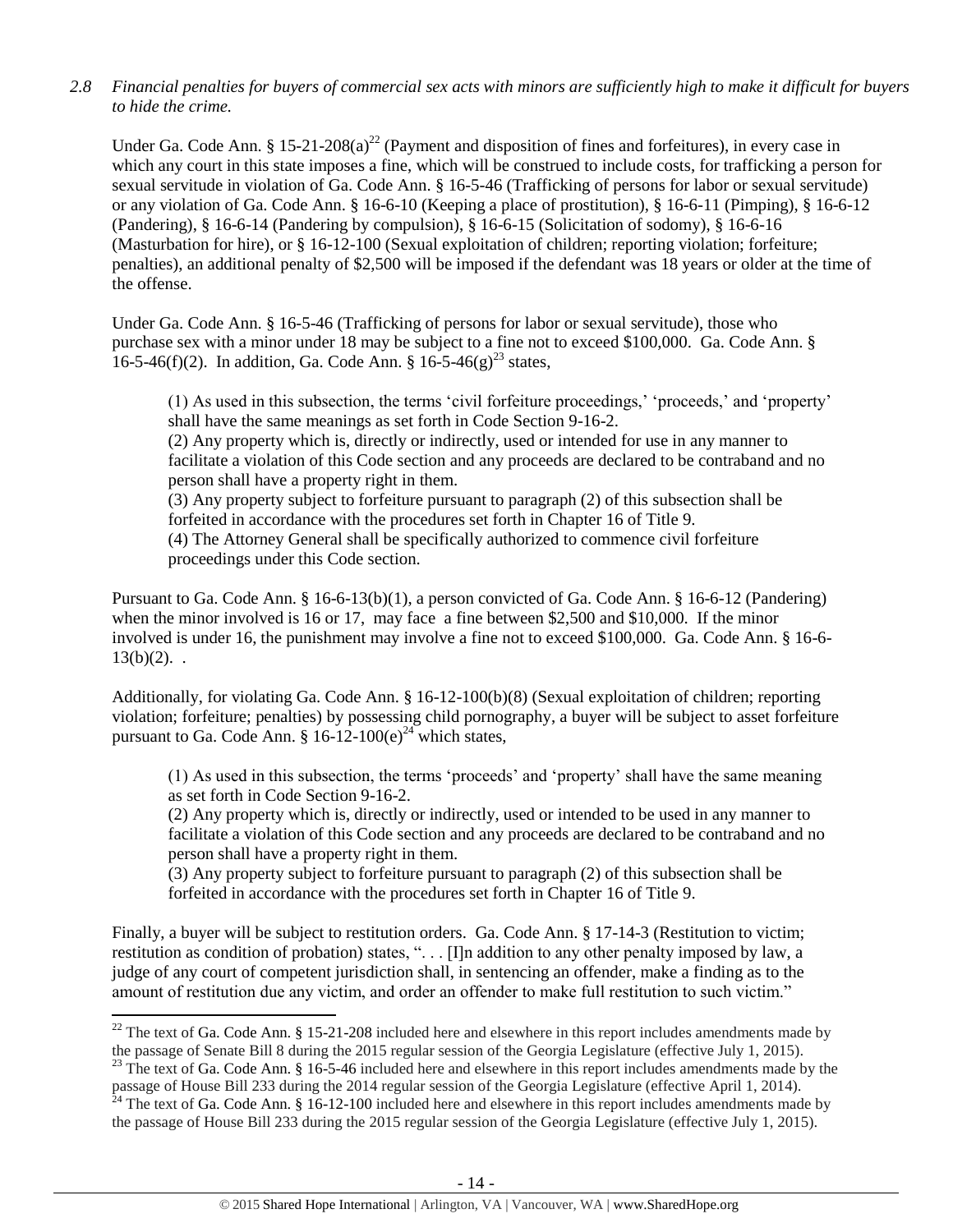*2.8 Financial penalties for buyers of commercial sex acts with minors are sufficiently high to make it difficult for buyers to hide the crime.*

Under Ga. Code Ann. § 15-21-208(a)[22] (Payment and disposition of fines and forfeitures), in every case in which any court in this state imposes a fine, which will be construed to include costs, for trafficking a person for sexual servitude in violation of Ga. Code Ann. § 16-5-46 (Trafficking of persons for labor or sexual servitude) or any violation of Ga. Code Ann. § 16-6-10 (Keeping a place of prostitution), § 16-6-11 (Pimping), § 16-6-12 (Pandering), § 16-6-14 (Pandering by compulsion), § 16-6-15 (Solicitation of sodomy), § 16-6-16 (Masturbation for hire), or § 16-12-100 (Sexual exploitation of children; reporting violation; forfeiture; penalties), an additional penalty of $2,500 will be imposed if the defendant was 18 years or older at the time of the offense.

Under Ga. Code Ann. § 16-5-46 (Trafficking of persons for labor or sexual servitude), those who purchase sex with a minor under 18 may be subject to a fine not to exceed $100,000. Ga. Code Ann. § 16-5-46(f)(2). In addition, Ga. Code Ann. § 16-5-46(g)[23] states,

> (1) As used in this subsection, the terms 'civil forfeiture proceedings,' 'proceeds,' and 'property' shall have the same meanings as set forth in Code Section 9-16-2.
> (2) Any property which is, directly or indirectly, used or intended for use in any manner to facilitate a violation of this Code section and any proceeds are declared to be contraband and no person shall have a property right in them.
> (3) Any property subject to forfeiture pursuant to paragraph (2) of this subsection shall be forfeited in accordance with the procedures set forth in Chapter 16 of Title 9.
> (4) The Attorney General shall be specifically authorized to commence civil forfeiture proceedings under this Code section.

Pursuant to Ga. Code Ann. § 16-6-13(b)(1), a person convicted of Ga. Code Ann. § 16-6-12 (Pandering) when the minor involved is 16 or 17, may face a fine between $2,500 and $10,000. If the minor involved is under 16, the punishment may involve a fine not to exceed $100,000. Ga. Code Ann. § 16-6-13(b)(2). .

Additionally, for violating Ga. Code Ann. § 16-12-100(b)(8) (Sexual exploitation of children; reporting violation; forfeiture; penalties) by possessing child pornography, a buyer will be subject to asset forfeiture pursuant to Ga. Code Ann. § 16-12-100(e)[24] which states,

> (1) As used in this subsection, the terms 'proceeds' and 'property' shall have the same meaning as set forth in Code Section 9-16-2.
> (2) Any property which is, directly or indirectly, used or intended to be used in any manner to facilitate a violation of this Code section and any proceeds are declared to be contraband and no person shall have a property right in them.
> (3) Any property subject to forfeiture pursuant to paragraph (2) of this subsection shall be forfeited in accordance with the procedures set forth in Chapter 16 of Title 9.

Finally, a buyer will be subject to restitution orders. Ga. Code Ann. § 17-14-3 (Restitution to victim; restitution as condition of probation) states, ". . . [I]n addition to any other penalty imposed by law, a judge of any court of competent jurisdiction shall, in sentencing an offender, make a finding as to the amount of restitution due any victim, and order an offender to make full restitution to such victim."

---

[22] The text of Ga. Code Ann. § 15-21-208 included here and elsewhere in this report includes amendments made by the passage of Senate Bill 8 during the 2015 regular session of the Georgia Legislature (effective July 1, 2015).

[23] The text of Ga. Code Ann. § 16-5-46 included here and elsewhere in this report includes amendments made by the passage of House Bill 233 during the 2014 regular session of the Georgia Legislature (effective April 1, 2014).

[24] The text of Ga. Code Ann. § 16-12-100 included here and elsewhere in this report includes amendments made by the passage of House Bill 233 during the 2015 regular session of the Georgia Legislature (effective July 1, 2015).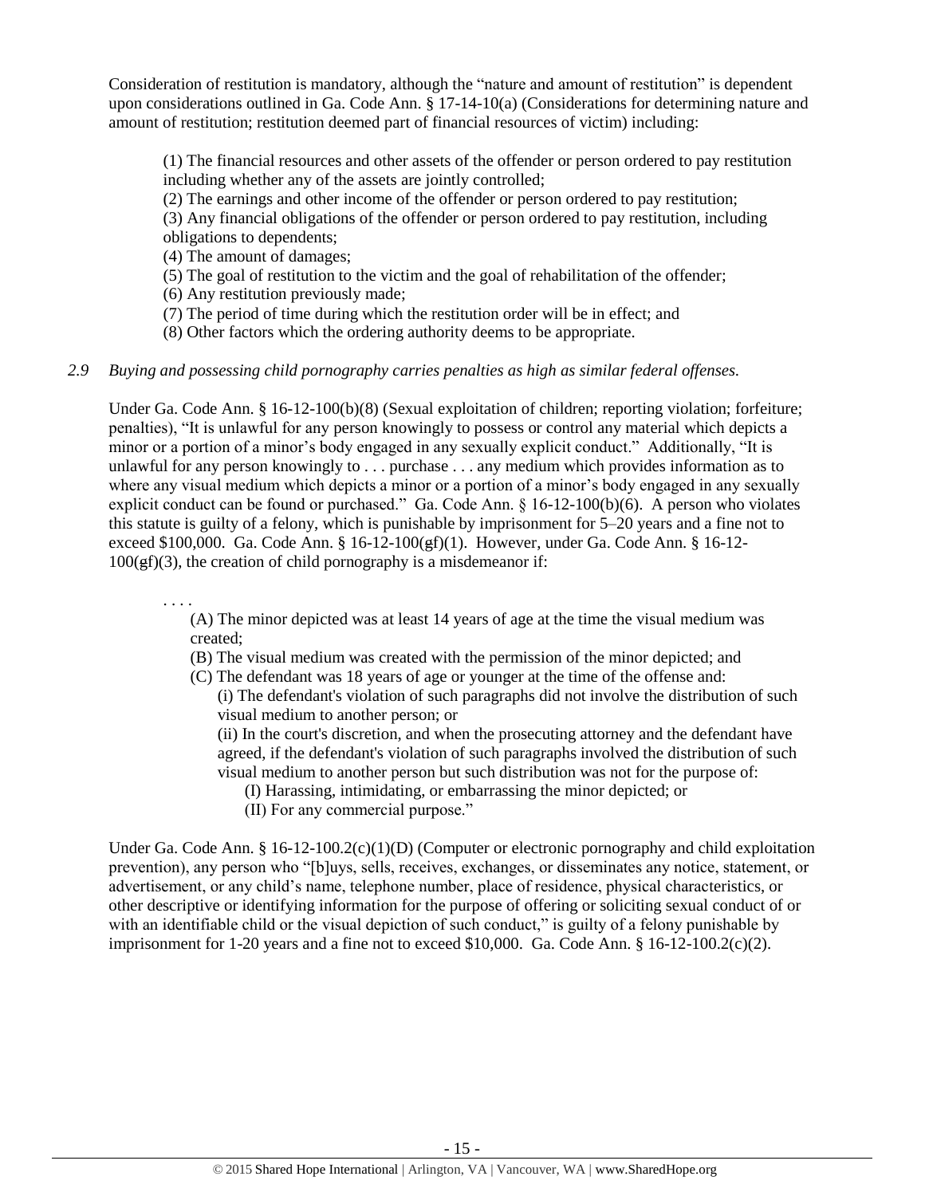Consideration of restitution is mandatory, although the "nature and amount of restitution" is dependent upon considerations outlined in Ga. Code Ann. § 17-14-10(a) (Considerations for determining nature and amount of restitution; restitution deemed part of financial resources of victim) including:

> (1) The financial resources and other assets of the offender or person ordered to pay restitution including whether any of the assets are jointly controlled;
> (2) The earnings and other income of the offender or person ordered to pay restitution;
> (3) Any financial obligations of the offender or person ordered to pay restitution, including obligations to dependents;
> (4) The amount of damages;
> (5) The goal of restitution to the victim and the goal of rehabilitation of the offender;
> (6) Any restitution previously made;
> (7) The period of time during which the restitution order will be in effect; and
> (8) Other factors which the ordering authority deems to be appropriate.

*2.9 Buying and possessing child pornography carries penalties as high as similar federal offenses.*

Under Ga. Code Ann. § 16-12-100(b)(8) (Sexual exploitation of children; reporting violation; forfeiture; penalties), "It is unlawful for any person knowingly to possess or control any material which depicts a minor or a portion of a minor's body engaged in any sexually explicit conduct." Additionally, "It is unlawful for any person knowingly to . . . purchase . . . any medium which provides information as to where any visual medium which depicts a minor or a portion of a minor's body engaged in any sexually explicit conduct can be found or purchased." Ga. Code Ann. § 16-12-100(b)(6). A person who violates this statute is guilty of a felony, which is punishable by imprisonment for 5–20 years and a fine not to exceed $100,000. Ga. Code Ann. § 16-12-100(gf)(1). However, under Ga. Code Ann. § 16-12-100(gf)(3), the creation of child pornography is a misdemeanor if:

> . . . .
> (A) The minor depicted was at least 14 years of age at the time the visual medium was created;
> (B) The visual medium was created with the permission of the minor depicted; and
> (C) The defendant was 18 years of age or younger at the time of the offense and:
> (i) The defendant's violation of such paragraphs did not involve the distribution of such visual medium to another person; or
> (ii) In the court's discretion, and when the prosecuting attorney and the defendant have agreed, if the defendant's violation of such paragraphs involved the distribution of such visual medium to another person but such distribution was not for the purpose of:
> (I) Harassing, intimidating, or embarrassing the minor depicted; or
> (II) For any commercial purpose."

Under Ga. Code Ann. § 16-12-100.2(c)(1)(D) (Computer or electronic pornography and child exploitation prevention), any person who "[b]uys, sells, receives, exchanges, or disseminates any notice, statement, or advertisement, or any child's name, telephone number, place of residence, physical characteristics, or other descriptive or identifying information for the purpose of offering or soliciting sexual conduct of or with an identifiable child or the visual depiction of such conduct," is guilty of a felony punishable by imprisonment for 1-20 years and a fine not to exceed $10,000. Ga. Code Ann. § 16-12-100.2(c)(2).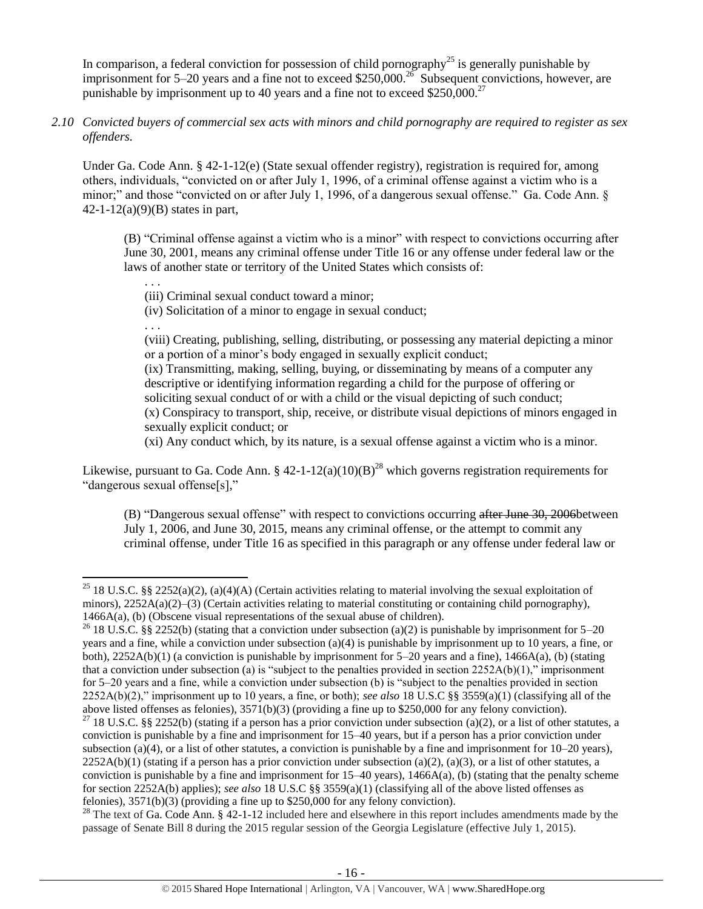In comparison, a federal conviction for possession of child pornography[25] is generally punishable by imprisonment for 5–20 years and a fine not to exceed $250,000.[26] Subsequent convictions, however, are punishable by imprisonment up to 40 years and a fine not to exceed $250,000.[27]

*2.10 Convicted buyers of commercial sex acts with minors and child pornography are required to register as sex offenders.*

Under Ga. Code Ann. § 42-1-12(e) (State sexual offender registry), registration is required for, among others, individuals, "convicted on or after July 1, 1996, of a criminal offense against a victim who is a minor;" and those "convicted on or after July 1, 1996, of a dangerous sexual offense." Ga. Code Ann. § 42-1-12(a)(9)(B) states in part,

> (B) "Criminal offense against a victim who is a minor" with respect to convictions occurring after June 30, 2001, means any criminal offense under Title 16 or any offense under federal law or the laws of another state or territory of the United States which consists of:
>
> . . .
>
> (iii) Criminal sexual conduct toward a minor;
>
> (iv) Solicitation of a minor to engage in sexual conduct;
>
> . . .
>
> (viii) Creating, publishing, selling, distributing, or possessing any material depicting a minor or a portion of a minor's body engaged in sexually explicit conduct;
>
> (ix) Transmitting, making, selling, buying, or disseminating by means of a computer any descriptive or identifying information regarding a child for the purpose of offering or soliciting sexual conduct of or with a child or the visual depicting of such conduct;
>
> (x) Conspiracy to transport, ship, receive, or distribute visual depictions of minors engaged in sexually explicit conduct; or
>
> (xi) Any conduct which, by its nature, is a sexual offense against a victim who is a minor.

Likewise, pursuant to Ga. Code Ann. § 42-1-12(a)(10)(B)[28] which governs registration requirements for "dangerous sexual offense[s],"

> (B) "Dangerous sexual offense" with respect to convictions occurring ~~after June 30, 2006~~between July 1, 2006, and June 30, 2015, means any criminal offense, or the attempt to commit any criminal offense, under Title 16 as specified in this paragraph or any offense under federal law or

---

[25] 18 U.S.C. §§ 2252(a)(2), (a)(4)(A) (Certain activities relating to material involving the sexual exploitation of minors), 2252A(a)(2)–(3) (Certain activities relating to material constituting or containing child pornography), 1466A(a), (b) (Obscene visual representations of the sexual abuse of children).

[26] 18 U.S.C. §§ 2252(b) (stating that a conviction under subsection (a)(2) is punishable by imprisonment for 5–20 years and a fine, while a conviction under subsection (a)(4) is punishable by imprisonment up to 10 years, a fine, or both), 2252A(b)(1) (a conviction is punishable by imprisonment for 5–20 years and a fine), 1466A(a), (b) (stating that a conviction under subsection (a) is "subject to the penalties provided in section 2252A(b)(1)," imprisonment for 5–20 years and a fine, while a conviction under subsection (b) is "subject to the penalties provided in section 2252A(b)(2)," imprisonment up to 10 years, a fine, or both); *see also* 18 U.S.C §§ 3559(a)(1) (classifying all of the above listed offenses as felonies), 3571(b)(3) (providing a fine up to $250,000 for any felony conviction).

[27] 18 U.S.C. §§ 2252(b) (stating if a person has a prior conviction under subsection (a)(2), or a list of other statutes, a conviction is punishable by a fine and imprisonment for 15–40 years, but if a person has a prior conviction under subsection (a)(4), or a list of other statutes, a conviction is punishable by a fine and imprisonment for 10–20 years), 2252A(b)(1) (stating if a person has a prior conviction under subsection (a)(2), (a)(3), or a list of other statutes, a conviction is punishable by a fine and imprisonment for 15–40 years), 1466A(a), (b) (stating that the penalty scheme for section 2252A(b) applies); *see also* 18 U.S.C §§ 3559(a)(1) (classifying all of the above listed offenses as felonies), 3571(b)(3) (providing a fine up to $250,000 for any felony conviction).

[28] The text of Ga. Code Ann. § 42-1-12 included here and elsewhere in this report includes amendments made by the passage of Senate Bill 8 during the 2015 regular session of the Georgia Legislature (effective July 1, 2015).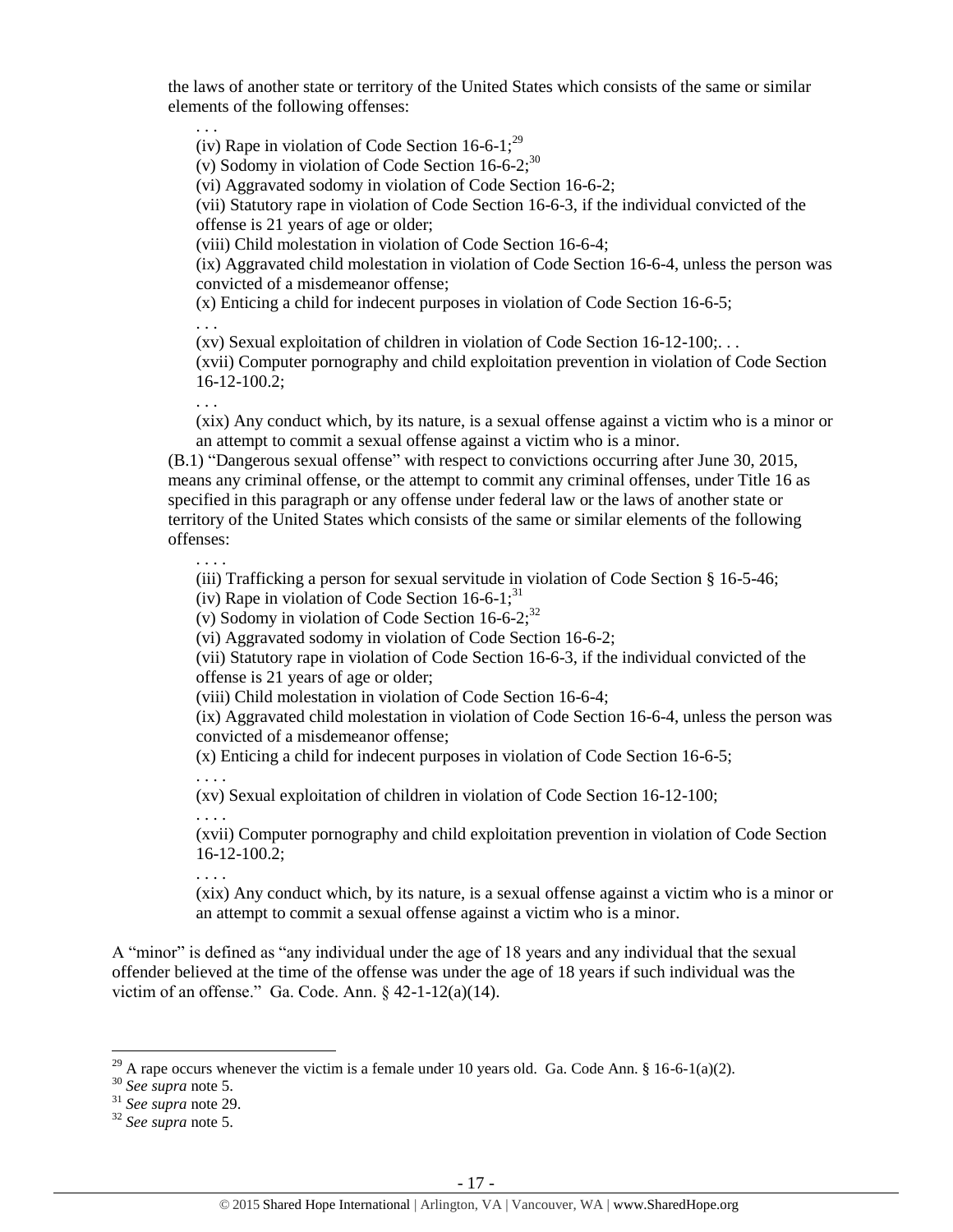the laws of another state or territory of the United States which consists of the same or similar elements of the following offenses:

> . . .
>
> (iv) Rape in violation of Code Section 16-6-1;[29]
>
> (v) Sodomy in violation of Code Section 16-6-2;[30]
>
> (vi) Aggravated sodomy in violation of Code Section 16-6-2;
>
> (vii) Statutory rape in violation of Code Section 16-6-3, if the individual convicted of the offense is 21 years of age or older;
>
> (viii) Child molestation in violation of Code Section 16-6-4;
>
> (ix) Aggravated child molestation in violation of Code Section 16-6-4, unless the person was convicted of a misdemeanor offense;
>
> (x) Enticing a child for indecent purposes in violation of Code Section 16-6-5;
>
> . . .
>
> (xv) Sexual exploitation of children in violation of Code Section 16-12-100;. . .
>
> (xvii) Computer pornography and child exploitation prevention in violation of Code Section 16-12-100.2;
>
> . . .
>
> (xix) Any conduct which, by its nature, is a sexual offense against a victim who is a minor or an attempt to commit a sexual offense against a victim who is a minor.

(B.1) "Dangerous sexual offense" with respect to convictions occurring after June 30, 2015, means any criminal offense, or the attempt to commit any criminal offenses, under Title 16 as specified in this paragraph or any offense under federal law or the laws of another state or territory of the United States which consists of the same or similar elements of the following offenses:

> . . . .
>
> (iii) Trafficking a person for sexual servitude in violation of Code Section § 16-5-46;
>
> (iv) Rape in violation of Code Section 16-6-1;[31]
>
> (v) Sodomy in violation of Code Section 16-6-2;[32]
>
> (vi) Aggravated sodomy in violation of Code Section 16-6-2;
>
> (vii) Statutory rape in violation of Code Section 16-6-3, if the individual convicted of the offense is 21 years of age or older;
>
> (viii) Child molestation in violation of Code Section 16-6-4;
>
> (ix) Aggravated child molestation in violation of Code Section 16-6-4, unless the person was convicted of a misdemeanor offense;
>
> (x) Enticing a child for indecent purposes in violation of Code Section 16-6-5;
>
> . . . .
>
> (xv) Sexual exploitation of children in violation of Code Section 16-12-100;
>
> . . . .
>
> (xvii) Computer pornography and child exploitation prevention in violation of Code Section 16-12-100.2;
>
> . . . .
>
> (xix) Any conduct which, by its nature, is a sexual offense against a victim who is a minor or an attempt to commit a sexual offense against a victim who is a minor.

A "minor" is defined as "any individual under the age of 18 years and any individual that the sexual offender believed at the time of the offense was under the age of 18 years if such individual was the victim of an offense." Ga. Code Ann. § 42-1-12(a)(14).

---

[29] A rape occurs whenever the victim is a female under 10 years old. Ga. Code Ann. § 16-6-1(a)(2).

[30] *See supra* note 5.

[31] *See supra* note 29.

[32] *See supra* note 5.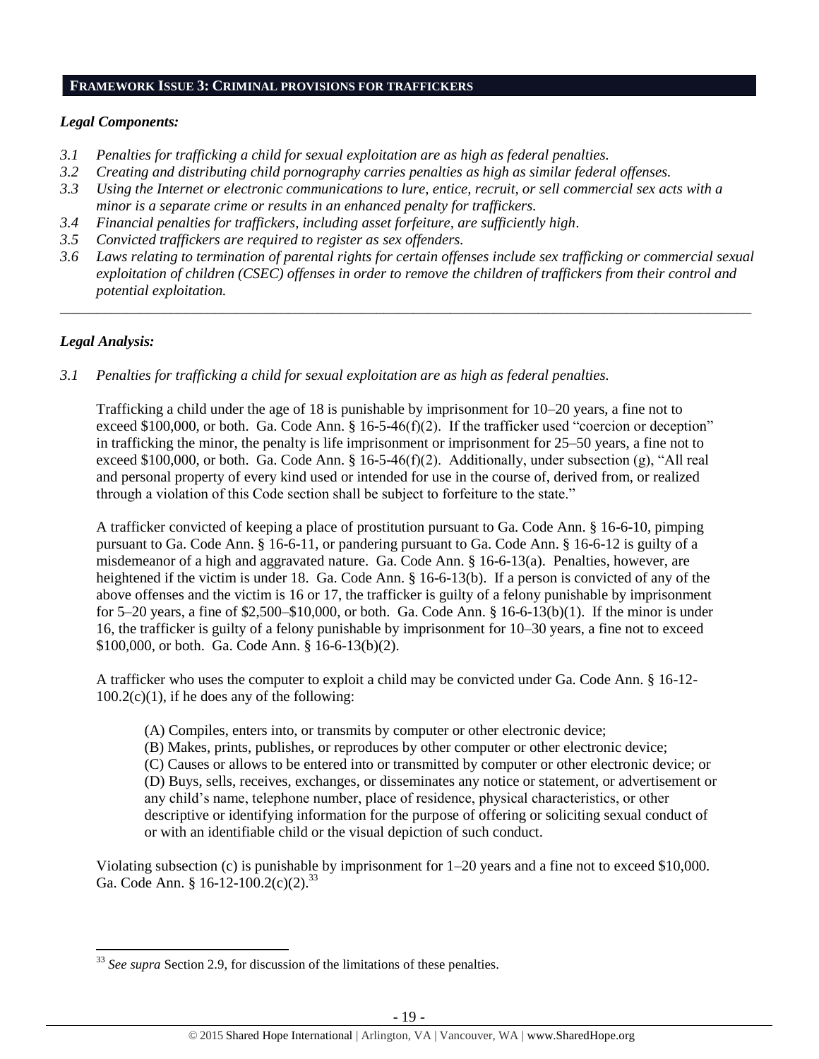## FRAMEWORK ISSUE 3: CRIMINAL PROVISIONS FOR TRAFFICKERS

### *Legal Components:*

*3.1 Penalties for trafficking a child for sexual exploitation are as high as federal penalties.*
*3.2 Creating and distributing child pornography carries penalties as high as similar federal offenses.*
*3.3 Using the Internet or electronic communications to lure, entice, recruit, or sell commercial sex acts with a minor is a separate crime or results in an enhanced penalty for traffickers.*
*3.4 Financial penalties for traffickers, including asset forfeiture, are sufficiently high.*
*3.5 Convicted traffickers are required to register as sex offenders.*
*3.6 Laws relating to termination of parental rights for certain offenses include sex trafficking or commercial sexual exploitation of children (CSEC) offenses in order to remove the children of traffickers from their control and potential exploitation.*

---

### *Legal Analysis:*

*3.1 Penalties for trafficking a child for sexual exploitation are as high as federal penalties.*

Trafficking a child under the age of 18 is punishable by imprisonment for 10–20 years, a fine not to exceed $100,000, or both. Ga. Code Ann. § 16-5-46(f)(2). If the trafficker used "coercion or deception" in trafficking the minor, the penalty is life imprisonment or imprisonment for 25–50 years, a fine not to exceed $100,000, or both. Ga. Code Ann. § 16-5-46(f)(2). Additionally, under subsection (g), "All real and personal property of every kind used or intended for use in the course of, derived from, or realized through a violation of this Code section shall be subject to forfeiture to the state."

A trafficker convicted of keeping a place of prostitution pursuant to Ga. Code Ann. § 16-6-10, pimping pursuant to Ga. Code Ann. § 16-6-11, or pandering pursuant to Ga. Code Ann. § 16-6-12 is guilty of a misdemeanor of a high and aggravated nature. Ga. Code Ann. § 16-6-13(a). Penalties, however, are heightened if the victim is under 18. Ga. Code Ann. § 16-6-13(b). If a person is convicted of any of the above offenses and the victim is 16 or 17, the trafficker is guilty of a felony punishable by imprisonment for 5–20 years, a fine of $2,500–$10,000, or both. Ga. Code Ann. § 16-6-13(b)(1). If the minor is under 16, the trafficker is guilty of a felony punishable by imprisonment for 10–30 years, a fine not to exceed $100,000, or both. Ga. Code Ann. § 16-6-13(b)(2).

A trafficker who uses the computer to exploit a child may be convicted under Ga. Code Ann. § 16-12-100.2(c)(1), if he does any of the following:

> (A) Compiles, enters into, or transmits by computer or other electronic device;
> (B) Makes, prints, publishes, or reproduces by other computer or other electronic device;
> (C) Causes or allows to be entered into or transmitted by computer or other electronic device; or
> (D) Buys, sells, receives, exchanges, or disseminates any notice or statement, or advertisement or any child's name, telephone number, place of residence, physical characteristics, or other descriptive or identifying information for the purpose of offering or soliciting sexual conduct of or with an identifiable child or the visual depiction of such conduct.

Violating subsection (c) is punishable by imprisonment for 1–20 years and a fine not to exceed $10,000. Ga. Code Ann. § 16-12-100.2(c)(2).[33]

---

[33] *See supra* Section 2.9, for discussion of the limitations of these penalties.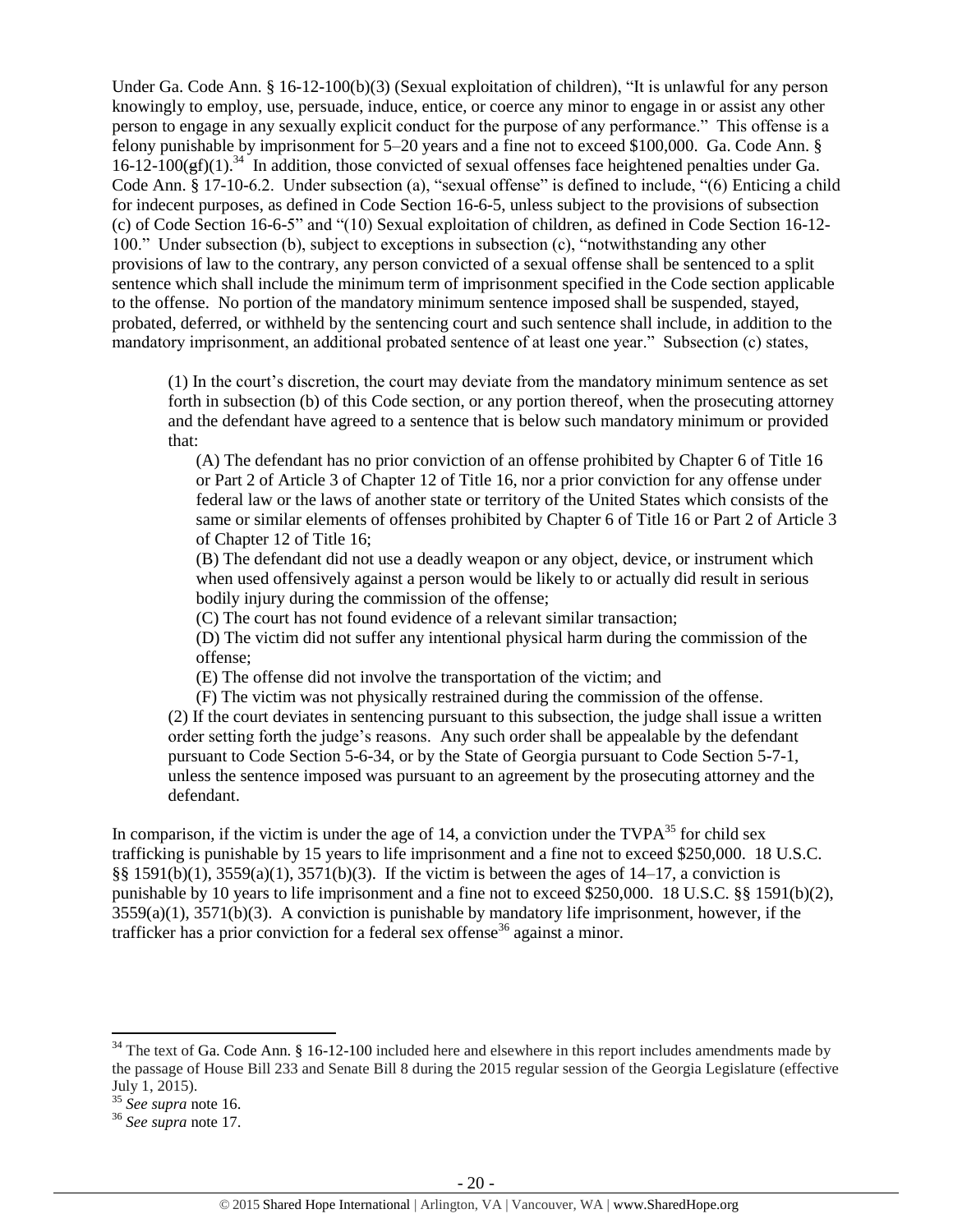Under Ga. Code Ann. § 16-12-100(b)(3) (Sexual exploitation of children), "It is unlawful for any person knowingly to employ, use, persuade, induce, entice, or coerce any minor to engage in or assist any other person to engage in any sexually explicit conduct for the purpose of any performance." This offense is a felony punishable by imprisonment for 5–20 years and a fine not to exceed $100,000. Ga. Code Ann. § 16-12-100(~~g~~f)(1).[34] In addition, those convicted of sexual offenses face heightened penalties under Ga. Code Ann. § 17-10-6.2. Under subsection (a), "sexual offense" is defined to include, "(6) Enticing a child for indecent purposes, as defined in Code Section 16-6-5, unless subject to the provisions of subsection (c) of Code Section 16-6-5" and "(10) Sexual exploitation of children, as defined in Code Section 16-12-100." Under subsection (b), subject to exceptions in subsection (c), "notwithstanding any other provisions of law to the contrary, any person convicted of a sexual offense shall be sentenced to a split sentence which shall include the minimum term of imprisonment specified in the Code section applicable to the offense. No portion of the mandatory minimum sentence imposed shall be suspended, stayed, probated, deferred, or withheld by the sentencing court and such sentence shall include, in addition to the mandatory imprisonment, an additional probated sentence of at least one year." Subsection (c) states,

> (1) In the court's discretion, the court may deviate from the mandatory minimum sentence as set forth in subsection (b) of this Code section, or any portion thereof, when the prosecuting attorney and the defendant have agreed to a sentence that is below such mandatory minimum or provided that:
>
> (A) The defendant has no prior conviction of an offense prohibited by Chapter 6 of Title 16 or Part 2 of Article 3 of Chapter 12 of Title 16, nor a prior conviction for any offense under federal law or the laws of another state or territory of the United States which consists of the same or similar elements of offenses prohibited by Chapter 6 of Title 16 or Part 2 of Article 3 of Chapter 12 of Title 16;
>
> (B) The defendant did not use a deadly weapon or any object, device, or instrument which when used offensively against a person would be likely to or actually did result in serious bodily injury during the commission of the offense;
>
> (C) The court has not found evidence of a relevant similar transaction;
>
> (D) The victim did not suffer any intentional physical harm during the commission of the offense;
>
> (E) The offense did not involve the transportation of the victim; and
>
> (F) The victim was not physically restrained during the commission of the offense.
>
> (2) If the court deviates in sentencing pursuant to this subsection, the judge shall issue a written order setting forth the judge's reasons. Any such order shall be appealable by the defendant pursuant to Code Section 5-6-34, or by the State of Georgia pursuant to Code Section 5-7-1, unless the sentence imposed was pursuant to an agreement by the prosecuting attorney and the defendant.

In comparison, if the victim is under the age of 14, a conviction under the TVPA[35] for child sex trafficking is punishable by 15 years to life imprisonment and a fine not to exceed $250,000. 18 U.S.C. §§ 1591(b)(1), 3559(a)(1), 3571(b)(3). If the victim is between the ages of 14–17, a conviction is punishable by 10 years to life imprisonment and a fine not to exceed $250,000. 18 U.S.C. §§ 1591(b)(2), 3559(a)(1), 3571(b)(3). A conviction is punishable by mandatory life imprisonment, however, if the trafficker has a prior conviction for a federal sex offense[36] against a minor.

---

[34] The text of Ga. Code Ann. § 16-12-100 included here and elsewhere in this report includes amendments made by the passage of House Bill 233 and Senate Bill 8 during the 2015 regular session of the Georgia Legislature (effective July 1, 2015).

[35] *See supra* note 16.

[36] *See supra* note 17.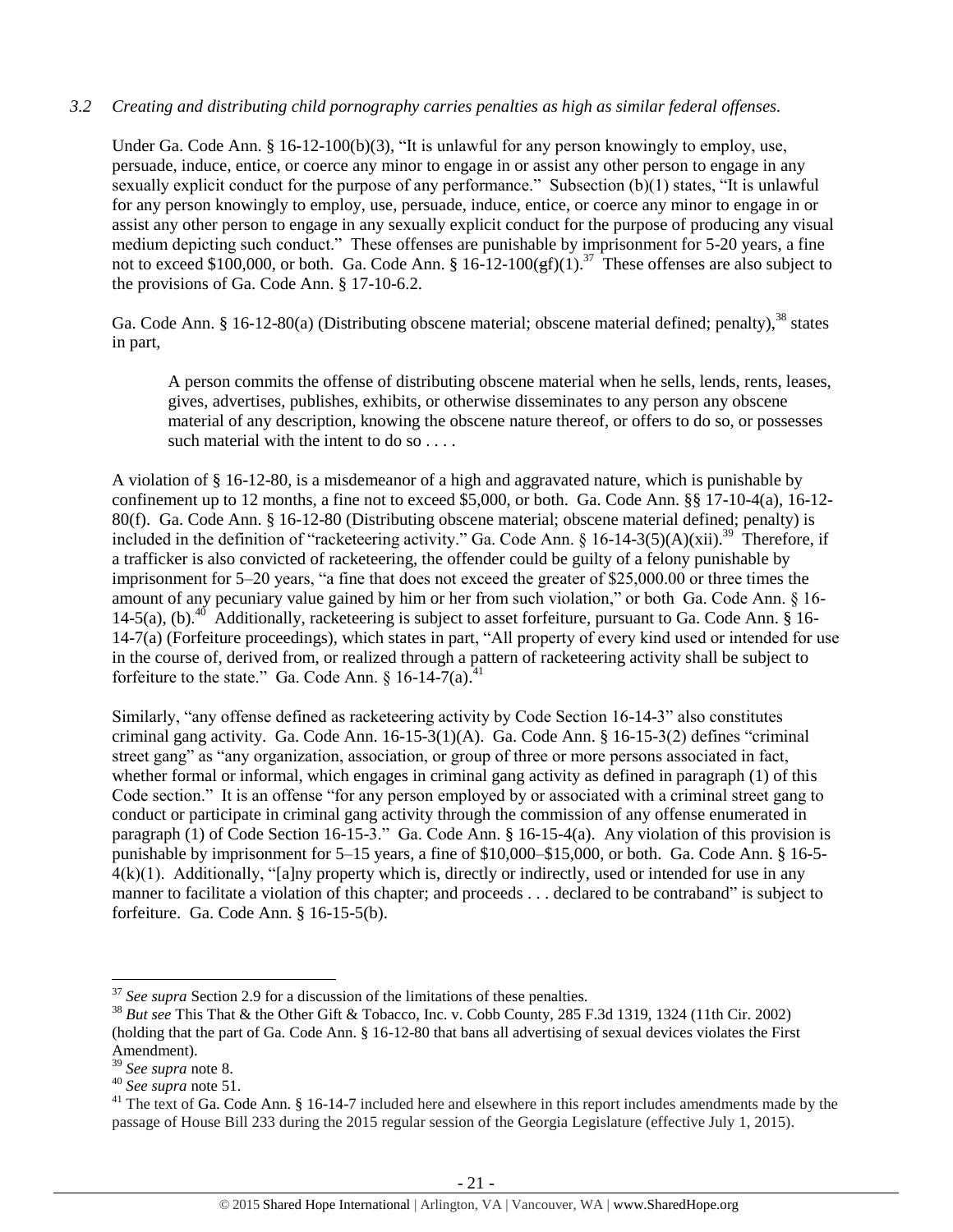*3.2 Creating and distributing child pornography carries penalties as high as similar federal offenses.*

Under Ga. Code Ann. § 16-12-100(b)(3), "It is unlawful for any person knowingly to employ, use, persuade, induce, entice, or coerce any minor to engage in or assist any other person to engage in any sexually explicit conduct for the purpose of any performance." Subsection (b)(1) states, "It is unlawful for any person knowingly to employ, use, persuade, induce, entice, or coerce any minor to engage in or assist any other person to engage in any sexually explicit conduct for the purpose of producing any visual medium depicting such conduct." These offenses are punishable by imprisonment for 5-20 years, a fine not to exceed $100,000, or both. Ga. Code Ann. § 16-12-100(~~g~~f)(1).[37] These offenses are also subject to the provisions of Ga. Code Ann. § 17-10-6.2.

Ga. Code Ann. § 16-12-80(a) (Distributing obscene material; obscene material defined; penalty),[38] states in part,

> A person commits the offense of distributing obscene material when he sells, lends, rents, leases, gives, advertises, publishes, exhibits, or otherwise disseminates to any person any obscene material of any description, knowing the obscene nature thereof, or offers to do so, or possesses such material with the intent to do so . . . .

A violation of § 16-12-80, is a misdemeanor of a high and aggravated nature, which is punishable by confinement up to 12 months, a fine not to exceed $5,000, or both. Ga. Code Ann. §§ 17-10-4(a), 16-12-80(f). Ga. Code Ann. § 16-12-80 (Distributing obscene material; obscene material defined; penalty) is included in the definition of "racketeering activity." Ga. Code Ann. § 16-14-3(5)(A)(xii).[39] Therefore, if a trafficker is also convicted of racketeering, the offender could be guilty of a felony punishable by imprisonment for 5–20 years, "a fine that does not exceed the greater of $25,000.00 or three times the amount of any pecuniary value gained by him or her from such violation," or both Ga. Code Ann. § 16-14-5(a), (b).[40] Additionally, racketeering is subject to asset forfeiture, pursuant to Ga. Code Ann. § 16-14-7(a) (Forfeiture proceedings), which states in part, "All property of every kind used or intended for use in the course of, derived from, or realized through a pattern of racketeering activity shall be subject to forfeiture to the state." Ga. Code Ann. § 16-14-7(a).[41]

Similarly, "any offense defined as racketeering activity by Code Section 16-14-3" also constitutes criminal gang activity. Ga. Code Ann. 16-15-3(1)(A). Ga. Code Ann. § 16-15-3(2) defines "criminal street gang" as "any organization, association, or group of three or more persons associated in fact, whether formal or informal, which engages in criminal gang activity as defined in paragraph (1) of this Code section." It is an offense "for any person employed by or associated with a criminal street gang to conduct or participate in criminal gang activity through the commission of any offense enumerated in paragraph (1) of Code Section 16-15-3." Ga. Code Ann. § 16-15-4(a). Any violation of this provision is punishable by imprisonment for 5–15 years, a fine of $10,000–$15,000, or both. Ga. Code Ann. § 16-5-4(k)(1). Additionally, "[a]ny property which is, directly or indirectly, used or intended for use in any manner to facilitate a violation of this chapter; and proceeds . . . declared to be contraband" is subject to forfeiture. Ga. Code Ann. § 16-15-5(b).

---

[37] *See supra* Section 2.9 for a discussion of the limitations of these penalties.

[38] *But see* This That & the Other Gift & Tobacco, Inc. v. Cobb County, 285 F.3d 1319, 1324 (11th Cir. 2002) (holding that the part of Ga. Code Ann. § 16-12-80 that bans all advertising of sexual devices violates the First Amendment).

[39] *See supra* note 8.

[40] *See supra* note 51.

[41] The text of Ga. Code Ann. § 16-14-7 included here and elsewhere in this report includes amendments made by the passage of House Bill 233 during the 2015 regular session of the Georgia Legislature (effective July 1, 2015).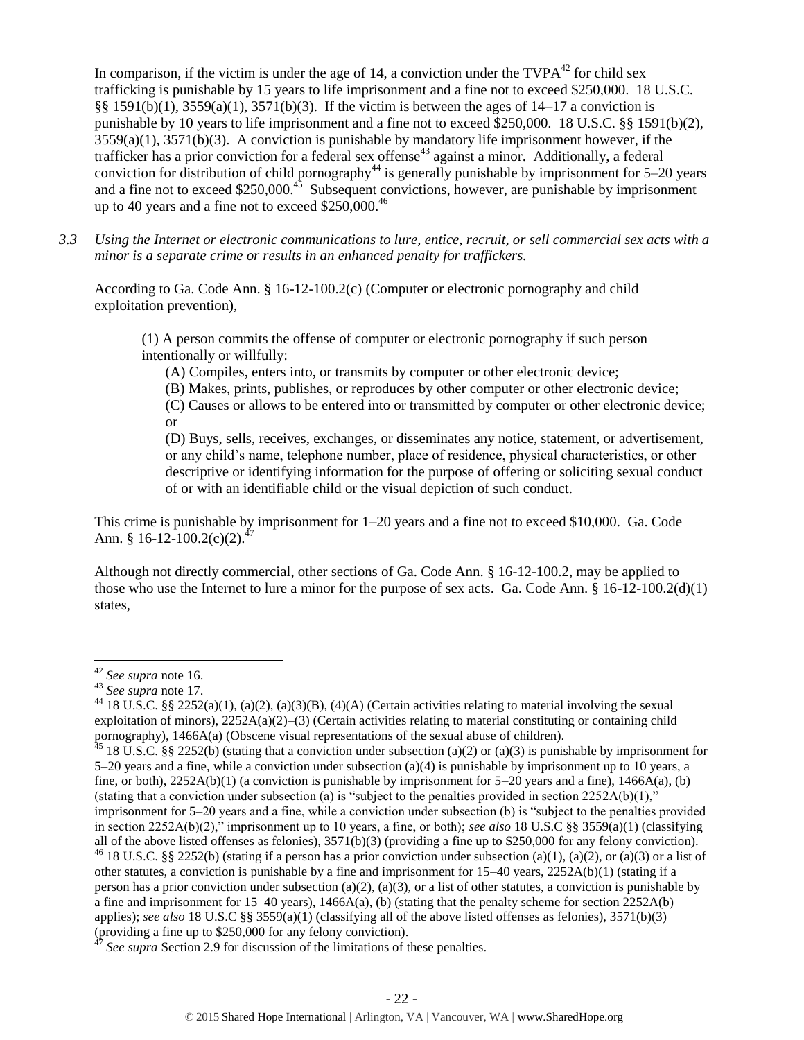In comparison, if the victim is under the age of 14, a conviction under the TVPA[42] for child sex trafficking is punishable by 15 years to life imprisonment and a fine not to exceed $250,000. 18 U.S.C. §§ 1591(b)(1), 3559(a)(1), 3571(b)(3). If the victim is between the ages of 14–17 a conviction is punishable by 10 years to life imprisonment and a fine not to exceed $250,000. 18 U.S.C. §§ 1591(b)(2), 3559(a)(1), 3571(b)(3). A conviction is punishable by mandatory life imprisonment however, if the trafficker has a prior conviction for a federal sex offense[43] against a minor. Additionally, a federal conviction for distribution of child pornography[44] is generally punishable by imprisonment for 5–20 years and a fine not to exceed $250,000.[45] Subsequent convictions, however, are punishable by imprisonment up to 40 years and a fine not to exceed $250,000.[46]

*3.3 Using the Internet or electronic communications to lure, entice, recruit, or sell commercial sex acts with a minor is a separate crime or results in an enhanced penalty for traffickers.*

According to Ga. Code Ann. § 16-12-100.2(c) (Computer or electronic pornography and child exploitation prevention),

> (1) A person commits the offense of computer or electronic pornography if such person intentionally or willfully:
>
> (A) Compiles, enters into, or transmits by computer or other electronic device;
>
> (B) Makes, prints, publishes, or reproduces by other computer or other electronic device;
>
> (C) Causes or allows to be entered into or transmitted by computer or other electronic device; or
>
> (D) Buys, sells, receives, exchanges, or disseminates any notice, statement, or advertisement, or any child's name, telephone number, place of residence, physical characteristics, or other descriptive or identifying information for the purpose of offering or soliciting sexual conduct of or with an identifiable child or the visual depiction of such conduct.

This crime is punishable by imprisonment for 1–20 years and a fine not to exceed $10,000. Ga. Code Ann. § 16-12-100.2(c)(2).[47]

Although not directly commercial, other sections of Ga. Code Ann. § 16-12-100.2, may be applied to those who use the Internet to lure a minor for the purpose of sex acts. Ga. Code Ann. § 16-12-100.2(d)(1) states,

---

[42] *See supra* note 16.

[43] *See supra* note 17.

[44] 18 U.S.C. §§ 2252(a)(1), (a)(2), (a)(3)(B), (4)(A) (Certain activities relating to material involving the sexual exploitation of minors), 2252A(a)(2)–(3) (Certain activities relating to material constituting or containing child pornography), 1466A(a) (Obscene visual representations of the sexual abuse of children).

[45] 18 U.S.C. §§ 2252(b) (stating that a conviction under subsection (a)(2) or (a)(3) is punishable by imprisonment for 5–20 years and a fine, while a conviction under subsection (a)(4) is punishable by imprisonment up to 10 years, a fine, or both), 2252A(b)(1) (a conviction is punishable by imprisonment for 5–20 years and a fine), 1466A(a), (b) (stating that a conviction under subsection (a) is "subject to the penalties provided in section 2252A(b)(1)," imprisonment for 5–20 years and a fine, while a conviction under subsection (b) is "subject to the penalties provided in section 2252A(b)(2)," imprisonment up to 10 years, a fine, or both); *see also* 18 U.S.C §§ 3559(a)(1) (classifying all of the above listed offenses as felonies), 3571(b)(3) (providing a fine up to $250,000 for any felony conviction).

[46] 18 U.S.C. §§ 2252(b) (stating if a person has a prior conviction under subsection (a)(1), (a)(2), or (a)(3) or a list of other statutes, a conviction is punishable by a fine and imprisonment for 15–40 years, 2252A(b)(1) (stating if a person has a prior conviction under subsection (a)(2), (a)(3), or a list of other statutes, a conviction is punishable by a fine and imprisonment for 15–40 years), 1466A(a), (b) (stating that the penalty scheme for section 2252A(b) applies); *see also* 18 U.S.C §§ 3559(a)(1) (classifying all of the above listed offenses as felonies), 3571(b)(3) (providing a fine up to $250,000 for any felony conviction).

[47] *See supra* Section 2.9 for discussion of the limitations of these penalties.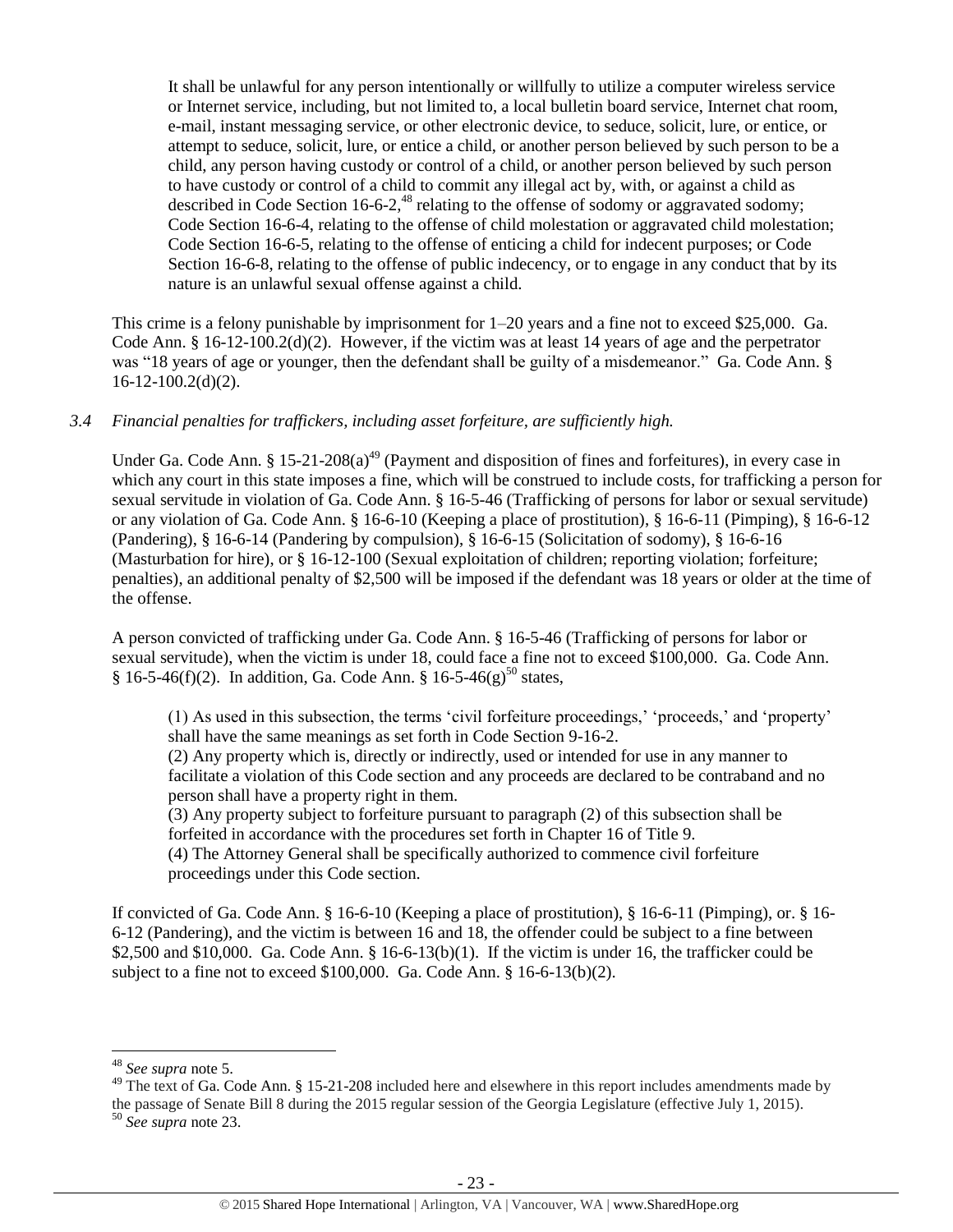> It shall be unlawful for any person intentionally or willfully to utilize a computer wireless service or Internet service, including, but not limited to, a local bulletin board service, Internet chat room, e-mail, instant messaging service, or other electronic device, to seduce, solicit, lure, or entice, or attempt to seduce, solicit, lure, or entice a child, or another person believed by such person to be a child, any person having custody or control of a child, or another person believed by such person to have custody or control of a child to commit any illegal act by, with, or against a child as described in Code Section 16-6-2,[48] relating to the offense of sodomy or aggravated sodomy; Code Section 16-6-4, relating to the offense of child molestation or aggravated child molestation; Code Section 16-6-5, relating to the offense of enticing a child for indecent purposes; or Code Section 16-6-8, relating to the offense of public indecency, or to engage in any conduct that by its nature is an unlawful sexual offense against a child.

This crime is a felony punishable by imprisonment for 1–20 years and a fine not to exceed $25,000. Ga. Code Ann. § 16-12-100.2(d)(2). However, if the victim was at least 14 years of age and the perpetrator was "18 years of age or younger, then the defendant shall be guilty of a misdemeanor." Ga. Code Ann. § 16-12-100.2(d)(2).

*3.4 Financial penalties for traffickers, including asset forfeiture, are sufficiently high.*

Under Ga. Code Ann. § 15-21-208(a)[49] (Payment and disposition of fines and forfeitures), in every case in which any court in this state imposes a fine, which will be construed to include costs, for trafficking a person for sexual servitude in violation of Ga. Code Ann. § 16-5-46 (Trafficking of persons for labor or sexual servitude) or any violation of Ga. Code Ann. § 16-6-10 (Keeping a place of prostitution), § 16-6-11 (Pimping), § 16-6-12 (Pandering), § 16-6-14 (Pandering by compulsion), § 16-6-15 (Solicitation of sodomy), § 16-6-16 (Masturbation for hire), or § 16-12-100 (Sexual exploitation of children; reporting violation; forfeiture; penalties), an additional penalty of $2,500 will be imposed if the defendant was 18 years or older at the time of the offense.

A person convicted of trafficking under Ga. Code Ann. § 16-5-46 (Trafficking of persons for labor or sexual servitude), when the victim is under 18, could face a fine not to exceed $100,000. Ga. Code Ann. § 16-5-46(f)(2). In addition, Ga. Code Ann. § 16-5-46(g)[50] states,

> (1) As used in this subsection, the terms 'civil forfeiture proceedings,' 'proceeds,' and 'property' shall have the same meanings as set forth in Code Section 9-16-2.
> (2) Any property which is, directly or indirectly, used or intended for use in any manner to facilitate a violation of this Code section and any proceeds are declared to be contraband and no person shall have a property right in them.
> (3) Any property subject to forfeiture pursuant to paragraph (2) of this subsection shall be forfeited in accordance with the procedures set forth in Chapter 16 of Title 9.
> (4) The Attorney General shall be specifically authorized to commence civil forfeiture proceedings under this Code section.

If convicted of Ga. Code Ann. § 16-6-10 (Keeping a place of prostitution), § 16-6-11 (Pimping), or. § 16-6-12 (Pandering), and the victim is between 16 and 18, the offender could be subject to a fine between $2,500 and $10,000. Ga. Code Ann. § 16-6-13(b)(1). If the victim is under 16, the trafficker could be subject to a fine not to exceed $100,000. Ga. Code Ann. § 16-6-13(b)(2).

---

[48] *See supra* note 5.

[49] The text of Ga. Code Ann. § 15-21-208 included here and elsewhere in this report includes amendments made by the passage of Senate Bill 8 during the 2015 regular session of the Georgia Legislature (effective July 1, 2015).

[50] *See supra* note 23.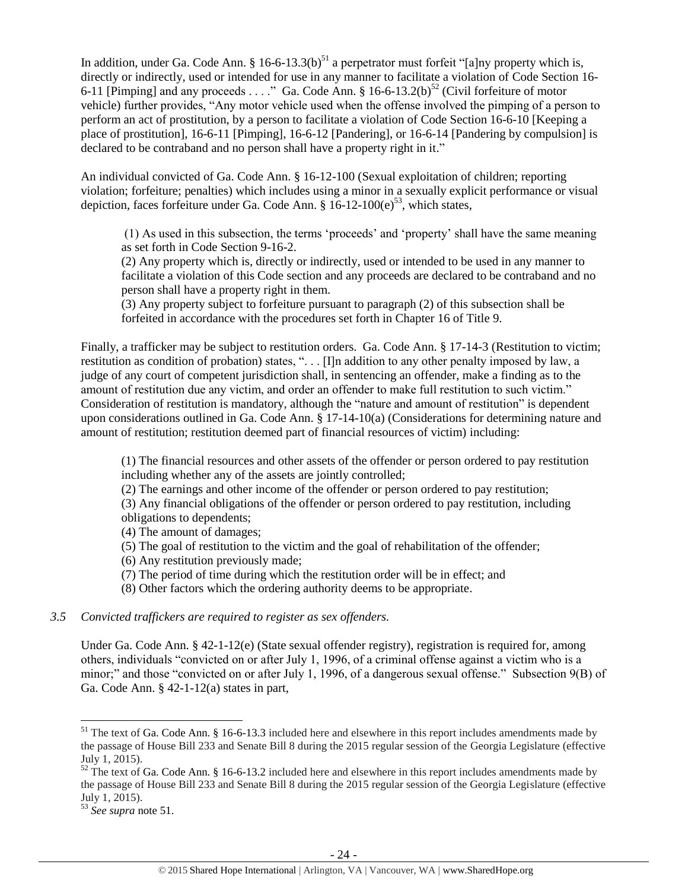In addition, under Ga. Code Ann. § 16-6-13.3(b)[51] a perpetrator must forfeit "[a]ny property which is, directly or indirectly, used or intended for use in any manner to facilitate a violation of Code Section 16-6-11 [Pimping] and any proceeds . . . ." Ga. Code Ann. § 16-6-13.2(b)[52] (Civil forfeiture of motor vehicle) further provides, "Any motor vehicle used when the offense involved the pimping of a person to perform an act of prostitution, by a person to facilitate a violation of Code Section 16-6-10 [Keeping a place of prostitution], 16-6-11 [Pimping], 16-6-12 [Pandering], or 16-6-14 [Pandering by compulsion] is declared to be contraband and no person shall have a property right in it."

An individual convicted of Ga. Code Ann. § 16-12-100 (Sexual exploitation of children; reporting violation; forfeiture; penalties) which includes using a minor in a sexually explicit performance or visual depiction, faces forfeiture under Ga. Code Ann. § 16-12-100(e)[53], which states,

> (1) As used in this subsection, the terms 'proceeds' and 'property' shall have the same meaning as set forth in Code Section 9-16-2.
> (2) Any property which is, directly or indirectly, used or intended to be used in any manner to facilitate a violation of this Code section and any proceeds are declared to be contraband and no person shall have a property right in them.
> (3) Any property subject to forfeiture pursuant to paragraph (2) of this subsection shall be forfeited in accordance with the procedures set forth in Chapter 16 of Title 9.

Finally, a trafficker may be subject to restitution orders. Ga. Code Ann. § 17-14-3 (Restitution to victim; restitution as condition of probation) states, ". . . [I]n addition to any other penalty imposed by law, a judge of any court of competent jurisdiction shall, in sentencing an offender, make a finding as to the amount of restitution due any victim, and order an offender to make full restitution to such victim." Consideration of restitution is mandatory, although the "nature and amount of restitution" is dependent upon considerations outlined in Ga. Code Ann. § 17-14-10(a) (Considerations for determining nature and amount of restitution; restitution deemed part of financial resources of victim) including:

> (1) The financial resources and other assets of the offender or person ordered to pay restitution including whether any of the assets are jointly controlled;
> (2) The earnings and other income of the offender or person ordered to pay restitution;
> (3) Any financial obligations of the offender or person ordered to pay restitution, including obligations to dependents;
> (4) The amount of damages;
> (5) The goal of restitution to the victim and the goal of rehabilitation of the offender;
> (6) Any restitution previously made;
> (7) The period of time during which the restitution order will be in effect; and
> (8) Other factors which the ordering authority deems to be appropriate.

*3.5 Convicted traffickers are required to register as sex offenders.*

Under Ga. Code Ann. § 42-1-12(e) (State sexual offender registry), registration is required for, among others, individuals "convicted on or after July 1, 1996, of a criminal offense against a victim who is a minor;" and those "convicted on or after July 1, 1996, of a dangerous sexual offense." Subsection 9(B) of Ga. Code Ann. § 42-1-12(a) states in part,

---

[51] The text of Ga. Code Ann. § 16-6-13.3 included here and elsewhere in this report includes amendments made by the passage of House Bill 233 and Senate Bill 8 during the 2015 regular session of the Georgia Legislature (effective July 1, 2015).

[52] The text of Ga. Code Ann. § 16-6-13.2 included here and elsewhere in this report includes amendments made by the passage of House Bill 233 and Senate Bill 8 during the 2015 regular session of the Georgia Legislature (effective July 1, 2015).

[53] *See supra* note 51.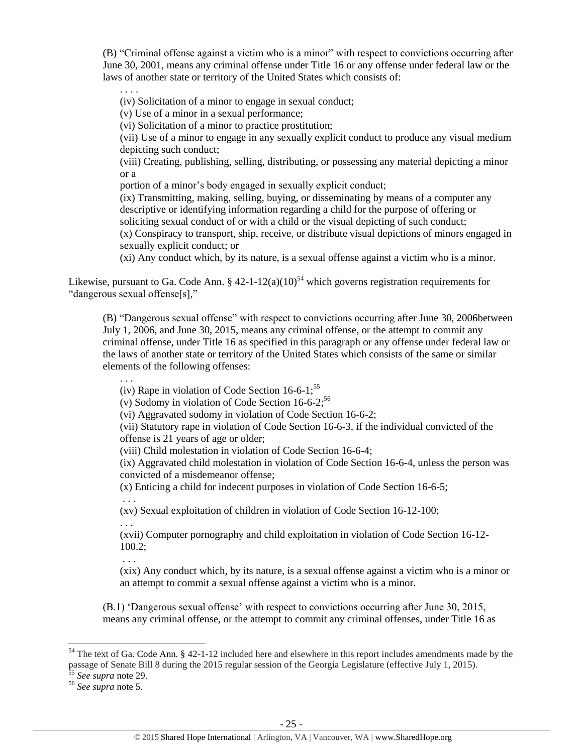(B) "Criminal offense against a victim who is a minor" with respect to convictions occurring after June 30, 2001, means any criminal offense under Title 16 or any offense under federal law or the laws of another state or territory of the United States which consists of:

> . . . .
>
> (iv) Solicitation of a minor to engage in sexual conduct;
>
> (v) Use of a minor in a sexual performance;
>
> (vi) Solicitation of a minor to practice prostitution;
>
> (vii) Use of a minor to engage in any sexually explicit conduct to produce any visual medium depicting such conduct;
>
> (viii) Creating, publishing, selling, distributing, or possessing any material depicting a minor or a
>
> portion of a minor's body engaged in sexually explicit conduct;
>
> (ix) Transmitting, making, selling, buying, or disseminating by means of a computer any descriptive or identifying information regarding a child for the purpose of offering or soliciting sexual conduct of or with a child or the visual depicting of such conduct;
>
> (x) Conspiracy to transport, ship, receive, or distribute visual depictions of minors engaged in sexually explicit conduct; or
>
> (xi) Any conduct which, by its nature, is a sexual offense against a victim who is a minor.

Likewise, pursuant to Ga. Code Ann. § 42-1-12(a)(10)[54] which governs registration requirements for "dangerous sexual offense[s],"

(B) "Dangerous sexual offense" with respect to convictions occurring ~~after June 30, 2006~~between July 1, 2006, and June 30, 2015, means any criminal offense, or the attempt to commit any criminal offense, under Title 16 as specified in this paragraph or any offense under federal law or the laws of another state or territory of the United States which consists of the same or similar elements of the following offenses:

> . . .
>
> (iv) Rape in violation of Code Section 16-6-1;[55]
>
> (v) Sodomy in violation of Code Section 16-6-2;[56]
>
> (vi) Aggravated sodomy in violation of Code Section 16-6-2;
>
> (vii) Statutory rape in violation of Code Section 16-6-3, if the individual convicted of the offense is 21 years of age or older;
>
> (viii) Child molestation in violation of Code Section 16-6-4;
>
> (ix) Aggravated child molestation in violation of Code Section 16-6-4, unless the person was convicted of a misdemeanor offense;
>
> (x) Enticing a child for indecent purposes in violation of Code Section 16-6-5;
>
> . . .
>
> (xv) Sexual exploitation of children in violation of Code Section 16-12-100;
>
> . . .
>
> (xvii) Computer pornography and child exploitation in violation of Code Section 16-12-100.2;
>
> . . .
>
> (xix) Any conduct which, by its nature, is a sexual offense against a victim who is a minor or an attempt to commit a sexual offense against a victim who is a minor.

(B.1) 'Dangerous sexual offense' with respect to convictions occurring after June 30, 2015, means any criminal offense, or the attempt to commit any criminal offenses, under Title 16 as

---

[54] The text of Ga. Code Ann. § 42-1-12 included here and elsewhere in this report includes amendments made by the passage of Senate Bill 8 during the 2015 regular session of the Georgia Legislature (effective July 1, 2015).

[55] *See supra* note 29.

[56] *See supra* note 5.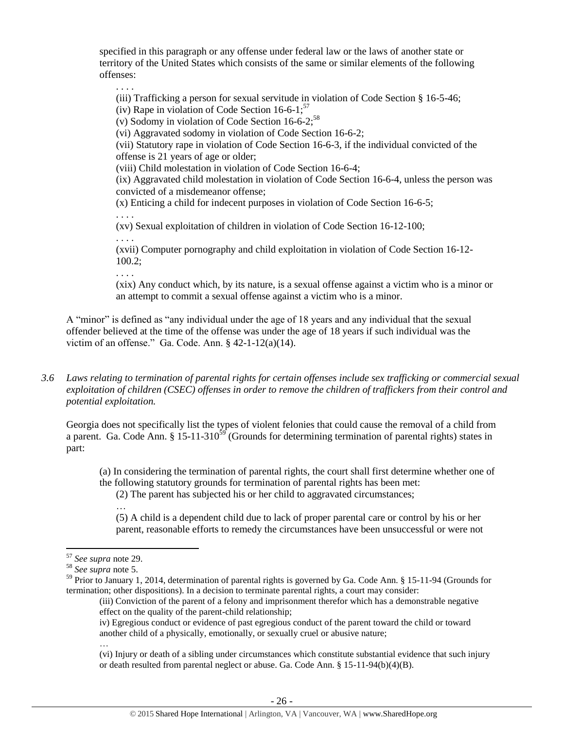specified in this paragraph or any offense under federal law or the laws of another state or territory of the United States which consists of the same or similar elements of the following offenses:

> . . . .
>
> (iii) Trafficking a person for sexual servitude in violation of Code Section § 16-5-46;
>
> (iv) Rape in violation of Code Section 16-6-1;[57]
>
> (v) Sodomy in violation of Code Section 16-6-2;[58]
>
> (vi) Aggravated sodomy in violation of Code Section 16-6-2;
>
> (vii) Statutory rape in violation of Code Section 16-6-3, if the individual convicted of the offense is 21 years of age or older;
>
> (viii) Child molestation in violation of Code Section 16-6-4;
>
> (ix) Aggravated child molestation in violation of Code Section 16-6-4, unless the person was convicted of a misdemeanor offense;
>
> (x) Enticing a child for indecent purposes in violation of Code Section 16-6-5;
>
> . . . .
>
> (xv) Sexual exploitation of children in violation of Code Section 16-12-100;
>
> . . . .
>
> (xvii) Computer pornography and child exploitation in violation of Code Section 16-12-100.2;
>
> . . . .
>
> (xix) Any conduct which, by its nature, is a sexual offense against a victim who is a minor or an attempt to commit a sexual offense against a victim who is a minor.

A "minor" is defined as "any individual under the age of 18 years and any individual that the sexual offender believed at the time of the offense was under the age of 18 years if such individual was the victim of an offense." Ga. Code Ann. § 42-1-12(a)(14).

*3.6 Laws relating to termination of parental rights for certain offenses include sex trafficking or commercial sexual exploitation of children (CSEC) offenses in order to remove the children of traffickers from their control and potential exploitation.*

Georgia does not specifically list the types of violent felonies that could cause the removal of a child from a parent. Ga. Code Ann. § 15-11-310[59] (Grounds for determining termination of parental rights) states in part:

> (a) In considering the termination of parental rights, the court shall first determine whether one of the following statutory grounds for termination of parental rights has been met:
>
> (2) The parent has subjected his or her child to aggravated circumstances;
>
> …
>
> (5) A child is a dependent child due to lack of proper parental care or control by his or her parent, reasonable efforts to remedy the circumstances have been unsuccessful or were not

---

[57] *See supra* note 29.

[58] *See supra* note 5.

[59] Prior to January 1, 2014, determination of parental rights is governed by Ga. Code Ann. § 15-11-94 (Grounds for termination; other dispositions). In a decision to terminate parental rights, a court may consider:

> (iii) Conviction of the parent of a felony and imprisonment therefor which has a demonstrable negative effect on the quality of the parent-child relationship;
>
> iv) Egregious conduct or evidence of past egregious conduct of the parent toward the child or toward another child of a physically, emotionally, or sexually cruel or abusive nature;
>
> …
>
> (vi) Injury or death of a sibling under circumstances which constitute substantial evidence that such injury or death resulted from parental neglect or abuse. Ga. Code Ann. § 15-11-94(b)(4)(B).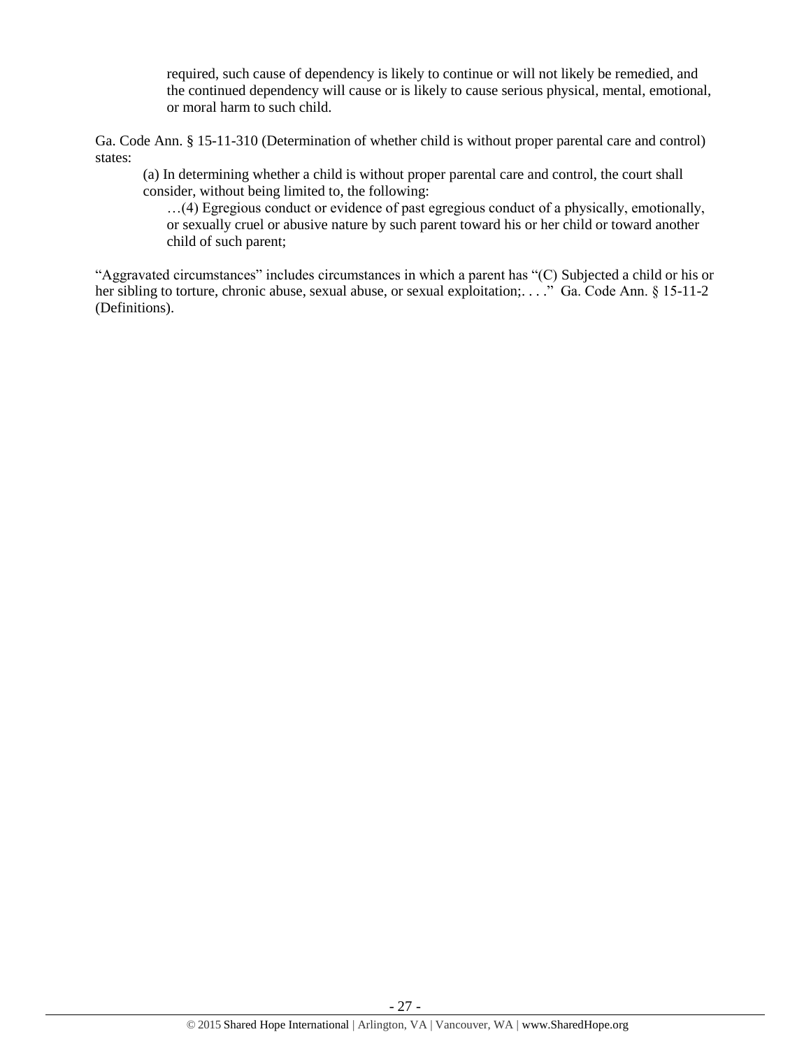> required, such cause of dependency is likely to continue or will not likely be remedied, and the continued dependency will cause or is likely to cause serious physical, mental, emotional, or moral harm to such child.

Ga. Code Ann. § 15-11-310 (Determination of whether child is without proper parental care and control) states:

> (a) In determining whether a child is without proper parental care and control, the court shall consider, without being limited to, the following:
>
> …(4) Egregious conduct or evidence of past egregious conduct of a physically, emotionally, or sexually cruel or abusive nature by such parent toward his or her child or toward another child of such parent;

"Aggravated circumstances" includes circumstances in which a parent has "(C) Subjected a child or his or her sibling to torture, chronic abuse, sexual abuse, or sexual exploitation;. . . ." Ga. Code Ann. § 15-11-2 (Definitions).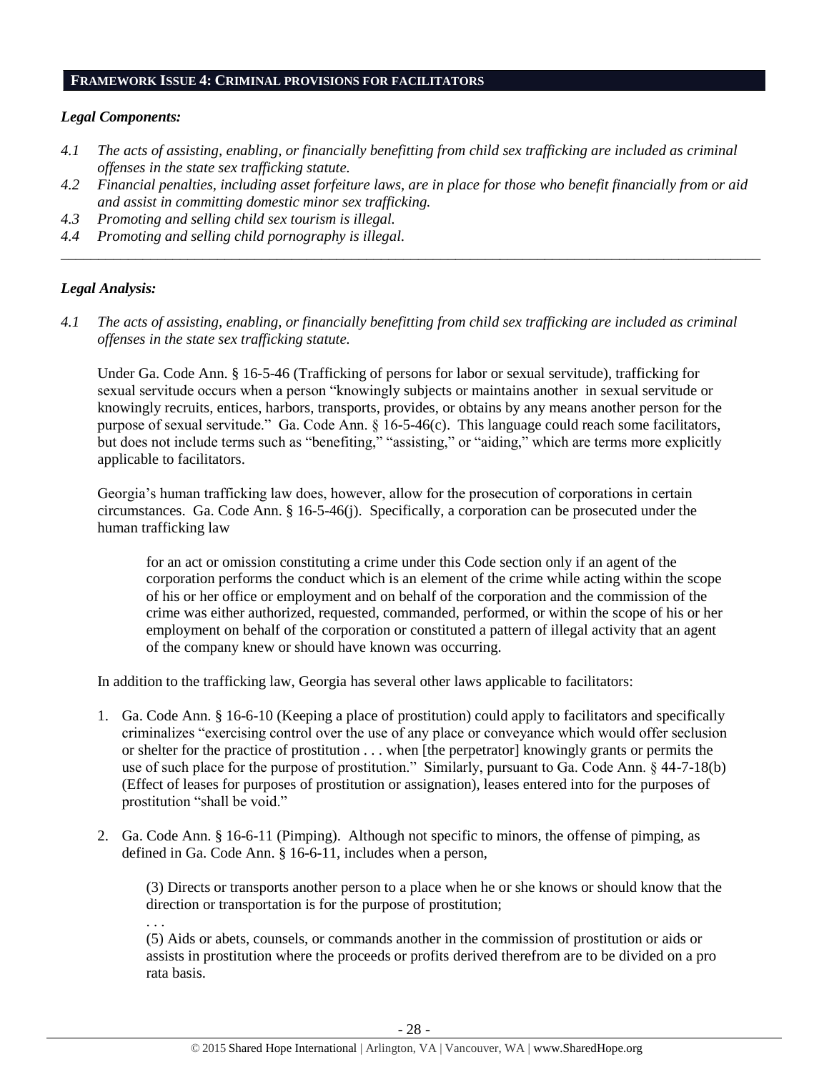## FRAMEWORK ISSUE 4: CRIMINAL PROVISIONS FOR FACILITATORS

### *Legal Components:*

*4.1 The acts of assisting, enabling, or financially benefitting from child sex trafficking are included as criminal offenses in the state sex trafficking statute.*

*4.2 Financial penalties, including asset forfeiture laws, are in place for those who benefit financially from or aid and assist in committing domestic minor sex trafficking.*

*4.3 Promoting and selling child sex tourism is illegal.*

*4.4 Promoting and selling child pornography is illegal.*

---

### *Legal Analysis:*

*4.1 The acts of assisting, enabling, or financially benefitting from child sex trafficking are included as criminal offenses in the state sex trafficking statute.*

Under Ga. Code Ann. § 16-5-46 (Trafficking of persons for labor or sexual servitude), trafficking for sexual servitude occurs when a person "knowingly subjects or maintains another in sexual servitude or knowingly recruits, entices, harbors, transports, provides, or obtains by any means another person for the purpose of sexual servitude." Ga. Code Ann. § 16-5-46(c). This language could reach some facilitators, but does not include terms such as "benefiting," "assisting," or "aiding," which are terms more explicitly applicable to facilitators.

Georgia's human trafficking law does, however, allow for the prosecution of corporations in certain circumstances. Ga. Code Ann. § 16-5-46(j). Specifically, a corporation can be prosecuted under the human trafficking law

> for an act or omission constituting a crime under this Code section only if an agent of the corporation performs the conduct which is an element of the crime while acting within the scope of his or her office or employment and on behalf of the corporation and the commission of the crime was either authorized, requested, commanded, performed, or within the scope of his or her employment on behalf of the corporation or constituted a pattern of illegal activity that an agent of the company knew or should have known was occurring.

In addition to the trafficking law, Georgia has several other laws applicable to facilitators:

1. Ga. Code Ann. § 16-6-10 (Keeping a place of prostitution) could apply to facilitators and specifically criminalizes "exercising control over the use of any place or conveyance which would offer seclusion or shelter for the practice of prostitution . . . when [the perpetrator] knowingly grants or permits the use of such place for the purpose of prostitution." Similarly, pursuant to Ga. Code Ann. § 44-7-18(b) (Effect of leases for purposes of prostitution or assignation), leases entered into for the purposes of prostitution "shall be void."

2. Ga. Code Ann. § 16-6-11 (Pimping). Although not specific to minors, the offense of pimping, as defined in Ga. Code Ann. § 16-6-11, includes when a person,

   > (3) Directs or transports another person to a place when he or she knows or should know that the direction or transportation is for the purpose of prostitution;
   >
   > . . .
   >
   > (5) Aids or abets, counsels, or commands another in the commission of prostitution or aids or assists in prostitution where the proceeds or profits derived therefrom are to be divided on a pro rata basis.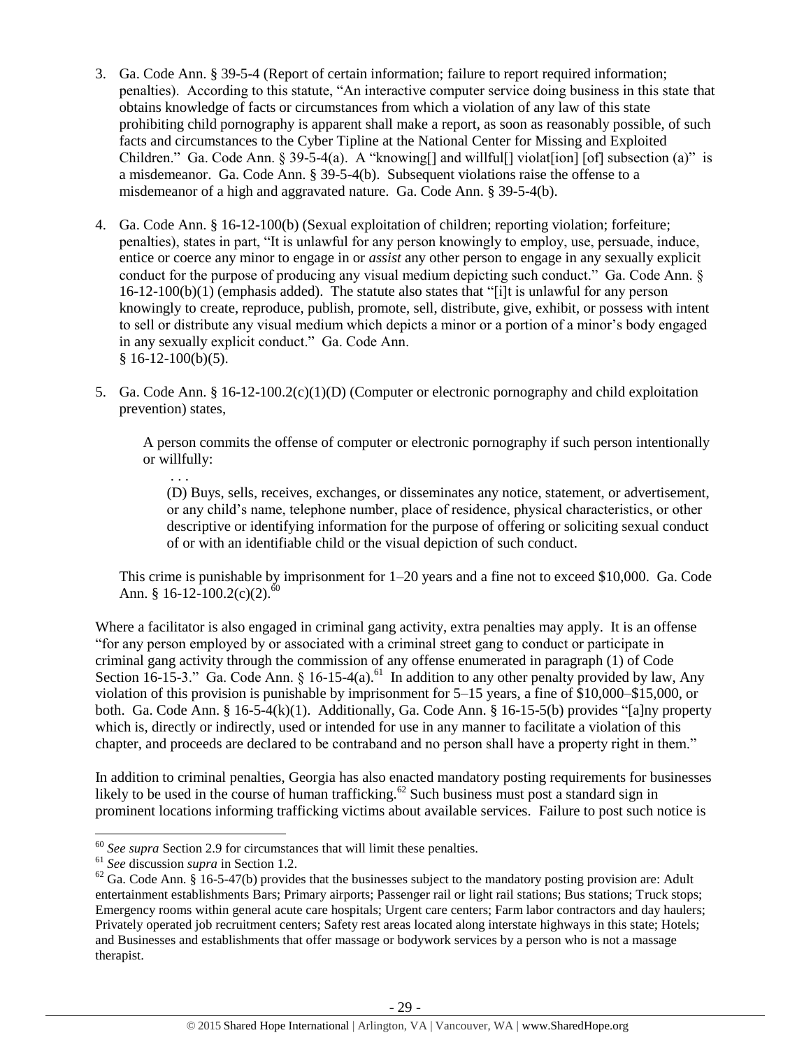3. Ga. Code Ann. § 39-5-4 (Report of certain information; failure to report required information; penalties). According to this statute, "An interactive computer service doing business in this state that obtains knowledge of facts or circumstances from which a violation of any law of this state prohibiting child pornography is apparent shall make a report, as soon as reasonably possible, of such facts and circumstances to the Cyber Tipline at the National Center for Missing and Exploited Children." Ga. Code Ann. § 39-5-4(a). A "knowing[] and willful[] violat[ion] [of] subsection (a)" is a misdemeanor. Ga. Code Ann. § 39-5-4(b). Subsequent violations raise the offense to a misdemeanor of a high and aggravated nature. Ga. Code Ann. § 39-5-4(b).

4. Ga. Code Ann. § 16-12-100(b) (Sexual exploitation of children; reporting violation; forfeiture; penalties), states in part, "It is unlawful for any person knowingly to employ, use, persuade, induce, entice or coerce any minor to engage in or *assist* any other person to engage in any sexually explicit conduct for the purpose of producing any visual medium depicting such conduct." Ga. Code Ann. § 16-12-100(b)(1) (emphasis added). The statute also states that "[i]t is unlawful for any person knowingly to create, reproduce, publish, promote, sell, distribute, give, exhibit, or possess with intent to sell or distribute any visual medium which depicts a minor or a portion of a minor's body engaged in any sexually explicit conduct." Ga. Code Ann. § 16-12-100(b)(5).

5. Ga. Code Ann. § 16-12-100.2(c)(1)(D) (Computer or electronic pornography and child exploitation prevention) states,

   > A person commits the offense of computer or electronic pornography if such person intentionally or willfully:
   >
   > > . . .
   > >
   > > (D) Buys, sells, receives, exchanges, or disseminates any notice, statement, or advertisement, or any child's name, telephone number, place of residence, physical characteristics, or other descriptive or identifying information for the purpose of offering or soliciting sexual conduct of or with an identifiable child or the visual depiction of such conduct.

   This crime is punishable by imprisonment for 1–20 years and a fine not to exceed $10,000. Ga. Code Ann. § 16-12-100.2(c)(2).[60]

Where a facilitator is also engaged in criminal gang activity, extra penalties may apply. It is an offense "for any person employed by or associated with a criminal street gang to conduct or participate in criminal gang activity through the commission of any offense enumerated in paragraph (1) of Code Section 16-15-3." Ga. Code Ann. § 16-15-4(a).[61] In addition to any other penalty provided by law, Any violation of this provision is punishable by imprisonment for 5–15 years, a fine of $10,000–$15,000, or both. Ga. Code Ann. § 16-5-4(k)(1). Additionally, Ga. Code Ann. § 16-15-5(b) provides "[a]ny property which is, directly or indirectly, used or intended for use in any manner to facilitate a violation of this chapter, and proceeds are declared to be contraband and no person shall have a property right in them."

In addition to criminal penalties, Georgia has also enacted mandatory posting requirements for businesses likely to be used in the course of human trafficking.[62] Such business must post a standard sign in prominent locations informing trafficking victims about available services. Failure to post such notice is

---

[60] *See supra* Section 2.9 for circumstances that will limit these penalties.

[61] *See* discussion *supra* in Section 1.2.

[62] Ga. Code Ann. § 16-5-47(b) provides that the businesses subject to the mandatory posting provision are: Adult entertainment establishments Bars; Primary airports; Passenger rail or light rail stations; Bus stations; Truck stops; Emergency rooms within general acute care hospitals; Urgent care centers; Farm labor contractors and day haulers; Privately operated job recruitment centers; Safety rest areas located along interstate highways in this state; Hotels; and Businesses and establishments that offer massage or bodywork services by a person who is not a massage therapist.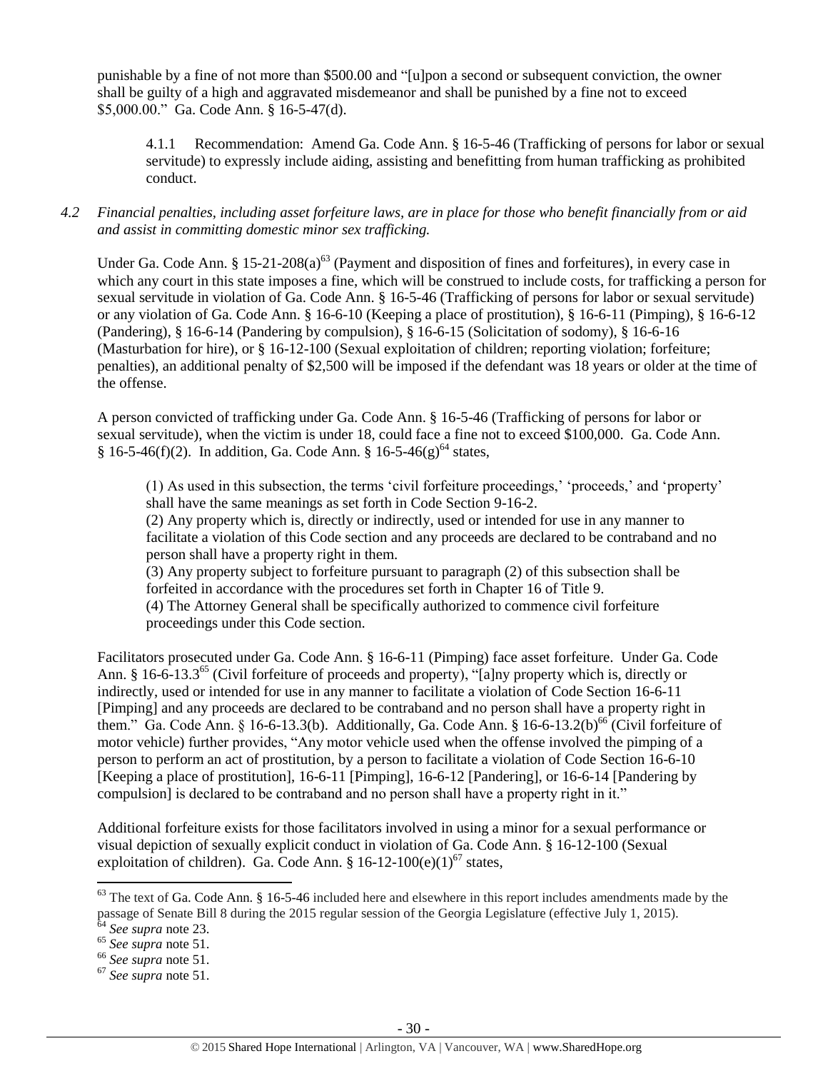punishable by a fine of not more than $500.00 and "[u]pon a second or subsequent conviction, the owner shall be guilty of a high and aggravated misdemeanor and shall be punished by a fine not to exceed $5,000.00." Ga. Code Ann. § 16-5-47(d).

> 4.1.1 Recommendation: Amend Ga. Code Ann. § 16-5-46 (Trafficking of persons for labor or sexual servitude) to expressly include aiding, assisting and benefitting from human trafficking as prohibited conduct.

*4.2 Financial penalties, including asset forfeiture laws, are in place for those who benefit financially from or aid and assist in committing domestic minor sex trafficking.*

Under Ga. Code Ann. § 15-21-208(a)[63] (Payment and disposition of fines and forfeitures), in every case in which any court in this state imposes a fine, which will be construed to include costs, for trafficking a person for sexual servitude in violation of Ga. Code Ann. § 16-5-46 (Trafficking of persons for labor or sexual servitude) or any violation of Ga. Code Ann. § 16-6-10 (Keeping a place of prostitution), § 16-6-11 (Pimping), § 16-6-12 (Pandering), § 16-6-14 (Pandering by compulsion), § 16-6-15 (Solicitation of sodomy), § 16-6-16 (Masturbation for hire), or § 16-12-100 (Sexual exploitation of children; reporting violation; forfeiture; penalties), an additional penalty of $2,500 will be imposed if the defendant was 18 years or older at the time of the offense.

A person convicted of trafficking under Ga. Code Ann. § 16-5-46 (Trafficking of persons for labor or sexual servitude), when the victim is under 18, could face a fine not to exceed $100,000. Ga. Code Ann. § 16-5-46(f)(2). In addition, Ga. Code Ann. § 16-5-46(g)[64] states,

> (1) As used in this subsection, the terms 'civil forfeiture proceedings,' 'proceeds,' and 'property' shall have the same meanings as set forth in Code Section 9-16-2.
> (2) Any property which is, directly or indirectly, used or intended for use in any manner to facilitate a violation of this Code section and any proceeds are declared to be contraband and no person shall have a property right in them.
> (3) Any property subject to forfeiture pursuant to paragraph (2) of this subsection shall be forfeited in accordance with the procedures set forth in Chapter 16 of Title 9.
> (4) The Attorney General shall be specifically authorized to commence civil forfeiture proceedings under this Code section.

Facilitators prosecuted under Ga. Code Ann. § 16-6-11 (Pimping) face asset forfeiture. Under Ga. Code Ann. § 16-6-13.3[65] (Civil forfeiture of proceeds and property), "[a]ny property which is, directly or indirectly, used or intended for use in any manner to facilitate a violation of Code Section 16-6-11 [Pimping] and any proceeds are declared to be contraband and no person shall have a property right in them." Ga. Code Ann. § 16-6-13.3(b). Additionally, Ga. Code Ann. § 16-6-13.2(b)[66] (Civil forfeiture of motor vehicle) further provides, "Any motor vehicle used when the offense involved the pimping of a person to perform an act of prostitution, by a person to facilitate a violation of Code Section 16-6-10 [Keeping a place of prostitution], 16-6-11 [Pimping], 16-6-12 [Pandering], or 16-6-14 [Pandering by compulsion] is declared to be contraband and no person shall have a property right in it."

Additional forfeiture exists for those facilitators involved in using a minor for a sexual performance or visual depiction of sexually explicit conduct in violation of Ga. Code Ann. § 16-12-100 (Sexual exploitation of children). Ga. Code Ann. § 16-12-100(e)(1)[67] states,

---

[63] The text of Ga. Code Ann. § 16-5-46 included here and elsewhere in this report includes amendments made by the passage of Senate Bill 8 during the 2015 regular session of the Georgia Legislature (effective July 1, 2015).
[64] *See supra* note 23.
[65] *See supra* note 51.
[66] *See supra* note 51.
[67] *See supra* note 51.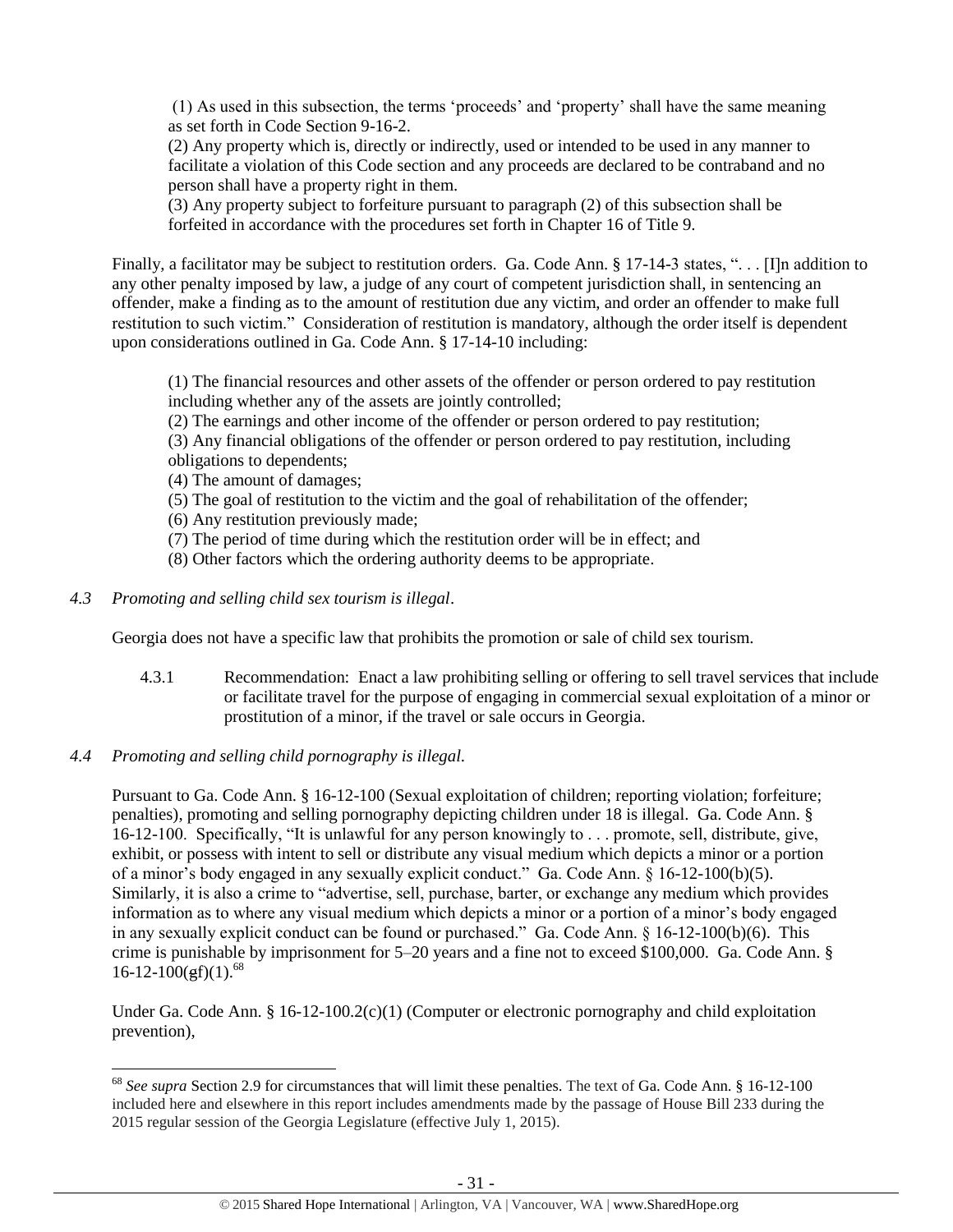(1) As used in this subsection, the terms 'proceeds' and 'property' shall have the same meaning as set forth in Code Section 9-16-2.
(2) Any property which is, directly or indirectly, used or intended to be used in any manner to facilitate a violation of this Code section and any proceeds are declared to be contraband and no person shall have a property right in them.
(3) Any property subject to forfeiture pursuant to paragraph (2) of this subsection shall be forfeited in accordance with the procedures set forth in Chapter 16 of Title 9.

Finally, a facilitator may be subject to restitution orders. Ga. Code Ann. § 17-14-3 states, ". . . [I]n addition to any other penalty imposed by law, a judge of any court of competent jurisdiction shall, in sentencing an offender, make a finding as to the amount of restitution due any victim, and order an offender to make full restitution to such victim." Consideration of restitution is mandatory, although the order itself is dependent upon considerations outlined in Ga. Code Ann. § 17-14-10 including:

(1) The financial resources and other assets of the offender or person ordered to pay restitution including whether any of the assets are jointly controlled;
(2) The earnings and other income of the offender or person ordered to pay restitution;
(3) Any financial obligations of the offender or person ordered to pay restitution, including obligations to dependents;
(4) The amount of damages;
(5) The goal of restitution to the victim and the goal of rehabilitation of the offender;
(6) Any restitution previously made;
(7) The period of time during which the restitution order will be in effect; and
(8) Other factors which the ordering authority deems to be appropriate.

*4.3 Promoting and selling child sex tourism is illegal*.

Georgia does not have a specific law that prohibits the promotion or sale of child sex tourism.

4.3.1 Recommendation: Enact a law prohibiting selling or offering to sell travel services that include or facilitate travel for the purpose of engaging in commercial sexual exploitation of a minor or prostitution of a minor, if the travel or sale occurs in Georgia.

*4.4 Promoting and selling child pornography is illegal.*

Pursuant to Ga. Code Ann. § 16-12-100 (Sexual exploitation of children; reporting violation; forfeiture; penalties), promoting and selling pornography depicting children under 18 is illegal. Ga. Code Ann. § 16-12-100. Specifically, "It is unlawful for any person knowingly to . . . promote, sell, distribute, give, exhibit, or possess with intent to sell or distribute any visual medium which depicts a minor or a portion of a minor's body engaged in any sexually explicit conduct." Ga. Code Ann. § 16-12-100(b)(5). Similarly, it is also a crime to "advertise, sell, purchase, barter, or exchange any medium which provides information as to where any visual medium which depicts a minor or a portion of a minor's body engaged in any sexually explicit conduct can be found or purchased." Ga. Code Ann. § 16-12-100(b)(6). This crime is punishable by imprisonment for 5–20 years and a fine not to exceed $100,000. Ga. Code Ann. § 16-12-100(gf)(1).[68]

Under Ga. Code Ann. § 16-12-100.2(c)(1) (Computer or electronic pornography and child exploitation prevention),

[68] *See supra* Section 2.9 for circumstances that will limit these penalties. The text of Ga. Code Ann. § 16-12-100 included here and elsewhere in this report includes amendments made by the passage of House Bill 233 during the 2015 regular session of the Georgia Legislature (effective July 1, 2015).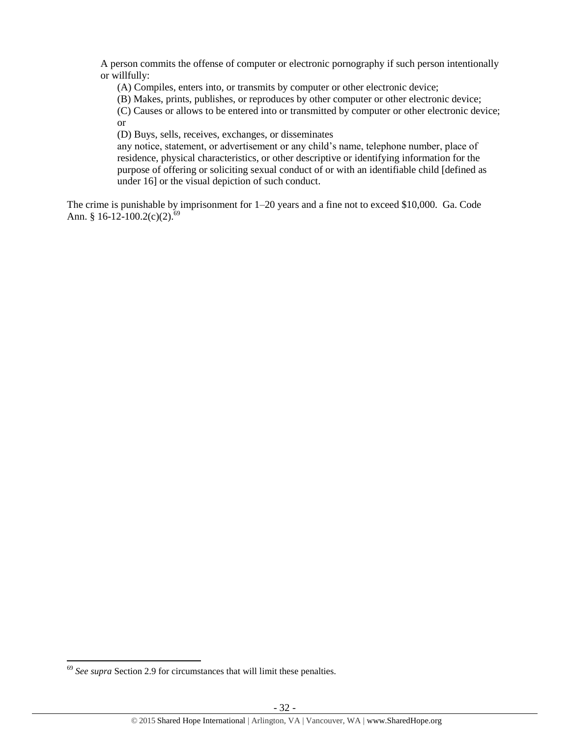> A person commits the offense of computer or electronic pornography if such person intentionally or willfully:
>
> (A) Compiles, enters into, or transmits by computer or other electronic device;
>
> (B) Makes, prints, publishes, or reproduces by other computer or other electronic device;
>
> (C) Causes or allows to be entered into or transmitted by computer or other electronic device; or
>
> (D) Buys, sells, receives, exchanges, or disseminates
>
> any notice, statement, or advertisement or any child's name, telephone number, place of residence, physical characteristics, or other descriptive or identifying information for the purpose of offering or soliciting sexual conduct of or with an identifiable child [defined as under 16] or the visual depiction of such conduct.

The crime is punishable by imprisonment for 1–20 years and a fine not to exceed $10,000. Ga. Code Ann. § 16-12-100.2(c)(2).[69]

---

[69] *See supra* Section 2.9 for circumstances that will limit these penalties.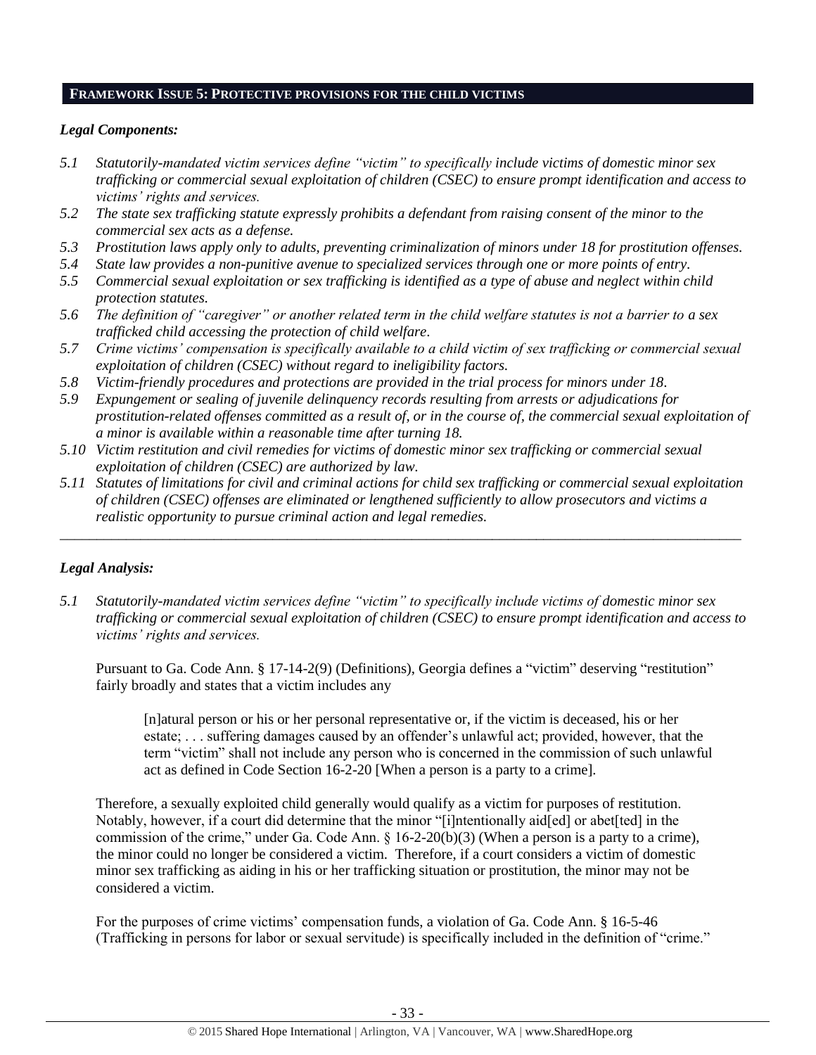## FRAMEWORK ISSUE 5: PROTECTIVE PROVISIONS FOR THE CHILD VICTIMS

### *Legal Components:*

*5.1 Statutorily-mandated victim services define "victim" to specifically include victims of domestic minor sex trafficking or commercial sexual exploitation of children (CSEC) to ensure prompt identification and access to victims' rights and services.*

*5.2 The state sex trafficking statute expressly prohibits a defendant from raising consent of the minor to the commercial sex acts as a defense.*

*5.3 Prostitution laws apply only to adults, preventing criminalization of minors under 18 for prostitution offenses.*

*5.4 State law provides a non-punitive avenue to specialized services through one or more points of entry.*

*5.5 Commercial sexual exploitation or sex trafficking is identified as a type of abuse and neglect within child protection statutes.*

*5.6 The definition of "caregiver" or another related term in the child welfare statutes is not a barrier to a sex trafficked child accessing the protection of child welfare.*

*5.7 Crime victims' compensation is specifically available to a child victim of sex trafficking or commercial sexual exploitation of children (CSEC) without regard to ineligibility factors.*

*5.8 Victim-friendly procedures and protections are provided in the trial process for minors under 18.*

*5.9 Expungement or sealing of juvenile delinquency records resulting from arrests or adjudications for prostitution-related offenses committed as a result of, or in the course of, the commercial sexual exploitation of a minor is available within a reasonable time after turning 18.*

*5.10 Victim restitution and civil remedies for victims of domestic minor sex trafficking or commercial sexual exploitation of children (CSEC) are authorized by law.*

*5.11 Statutes of limitations for civil and criminal actions for child sex trafficking or commercial sexual exploitation of children (CSEC) offenses are eliminated or lengthened sufficiently to allow prosecutors and victims a realistic opportunity to pursue criminal action and legal remedies.*

---

### *Legal Analysis:*

*5.1 Statutorily-mandated victim services define "victim" to specifically include victims of domestic minor sex trafficking or commercial sexual exploitation of children (CSEC) to ensure prompt identification and access to victims' rights and services.*

Pursuant to Ga. Code Ann. § 17-14-2(9) (Definitions), Georgia defines a "victim" deserving "restitution" fairly broadly and states that a victim includes any

> [n]atural person or his or her personal representative or, if the victim is deceased, his or her estate; . . . suffering damages caused by an offender's unlawful act; provided, however, that the term "victim" shall not include any person who is concerned in the commission of such unlawful act as defined in Code Section 16-2-20 [When a person is a party to a crime].

Therefore, a sexually exploited child generally would qualify as a victim for purposes of restitution. Notably, however, if a court did determine that the minor "[i]ntentionally aid[ed] or abet[ted] in the commission of the crime," under Ga. Code Ann. § 16-2-20(b)(3) (When a person is a party to a crime), the minor could no longer be considered a victim. Therefore, if a court considers a victim of domestic minor sex trafficking as aiding in his or her trafficking situation or prostitution, the minor may not be considered a victim.

For the purposes of crime victims' compensation funds, a violation of Ga. Code Ann. § 16-5-46 (Trafficking in persons for labor or sexual servitude) is specifically included in the definition of "crime."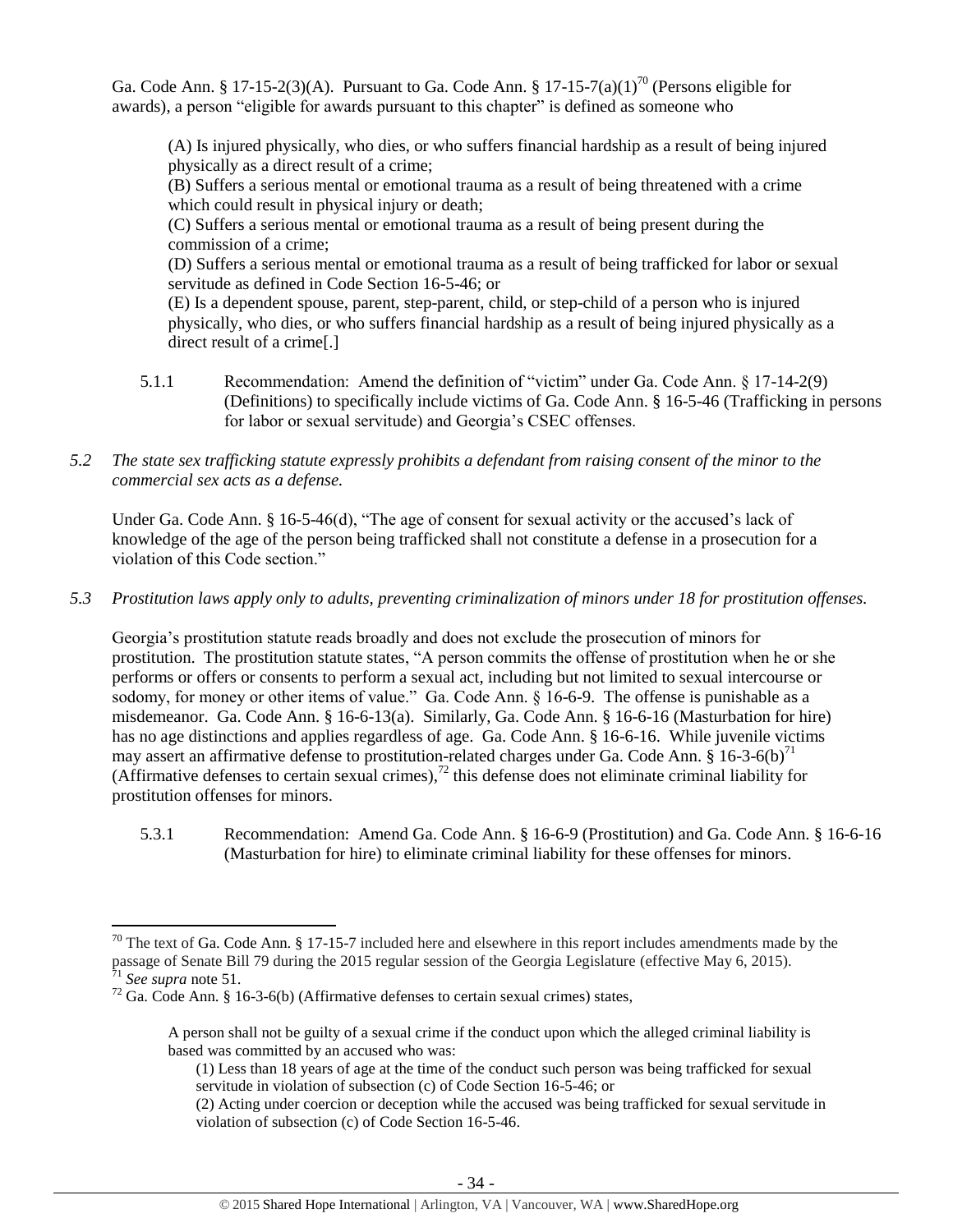Ga. Code Ann. § 17-15-2(3)(A). Pursuant to Ga. Code Ann. § 17-15-7(a)(1)[70] (Persons eligible for awards), a person "eligible for awards pursuant to this chapter" is defined as someone who

> (A) Is injured physically, who dies, or who suffers financial hardship as a result of being injured physically as a direct result of a crime;
> (B) Suffers a serious mental or emotional trauma as a result of being threatened with a crime which could result in physical injury or death;
> (C) Suffers a serious mental or emotional trauma as a result of being present during the commission of a crime;
> (D) Suffers a serious mental or emotional trauma as a result of being trafficked for labor or sexual servitude as defined in Code Section 16-5-46; or
> (E) Is a dependent spouse, parent, step-parent, child, or step-child of a person who is injured physically, who dies, or who suffers financial hardship as a result of being injured physically as a direct result of a crime[.]

5.1.1 Recommendation: Amend the definition of "victim" under Ga. Code Ann. § 17-14-2(9) (Definitions) to specifically include victims of Ga. Code Ann. § 16-5-46 (Trafficking in persons for labor or sexual servitude) and Georgia's CSEC offenses.

*5.2 The state sex trafficking statute expressly prohibits a defendant from raising consent of the minor to the commercial sex acts as a defense.*

Under Ga. Code Ann. § 16-5-46(d), "The age of consent for sexual activity or the accused's lack of knowledge of the age of the person being trafficked shall not constitute a defense in a prosecution for a violation of this Code section."

*5.3 Prostitution laws apply only to adults, preventing criminalization of minors under 18 for prostitution offenses.*

Georgia's prostitution statute reads broadly and does not exclude the prosecution of minors for prostitution. The prostitution statute states, "A person commits the offense of prostitution when he or she performs or offers or consents to perform a sexual act, including but not limited to sexual intercourse or sodomy, for money or other items of value." Ga. Code Ann. § 16-6-9. The offense is punishable as a misdemeanor. Ga. Code Ann. § 16-6-13(a). Similarly, Ga. Code Ann. § 16-6-16 (Masturbation for hire) has no age distinctions and applies regardless of age. Ga. Code Ann. § 16-6-16. While juvenile victims may assert an affirmative defense to prostitution-related charges under Ga. Code Ann. § 16-3-6(b)[71] (Affirmative defenses to certain sexual crimes),[72] this defense does not eliminate criminal liability for prostitution offenses for minors.

5.3.1 Recommendation: Amend Ga. Code Ann. § 16-6-9 (Prostitution) and Ga. Code Ann. § 16-6-16 (Masturbation for hire) to eliminate criminal liability for these offenses for minors.

---

[70] The text of Ga. Code Ann. § 17-15-7 included here and elsewhere in this report includes amendments made by the passage of Senate Bill 79 during the 2015 regular session of the Georgia Legislature (effective May 6, 2015).

[71] *See supra* note 51.

[72] Ga. Code Ann. § 16-3-6(b) (Affirmative defenses to certain sexual crimes) states,

> A person shall not be guilty of a sexual crime if the conduct upon which the alleged criminal liability is based was committed by an accused who was:
> (1) Less than 18 years of age at the time of the conduct such person was being trafficked for sexual servitude in violation of subsection (c) of Code Section 16-5-46; or
> (2) Acting under coercion or deception while the accused was being trafficked for sexual servitude in violation of subsection (c) of Code Section 16-5-46.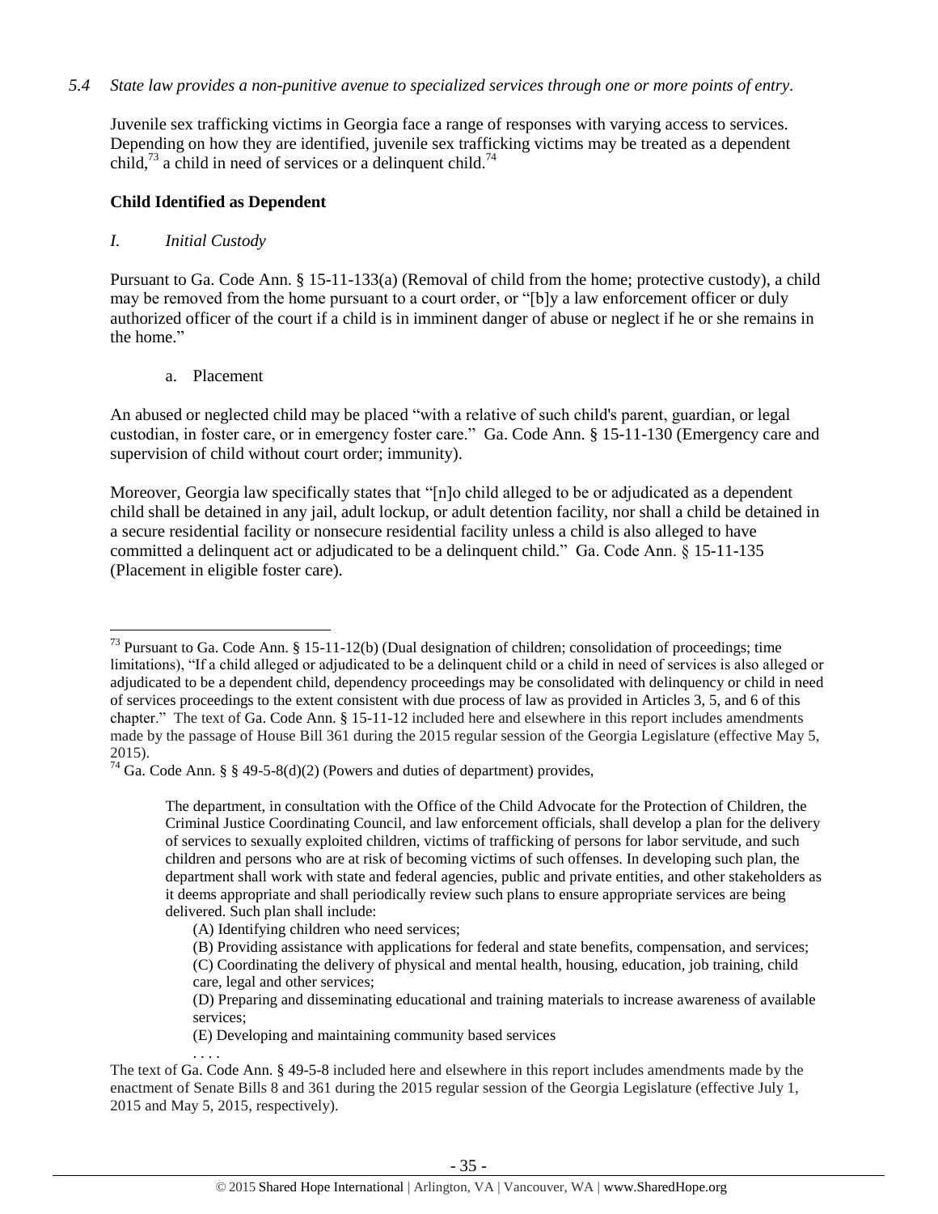*5.4 State law provides a non-punitive avenue to specialized services through one or more points of entry.*

Juvenile sex trafficking victims in Georgia face a range of responses with varying access to services. Depending on how they are identified, juvenile sex trafficking victims may be treated as a dependent child,[73] a child in need of services or a delinquent child.[74]

**Child Identified as Dependent**

*I. Initial Custody*

Pursuant to Ga. Code Ann. § 15-11-133(a) (Removal of child from the home; protective custody), a child may be removed from the home pursuant to a court order, or "[b]y a law enforcement officer or duly authorized officer of the court if a child is in imminent danger of abuse or neglect if he or she remains in the home."

a. Placement

An abused or neglected child may be placed "with a relative of such child's parent, guardian, or legal custodian, in foster care, or in emergency foster care." Ga. Code Ann. § 15-11-130 (Emergency care and supervision of child without court order; immunity).

Moreover, Georgia law specifically states that "[n]o child alleged to be or adjudicated as a dependent child shall be detained in any jail, adult lockup, or adult detention facility, nor shall a child be detained in a secure residential facility or nonsecure residential facility unless a child is also alleged to have committed a delinquent act or adjudicated to be a delinquent child." Ga. Code Ann. § 15-11-135 (Placement in eligible foster care).

---

[73] Pursuant to Ga. Code Ann. § 15-11-12(b) (Dual designation of children; consolidation of proceedings; time limitations), "If a child alleged or adjudicated to be a delinquent child or a child in need of services is also alleged or adjudicated to be a dependent child, dependency proceedings may be consolidated with delinquency or child in need of services proceedings to the extent consistent with due process of law as provided in Articles 3, 5, and 6 of this chapter." The text of Ga. Code Ann. § 15-11-12 included here and elsewhere in this report includes amendments made by the passage of House Bill 361 during the 2015 regular session of the Georgia Legislature (effective May 5, 2015).

[74] Ga. Code Ann. § § 49-5-8(d)(2) (Powers and duties of department) provides,

> The department, in consultation with the Office of the Child Advocate for the Protection of Children, the Criminal Justice Coordinating Council, and law enforcement officials, shall develop a plan for the delivery of services to sexually exploited children, victims of trafficking of persons for labor servitude, and such children and persons who are at risk of becoming victims of such offenses. In developing such plan, the department shall work with state and federal agencies, public and private entities, and other stakeholders as it deems appropriate and shall periodically review such plans to ensure appropriate services are being delivered. Such plan shall include:
>
> (A) Identifying children who need services;
>
> (B) Providing assistance with applications for federal and state benefits, compensation, and services;
>
> (C) Coordinating the delivery of physical and mental health, housing, education, job training, child care, legal and other services;
>
> (D) Preparing and disseminating educational and training materials to increase awareness of available services;
>
> (E) Developing and maintaining community based services
>
> . . . .

The text of Ga. Code Ann. § 49-5-8 included here and elsewhere in this report includes amendments made by the enactment of Senate Bills 8 and 361 during the 2015 regular session of the Georgia Legislature (effective July 1, 2015 and May 5, 2015, respectively).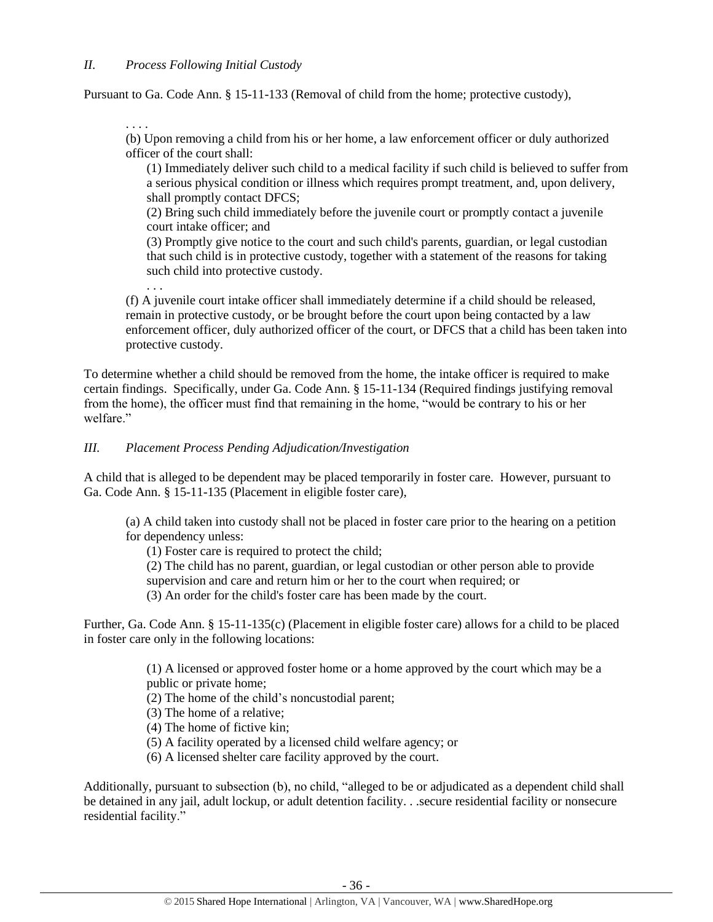## *II. Process Following Initial Custody*

Pursuant to Ga. Code Ann. § 15-11-133 (Removal of child from the home; protective custody),

> . . . .
>
> (b) Upon removing a child from his or her home, a law enforcement officer or duly authorized officer of the court shall:
>
> (1) Immediately deliver such child to a medical facility if such child is believed to suffer from a serious physical condition or illness which requires prompt treatment, and, upon delivery, shall promptly contact DFCS;
>
> (2) Bring such child immediately before the juvenile court or promptly contact a juvenile court intake officer; and
>
> (3) Promptly give notice to the court and such child's parents, guardian, or legal custodian that such child is in protective custody, together with a statement of the reasons for taking such child into protective custody.
>
> . . .
>
> (f) A juvenile court intake officer shall immediately determine if a child should be released, remain in protective custody, or be brought before the court upon being contacted by a law enforcement officer, duly authorized officer of the court, or DFCS that a child has been taken into protective custody.

To determine whether a child should be removed from the home, the intake officer is required to make certain findings. Specifically, under Ga. Code Ann. § 15-11-134 (Required findings justifying removal from the home), the officer must find that remaining in the home, "would be contrary to his or her welfare."

## *III. Placement Process Pending Adjudication/Investigation*

A child that is alleged to be dependent may be placed temporarily in foster care. However, pursuant to Ga. Code Ann. § 15-11-135 (Placement in eligible foster care),

> (a) A child taken into custody shall not be placed in foster care prior to the hearing on a petition for dependency unless:
>
> (1) Foster care is required to protect the child;
>
> (2) The child has no parent, guardian, or legal custodian or other person able to provide supervision and care and return him or her to the court when required; or
>
> (3) An order for the child's foster care has been made by the court.

Further, Ga. Code Ann. § 15-11-135(c) (Placement in eligible foster care) allows for a child to be placed in foster care only in the following locations:

> (1) A licensed or approved foster home or a home approved by the court which may be a public or private home;
>
> (2) The home of the child's noncustodial parent;
>
> (3) The home of a relative;
>
> (4) The home of fictive kin;
>
> (5) A facility operated by a licensed child welfare agency; or
>
> (6) A licensed shelter care facility approved by the court.

Additionally, pursuant to subsection (b), no child, "alleged to be or adjudicated as a dependent child shall be detained in any jail, adult lockup, or adult detention facility. . .secure residential facility or nonsecure residential facility."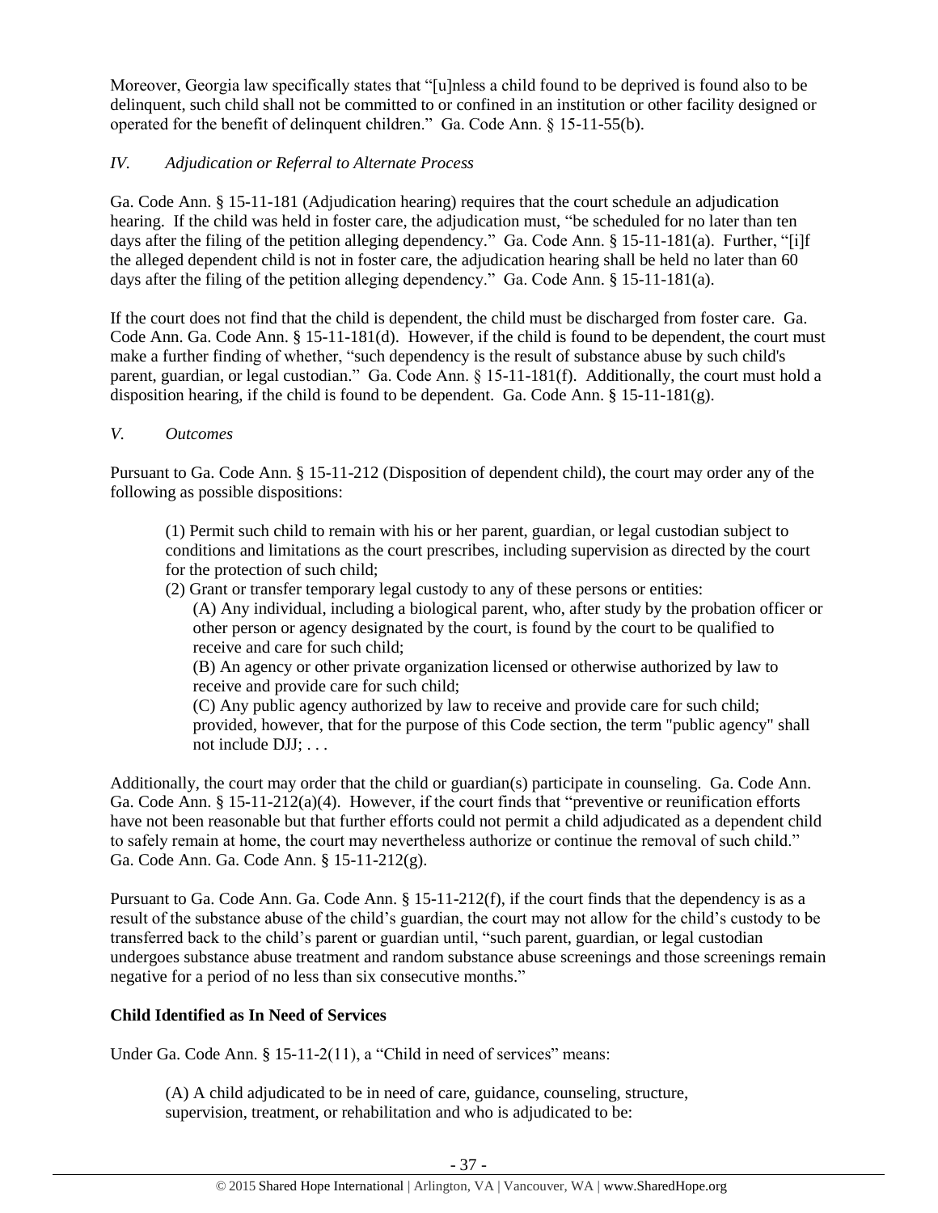Moreover, Georgia law specifically states that "[u]nless a child found to be deprived is found also to be delinquent, such child shall not be committed to or confined in an institution or other facility designed or operated for the benefit of delinquent children." Ga. Code Ann. § 15-11-55(b).

### *IV. Adjudication or Referral to Alternate Process*

Ga. Code Ann. § 15-11-181 (Adjudication hearing) requires that the court schedule an adjudication hearing. If the child was held in foster care, the adjudication must, "be scheduled for no later than ten days after the filing of the petition alleging dependency." Ga. Code Ann. § 15-11-181(a). Further, "[i]f the alleged dependent child is not in foster care, the adjudication hearing shall be held no later than 60 days after the filing of the petition alleging dependency." Ga. Code Ann. § 15-11-181(a).

If the court does not find that the child is dependent, the child must be discharged from foster care. Ga. Code Ann. Ga. Code Ann. § 15-11-181(d). However, if the child is found to be dependent, the court must make a further finding of whether, "such dependency is the result of substance abuse by such child's parent, guardian, or legal custodian." Ga. Code Ann. § 15-11-181(f). Additionally, the court must hold a disposition hearing, if the child is found to be dependent. Ga. Code Ann. § 15-11-181(g).

### *V. Outcomes*

Pursuant to Ga. Code Ann. § 15-11-212 (Disposition of dependent child), the court may order any of the following as possible dispositions:

> (1) Permit such child to remain with his or her parent, guardian, or legal custodian subject to conditions and limitations as the court prescribes, including supervision as directed by the court for the protection of such child;
> (2) Grant or transfer temporary legal custody to any of these persons or entities:
>> (A) Any individual, including a biological parent, who, after study by the probation officer or other person or agency designated by the court, is found by the court to be qualified to receive and care for such child;
>> (B) An agency or other private organization licensed or otherwise authorized by law to receive and provide care for such child;
>> (C) Any public agency authorized by law to receive and provide care for such child; provided, however, that for the purpose of this Code section, the term "public agency" shall not include DJJ; . . .

Additionally, the court may order that the child or guardian(s) participate in counseling. Ga. Code Ann. Ga. Code Ann. § 15-11-212(a)(4). However, if the court finds that "preventive or reunification efforts have not been reasonable but that further efforts could not permit a child adjudicated as a dependent child to safely remain at home, the court may nevertheless authorize or continue the removal of such child." Ga. Code Ann. Ga. Code Ann. § 15-11-212(g).

Pursuant to Ga. Code Ann. Ga. Code Ann. § 15-11-212(f), if the court finds that the dependency is as a result of the substance abuse of the child's guardian, the court may not allow for the child's custody to be transferred back to the child's parent or guardian until, "such parent, guardian, or legal custodian undergoes substance abuse treatment and random substance abuse screenings and those screenings remain negative for a period of no less than six consecutive months."

**Child Identified as In Need of Services**

Under Ga. Code Ann. § 15-11-2(11), a "Child in need of services" means:

> (A) A child adjudicated to be in need of care, guidance, counseling, structure, supervision, treatment, or rehabilitation and who is adjudicated to be: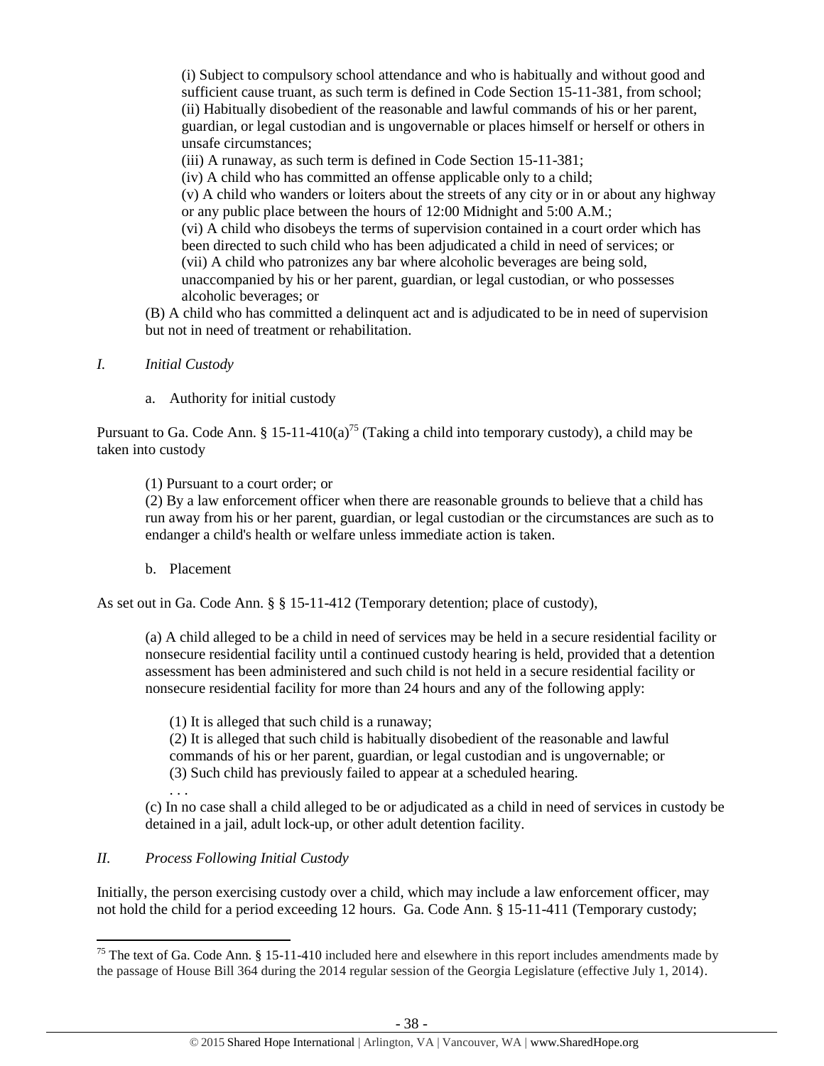(i) Subject to compulsory school attendance and who is habitually and without good and sufficient cause truant, as such term is defined in Code Section 15-11-381, from school;
(ii) Habitually disobedient of the reasonable and lawful commands of his or her parent, guardian, or legal custodian and is ungovernable or places himself or herself or others in unsafe circumstances;
(iii) A runaway, as such term is defined in Code Section 15-11-381;
(iv) A child who has committed an offense applicable only to a child;
(v) A child who wanders or loiters about the streets of any city or in or about any highway or any public place between the hours of 12:00 Midnight and 5:00 A.M.;
(vi) A child who disobeys the terms of supervision contained in a court order which has been directed to such child who has been adjudicated a child in need of services; or
(vii) A child who patronizes any bar where alcoholic beverages are being sold, unaccompanied by his or her parent, guardian, or legal custodian, or who possesses alcoholic beverages; or

(B) A child who has committed a delinquent act and is adjudicated to be in need of supervision but not in need of treatment or rehabilitation.

*I. Initial Custody*

a. Authority for initial custody

Pursuant to Ga. Code Ann. § 15-11-410(a)[75] (Taking a child into temporary custody), a child may be taken into custody

> (1) Pursuant to a court order; or
> (2) By a law enforcement officer when there are reasonable grounds to believe that a child has run away from his or her parent, guardian, or legal custodian or the circumstances are such as to endanger a child's health or welfare unless immediate action is taken.

b. Placement

As set out in Ga. Code Ann. § § 15-11-412 (Temporary detention; place of custody),

> (a) A child alleged to be a child in need of services may be held in a secure residential facility or nonsecure residential facility until a continued custody hearing is held, provided that a detention assessment has been administered and such child is not held in a secure residential facility or nonsecure residential facility for more than 24 hours and any of the following apply:
>
> (1) It is alleged that such child is a runaway;
> (2) It is alleged that such child is habitually disobedient of the reasonable and lawful commands of his or her parent, guardian, or legal custodian and is ungovernable; or
> (3) Such child has previously failed to appear at a scheduled hearing.
> . . .
>
> (c) In no case shall a child alleged to be or adjudicated as a child in need of services in custody be detained in a jail, adult lock-up, or other adult detention facility.

*II. Process Following Initial Custody*

Initially, the person exercising custody over a child, which may include a law enforcement officer, may not hold the child for a period exceeding 12 hours. Ga. Code Ann. § 15-11-411 (Temporary custody;

---

[75] The text of Ga. Code Ann. § 15-11-410 included here and elsewhere in this report includes amendments made by the passage of House Bill 364 during the 2014 regular session of the Georgia Legislature (effective July 1, 2014).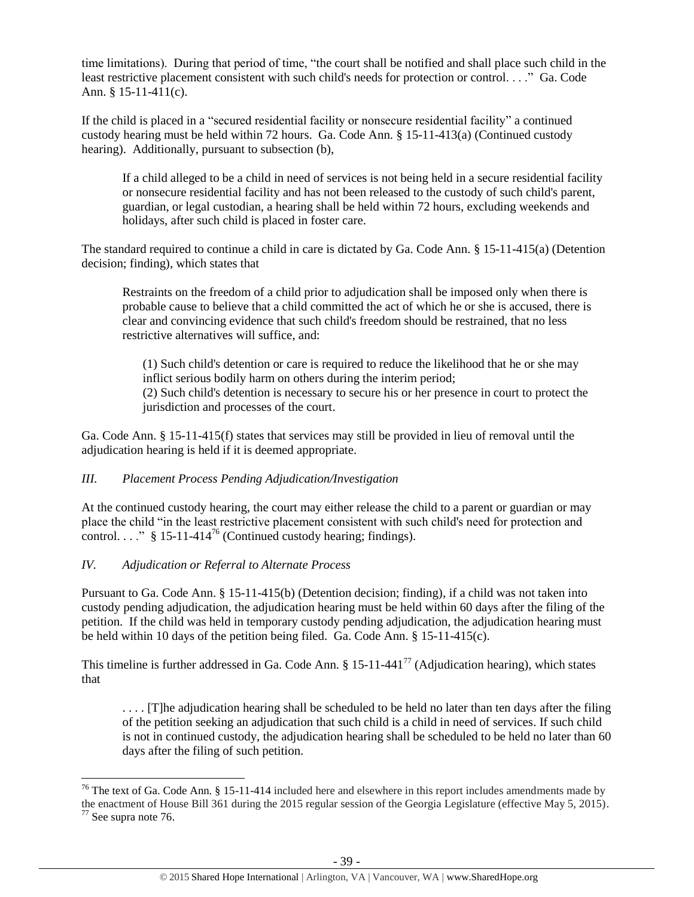time limitations). During that period of time, "the court shall be notified and shall place such child in the least restrictive placement consistent with such child's needs for protection or control. . . ." Ga. Code Ann. § 15-11-411(c).

If the child is placed in a "secured residential facility or nonsecure residential facility" a continued custody hearing must be held within 72 hours. Ga. Code Ann. § 15-11-413(a) (Continued custody hearing). Additionally, pursuant to subsection (b),

> If a child alleged to be a child in need of services is not being held in a secure residential facility or nonsecure residential facility and has not been released to the custody of such child's parent, guardian, or legal custodian, a hearing shall be held within 72 hours, excluding weekends and holidays, after such child is placed in foster care.

The standard required to continue a child in care is dictated by Ga. Code Ann. § 15-11-415(a) (Detention decision; finding), which states that

> Restraints on the freedom of a child prior to adjudication shall be imposed only when there is probable cause to believe that a child committed the act of which he or she is accused, there is clear and convincing evidence that such child's freedom should be restrained, that no less restrictive alternatives will suffice, and:
>
> (1) Such child's detention or care is required to reduce the likelihood that he or she may inflict serious bodily harm on others during the interim period;
> (2) Such child's detention is necessary to secure his or her presence in court to protect the jurisdiction and processes of the court.

Ga. Code Ann. § 15-11-415(f) states that services may still be provided in lieu of removal until the adjudication hearing is held if it is deemed appropriate.

### *III. Placement Process Pending Adjudication/Investigation*

At the continued custody hearing, the court may either release the child to a parent or guardian or may place the child "in the least restrictive placement consistent with such child's need for protection and control. . . ." § 15-11-414[76] (Continued custody hearing; findings).

### *IV. Adjudication or Referral to Alternate Process*

Pursuant to Ga. Code Ann. § 15-11-415(b) (Detention decision; finding), if a child was not taken into custody pending adjudication, the adjudication hearing must be held within 60 days after the filing of the petition. If the child was held in temporary custody pending adjudication, the adjudication hearing must be held within 10 days of the petition being filed. Ga. Code Ann. § 15-11-415(c).

This timeline is further addressed in Ga. Code Ann. § 15-11-441[77] (Adjudication hearing), which states that

> . . . . [T]he adjudication hearing shall be scheduled to be held no later than ten days after the filing of the petition seeking an adjudication that such child is a child in need of services. If such child is not in continued custody, the adjudication hearing shall be scheduled to be held no later than 60 days after the filing of such petition.

---

[76] The text of Ga. Code Ann. § 15-11-414 included here and elsewhere in this report includes amendments made by the enactment of House Bill 361 during the 2015 regular session of the Georgia Legislature (effective May 5, 2015).
[77] See supra note 76.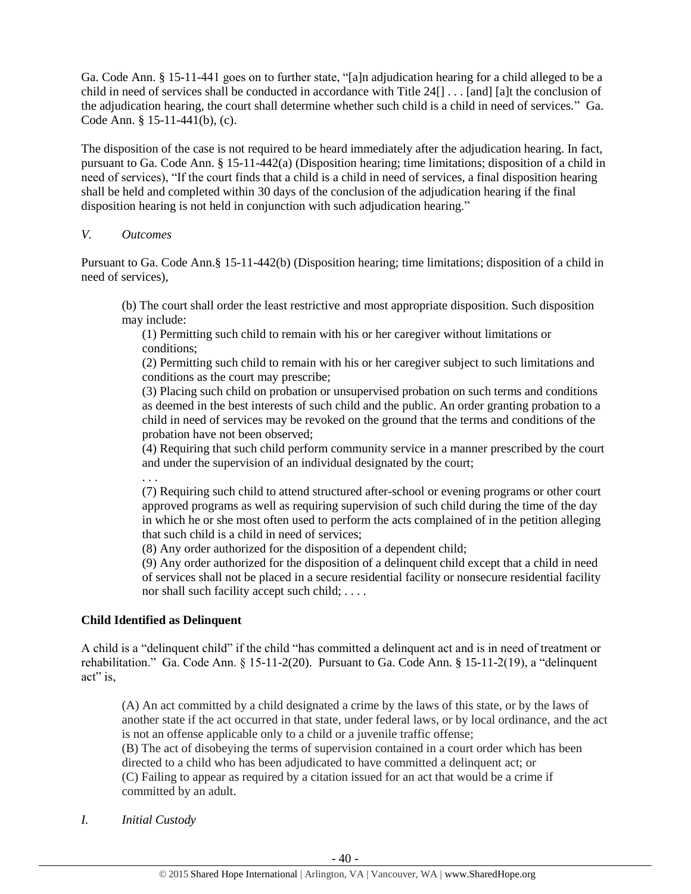Ga. Code Ann. § 15-11-441 goes on to further state, "[a]n adjudication hearing for a child alleged to be a child in need of services shall be conducted in accordance with Title 24[] . . . [and] [a]t the conclusion of the adjudication hearing, the court shall determine whether such child is a child in need of services." Ga. Code Ann. § 15-11-441(b), (c).

The disposition of the case is not required to be heard immediately after the adjudication hearing. In fact, pursuant to Ga. Code Ann. § 15-11-442(a) (Disposition hearing; time limitations; disposition of a child in need of services), "If the court finds that a child is a child in need of services, a final disposition hearing shall be held and completed within 30 days of the conclusion of the adjudication hearing if the final disposition hearing is not held in conjunction with such adjudication hearing."

*V. Outcomes*

Pursuant to Ga. Code Ann.§ 15-11-442(b) (Disposition hearing; time limitations; disposition of a child in need of services),

> (b) The court shall order the least restrictive and most appropriate disposition. Such disposition may include:
>
> (1) Permitting such child to remain with his or her caregiver without limitations or conditions;
>
> (2) Permitting such child to remain with his or her caregiver subject to such limitations and conditions as the court may prescribe;
>
> (3) Placing such child on probation or unsupervised probation on such terms and conditions as deemed in the best interests of such child and the public. An order granting probation to a child in need of services may be revoked on the ground that the terms and conditions of the probation have not been observed;
>
> (4) Requiring that such child perform community service in a manner prescribed by the court and under the supervision of an individual designated by the court;
>
> . . .
>
> (7) Requiring such child to attend structured after-school or evening programs or other court approved programs as well as requiring supervision of such child during the time of the day in which he or she most often used to perform the acts complained of in the petition alleging that such child is a child in need of services;
>
> (8) Any order authorized for the disposition of a dependent child;
>
> (9) Any order authorized for the disposition of a delinquent child except that a child in need of services shall not be placed in a secure residential facility or nonsecure residential facility nor shall such facility accept such child; . . . .

**Child Identified as Delinquent**

A child is a "delinquent child" if the child "has committed a delinquent act and is in need of treatment or rehabilitation." Ga. Code Ann. § 15-11-2(20). Pursuant to Ga. Code Ann. § 15-11-2(19), a "delinquent act" is,

> (A) An act committed by a child designated a crime by the laws of this state, or by the laws of another state if the act occurred in that state, under federal laws, or by local ordinance, and the act is not an offense applicable only to a child or a juvenile traffic offense;
>
> (B) The act of disobeying the terms of supervision contained in a court order which has been directed to a child who has been adjudicated to have committed a delinquent act; or
>
> (C) Failing to appear as required by a citation issued for an act that would be a crime if committed by an adult.

*I. Initial Custody*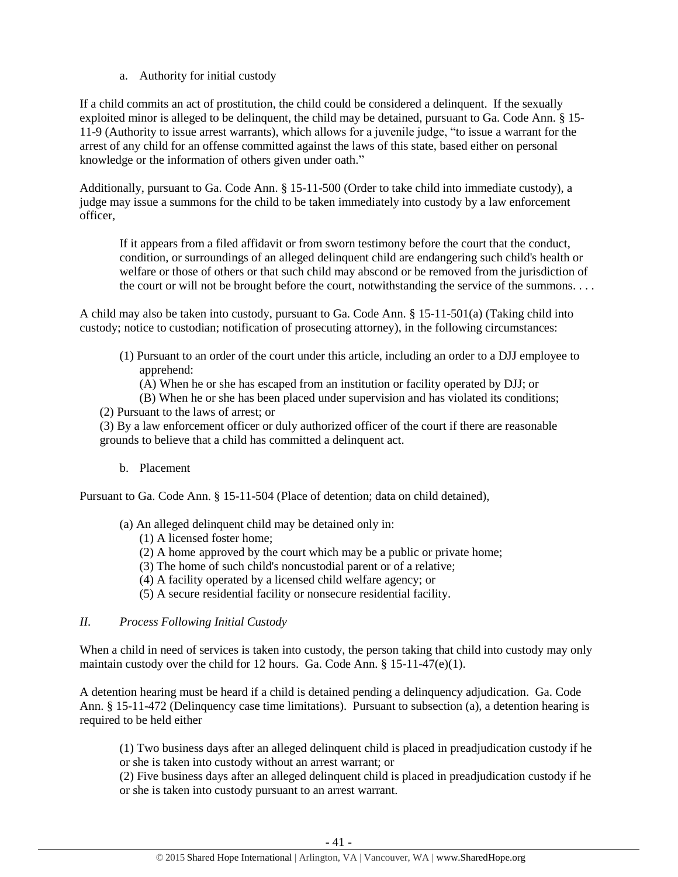a. Authority for initial custody

If a child commits an act of prostitution, the child could be considered a delinquent. If the sexually exploited minor is alleged to be delinquent, the child may be detained, pursuant to Ga. Code Ann. § 15-11-9 (Authority to issue arrest warrants), which allows for a juvenile judge, "to issue a warrant for the arrest of any child for an offense committed against the laws of this state, based either on personal knowledge or the information of others given under oath."

Additionally, pursuant to Ga. Code Ann. § 15-11-500 (Order to take child into immediate custody), a judge may issue a summons for the child to be taken immediately into custody by a law enforcement officer,

> If it appears from a filed affidavit or from sworn testimony before the court that the conduct, condition, or surroundings of an alleged delinquent child are endangering such child's health or welfare or those of others or that such child may abscond or be removed from the jurisdiction of the court or will not be brought before the court, notwithstanding the service of the summons. . . .

A child may also be taken into custody, pursuant to Ga. Code Ann. § 15-11-501(a) (Taking child into custody; notice to custodian; notification of prosecuting attorney), in the following circumstances:

> (1) Pursuant to an order of the court under this article, including an order to a DJJ employee to apprehend:
> (A) When he or she has escaped from an institution or facility operated by DJJ; or
> (B) When he or she has been placed under supervision and has violated its conditions;
> (2) Pursuant to the laws of arrest; or
> (3) By a law enforcement officer or duly authorized officer of the court if there are reasonable grounds to believe that a child has committed a delinquent act.

b. Placement

Pursuant to Ga. Code Ann. § 15-11-504 (Place of detention; data on child detained),

> (a) An alleged delinquent child may be detained only in:
> (1) A licensed foster home;
> (2) A home approved by the court which may be a public or private home;
> (3) The home of such child's noncustodial parent or of a relative;
> (4) A facility operated by a licensed child welfare agency; or
> (5) A secure residential facility or nonsecure residential facility.

*II. Process Following Initial Custody*

When a child in need of services is taken into custody, the person taking that child into custody may only maintain custody over the child for 12 hours. Ga. Code Ann. § 15-11-47(e)(1).

A detention hearing must be heard if a child is detained pending a delinquency adjudication. Ga. Code Ann. § 15-11-472 (Delinquency case time limitations). Pursuant to subsection (a), a detention hearing is required to be held either

> (1) Two business days after an alleged delinquent child is placed in preadjudication custody if he or she is taken into custody without an arrest warrant; or
> (2) Five business days after an alleged delinquent child is placed in preadjudication custody if he or she is taken into custody pursuant to an arrest warrant.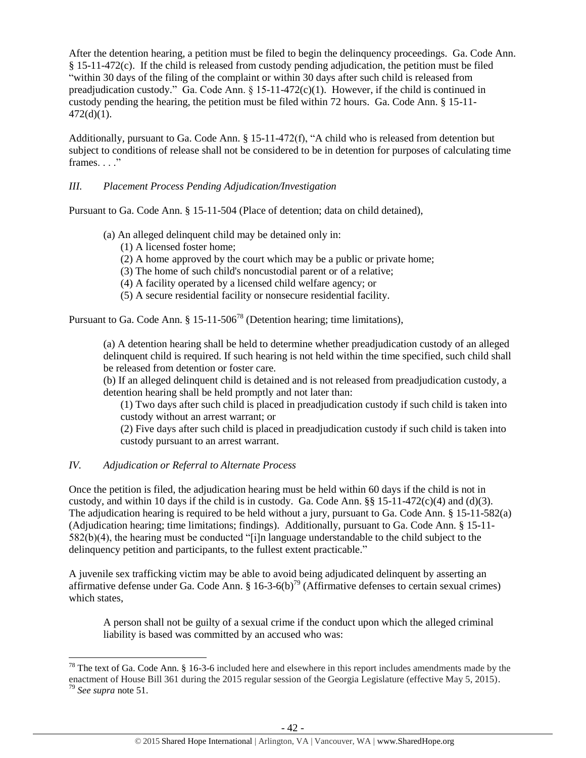After the detention hearing, a petition must be filed to begin the delinquency proceedings. Ga. Code Ann. § 15-11-472(c). If the child is released from custody pending adjudication, the petition must be filed "within 30 days of the filing of the complaint or within 30 days after such child is released from preadjudication custody." Ga. Code Ann. § 15-11-472(c)(1). However, if the child is continued in custody pending the hearing, the petition must be filed within 72 hours. Ga. Code Ann. § 15-11-472(d)(1).

Additionally, pursuant to Ga. Code Ann. § 15-11-472(f), "A child who is released from detention but subject to conditions of release shall not be considered to be in detention for purposes of calculating time frames. . . ."

### *III. Placement Process Pending Adjudication/Investigation*

Pursuant to Ga. Code Ann. § 15-11-504 (Place of detention; data on child detained),

> (a) An alleged delinquent child may be detained only in:
> (1) A licensed foster home;
> (2) A home approved by the court which may be a public or private home;
> (3) The home of such child's noncustodial parent or of a relative;
> (4) A facility operated by a licensed child welfare agency; or
> (5) A secure residential facility or nonsecure residential facility.

Pursuant to Ga. Code Ann. § 15-11-506[78] (Detention hearing; time limitations),

> (a) A detention hearing shall be held to determine whether preadjudication custody of an alleged delinquent child is required. If such hearing is not held within the time specified, such child shall be released from detention or foster care.
> (b) If an alleged delinquent child is detained and is not released from preadjudication custody, a detention hearing shall be held promptly and not later than:
> (1) Two days after such child is placed in preadjudication custody if such child is taken into custody without an arrest warrant; or
> (2) Five days after such child is placed in preadjudication custody if such child is taken into custody pursuant to an arrest warrant.

### *IV. Adjudication or Referral to Alternate Process*

Once the petition is filed, the adjudication hearing must be held within 60 days if the child is not in custody, and within 10 days if the child is in custody. Ga. Code Ann. §§ 15-11-472(c)(4) and (d)(3). The adjudication hearing is required to be held without a jury, pursuant to Ga. Code Ann. § 15-11-582(a) (Adjudication hearing; time limitations; findings). Additionally, pursuant to Ga. Code Ann. § 15-11-582(b)(4), the hearing must be conducted "[i]n language understandable to the child subject to the delinquency petition and participants, to the fullest extent practicable."

A juvenile sex trafficking victim may be able to avoid being adjudicated delinquent by asserting an affirmative defense under Ga. Code Ann. § 16-3-6(b)[79] (Affirmative defenses to certain sexual crimes) which states,

> A person shall not be guilty of a sexual crime if the conduct upon which the alleged criminal liability is based was committed by an accused who was:

---

[78] The text of Ga. Code Ann. § 16-3-6 included here and elsewhere in this report includes amendments made by the enactment of House Bill 361 during the 2015 regular session of the Georgia Legislature (effective May 5, 2015).

[79] *See supra* note 51.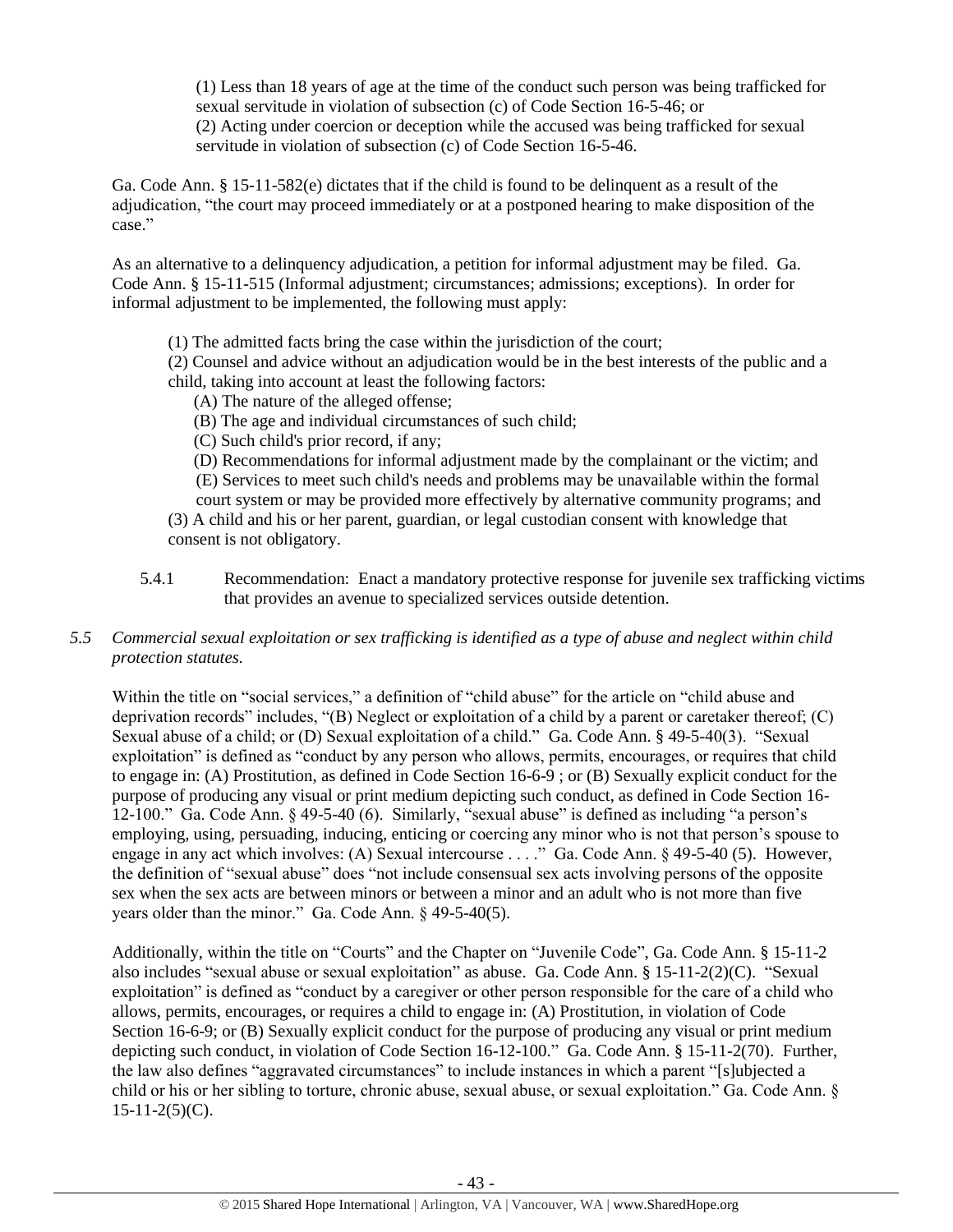(1) Less than 18 years of age at the time of the conduct such person was being trafficked for sexual servitude in violation of subsection (c) of Code Section 16-5-46; or
(2) Acting under coercion or deception while the accused was being trafficked for sexual servitude in violation of subsection (c) of Code Section 16-5-46.

Ga. Code Ann. § 15-11-582(e) dictates that if the child is found to be delinquent as a result of the adjudication, "the court may proceed immediately or at a postponed hearing to make disposition of the case."

As an alternative to a delinquency adjudication, a petition for informal adjustment may be filed. Ga. Code Ann. § 15-11-515 (Informal adjustment; circumstances; admissions; exceptions). In order for informal adjustment to be implemented, the following must apply:

(1) The admitted facts bring the case within the jurisdiction of the court;
(2) Counsel and advice without an adjudication would be in the best interests of the public and a child, taking into account at least the following factors:
  (A) The nature of the alleged offense;
  (B) The age and individual circumstances of such child;
  (C) Such child's prior record, if any;
  (D) Recommendations for informal adjustment made by the complainant or the victim; and
  (E) Services to meet such child's needs and problems may be unavailable within the formal court system or may be provided more effectively by alternative community programs; and
(3) A child and his or her parent, guardian, or legal custodian consent with knowledge that consent is not obligatory.

5.4.1 Recommendation: Enact a mandatory protective response for juvenile sex trafficking victims that provides an avenue to specialized services outside detention.

*5.5 Commercial sexual exploitation or sex trafficking is identified as a type of abuse and neglect within child protection statutes.*

Within the title on "social services," a definition of "child abuse" for the article on "child abuse and deprivation records" includes, "(B) Neglect or exploitation of a child by a parent or caretaker thereof; (C) Sexual abuse of a child; or (D) Sexual exploitation of a child." Ga. Code Ann. § 49-5-40(3). "Sexual exploitation" is defined as "conduct by any person who allows, permits, encourages, or requires that child to engage in: (A) Prostitution, as defined in Code Section 16-6-9 ; or (B) Sexually explicit conduct for the purpose of producing any visual or print medium depicting such conduct, as defined in Code Section 16-12-100." Ga. Code Ann. § 49-5-40 (6). Similarly, "sexual abuse" is defined as including "a person's employing, using, persuading, inducing, enticing or coercing any minor who is not that person's spouse to engage in any act which involves: (A) Sexual intercourse . . . ." Ga. Code Ann. § 49-5-40 (5). However, the definition of "sexual abuse" does "not include consensual sex acts involving persons of the opposite sex when the sex acts are between minors or between a minor and an adult who is not more than five years older than the minor." Ga. Code Ann. § 49-5-40(5).

Additionally, within the title on "Courts" and the Chapter on "Juvenile Code", Ga. Code Ann. § 15-11-2 also includes "sexual abuse or sexual exploitation" as abuse. Ga. Code Ann. § 15-11-2(2)(C). "Sexual exploitation" is defined as "conduct by a caregiver or other person responsible for the care of a child who allows, permits, encourages, or requires a child to engage in: (A) Prostitution, in violation of Code Section 16-6-9; or (B) Sexually explicit conduct for the purpose of producing any visual or print medium depicting such conduct, in violation of Code Section 16-12-100." Ga. Code Ann. § 15-11-2(70). Further, the law also defines "aggravated circumstances" to include instances in which a parent "[s]ubjected a child or his or her sibling to torture, chronic abuse, sexual abuse, or sexual exploitation." Ga. Code Ann. § 15-11-2(5)(C).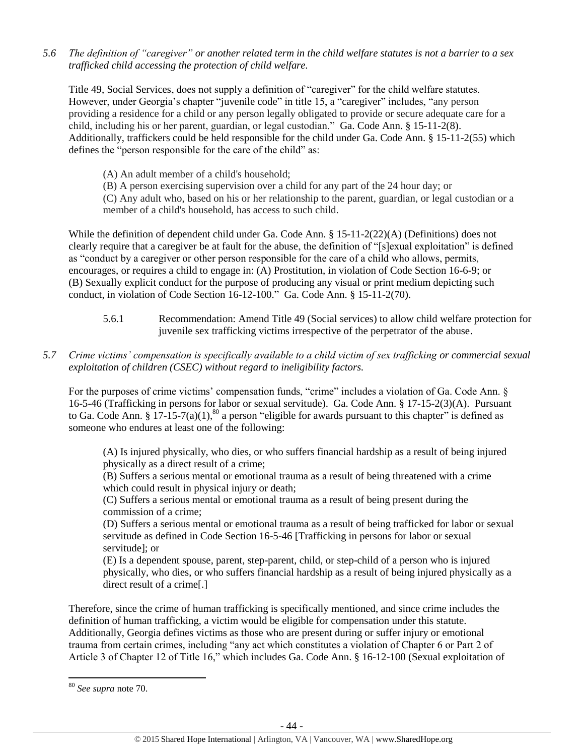*5.6 The definition of "caregiver" or another related term in the child welfare statutes is not a barrier to a sex trafficked child accessing the protection of child welfare.*

Title 49, Social Services, does not supply a definition of "caregiver" for the child welfare statutes. However, under Georgia's chapter "juvenile code" in title 15, a "caregiver" includes, "any person providing a residence for a child or any person legally obligated to provide or secure adequate care for a child, including his or her parent, guardian, or legal custodian." Ga. Code Ann. § 15-11-2(8). Additionally, traffickers could be held responsible for the child under Ga. Code Ann. § 15-11-2(55) which defines the "person responsible for the care of the child" as:

> (A) An adult member of a child's household;
> (B) A person exercising supervision over a child for any part of the 24 hour day; or
> (C) Any adult who, based on his or her relationship to the parent, guardian, or legal custodian or a member of a child's household, has access to such child.

While the definition of dependent child under Ga. Code Ann. § 15-11-2(22)(A) (Definitions) does not clearly require that a caregiver be at fault for the abuse, the definition of "[s]exual exploitation" is defined as "conduct by a caregiver or other person responsible for the care of a child who allows, permits, encourages, or requires a child to engage in: (A) Prostitution, in violation of Code Section 16-6-9; or (B) Sexually explicit conduct for the purpose of producing any visual or print medium depicting such conduct, in violation of Code Section 16-12-100." Ga. Code Ann. § 15-11-2(70).

> 5.6.1 Recommendation: Amend Title 49 (Social services) to allow child welfare protection for juvenile sex trafficking victims irrespective of the perpetrator of the abuse.

*5.7 Crime victims' compensation is specifically available to a child victim of sex trafficking or commercial sexual exploitation of children (CSEC) without regard to ineligibility factors.*

For the purposes of crime victims' compensation funds, "crime" includes a violation of Ga. Code Ann. § 16-5-46 (Trafficking in persons for labor or sexual servitude). Ga. Code Ann. § 17-15-2(3)(A). Pursuant to Ga. Code Ann. § 17-15-7(a)(1),[80] a person "eligible for awards pursuant to this chapter" is defined as someone who endures at least one of the following:

> (A) Is injured physically, who dies, or who suffers financial hardship as a result of being injured physically as a direct result of a crime;
> (B) Suffers a serious mental or emotional trauma as a result of being threatened with a crime which could result in physical injury or death;
> (C) Suffers a serious mental or emotional trauma as a result of being present during the commission of a crime;
> (D) Suffers a serious mental or emotional trauma as a result of being trafficked for labor or sexual servitude as defined in Code Section 16-5-46 [Trafficking in persons for labor or sexual servitude]; or
> (E) Is a dependent spouse, parent, step-parent, child, or step-child of a person who is injured physically, who dies, or who suffers financial hardship as a result of being injured physically as a direct result of a crime[.]

Therefore, since the crime of human trafficking is specifically mentioned, and since crime includes the definition of human trafficking, a victim would be eligible for compensation under this statute. Additionally, Georgia defines victims as those who are present during or suffer injury or emotional trauma from certain crimes, including "any act which constitutes a violation of Chapter 6 or Part 2 of Article 3 of Chapter 12 of Title 16," which includes Ga. Code Ann. § 16-12-100 (Sexual exploitation of

---

[80] *See supra* note 70.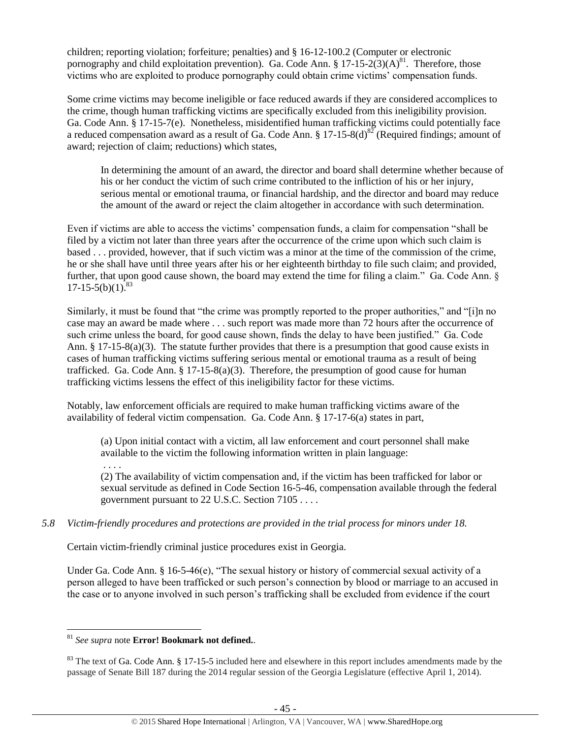children; reporting violation; forfeiture; penalties) and § 16-12-100.2 (Computer or electronic pornography and child exploitation prevention). Ga. Code Ann. § 17-15-2(3)(A)[81]. Therefore, those victims who are exploited to produce pornography could obtain crime victims' compensation funds.

Some crime victims may become ineligible or face reduced awards if they are considered accomplices to the crime, though human trafficking victims are specifically excluded from this ineligibility provision. Ga. Code Ann. § 17-15-7(e). Nonetheless, misidentified human trafficking victims could potentially face a reduced compensation award as a result of Ga. Code Ann. § 17-15-8(d)[82] (Required findings; amount of award; rejection of claim; reductions) which states,

> In determining the amount of an award, the director and board shall determine whether because of his or her conduct the victim of such crime contributed to the infliction of his or her injury, serious mental or emotional trauma, or financial hardship, and the director and board may reduce the amount of the award or reject the claim altogether in accordance with such determination.

Even if victims are able to access the victims' compensation funds, a claim for compensation "shall be filed by a victim not later than three years after the occurrence of the crime upon which such claim is based . . . provided, however, that if such victim was a minor at the time of the commission of the crime, he or she shall have until three years after his or her eighteenth birthday to file such claim; and provided, further, that upon good cause shown, the board may extend the time for filing a claim." Ga. Code Ann. § 17-15-5(b)(1).[83]

Similarly, it must be found that "the crime was promptly reported to the proper authorities," and "[i]n no case may an award be made where . . . such report was made more than 72 hours after the occurrence of such crime unless the board, for good cause shown, finds the delay to have been justified." Ga. Code Ann. § 17-15-8(a)(3). The statute further provides that there is a presumption that good cause exists in cases of human trafficking victims suffering serious mental or emotional trauma as a result of being trafficked. Ga. Code Ann. § 17-15-8(a)(3). Therefore, the presumption of good cause for human trafficking victims lessens the effect of this ineligibility factor for these victims.

Notably, law enforcement officials are required to make human trafficking victims aware of the availability of federal victim compensation. Ga. Code Ann. § 17-17-6(a) states in part,

> (a) Upon initial contact with a victim, all law enforcement and court personnel shall make available to the victim the following information written in plain language:
>
> . . . .
>
> (2) The availability of victim compensation and, if the victim has been trafficked for labor or sexual servitude as defined in Code Section 16-5-46, compensation available through the federal government pursuant to 22 U.S.C. Section 7105 . . . .

*5.8 Victim-friendly procedures and protections are provided in the trial process for minors under 18.*

Certain victim-friendly criminal justice procedures exist in Georgia.

Under Ga. Code Ann. § 16-5-46(e), "The sexual history or history of commercial sexual activity of a person alleged to have been trafficked or such person's connection by blood or marriage to an accused in the case or to anyone involved in such person's trafficking shall be excluded from evidence if the court

---

[81] *See supra* note **Error! Bookmark not defined.**.

[83] The text of Ga. Code Ann. § 17-15-5 included here and elsewhere in this report includes amendments made by the passage of Senate Bill 187 during the 2014 regular session of the Georgia Legislature (effective April 1, 2014).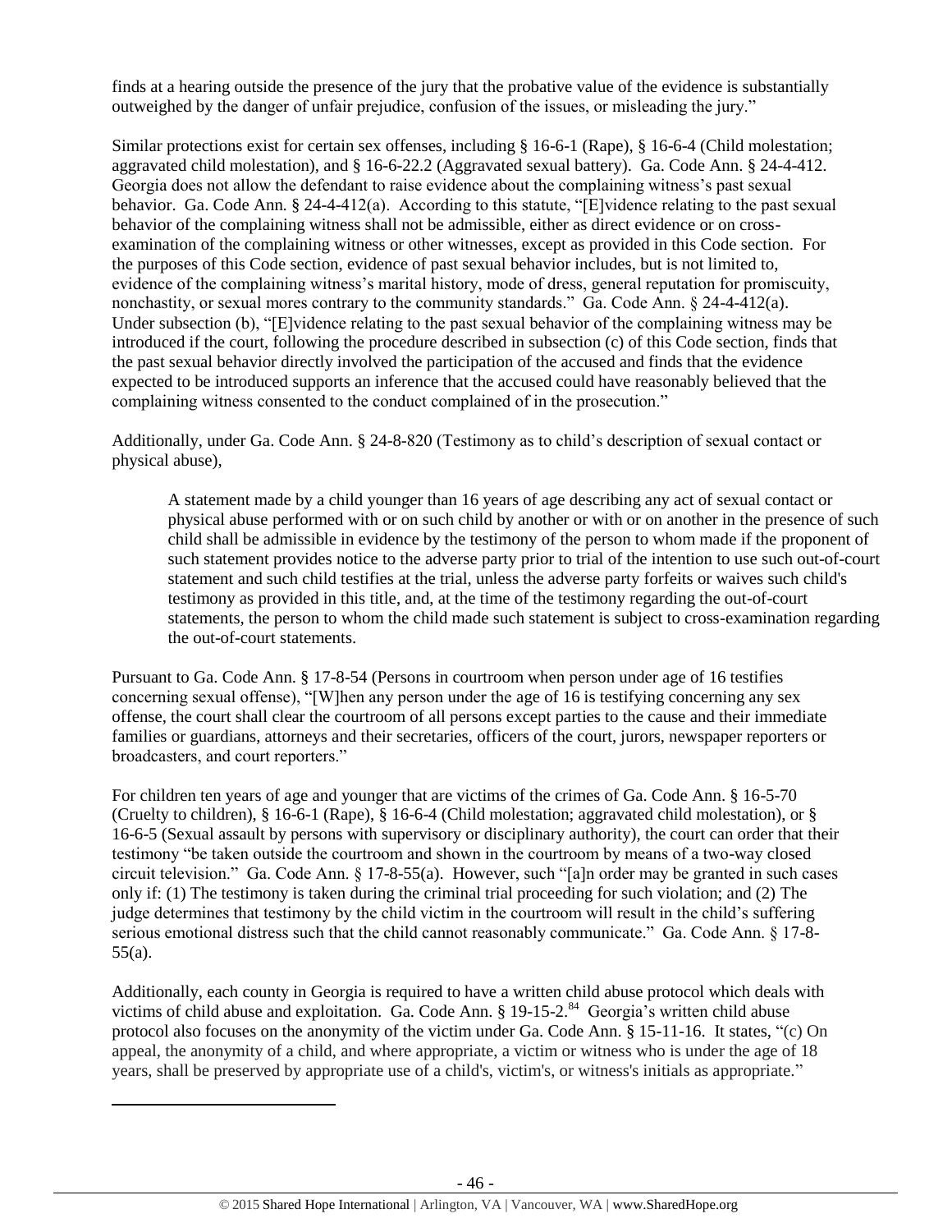finds at a hearing outside the presence of the jury that the probative value of the evidence is substantially outweighed by the danger of unfair prejudice, confusion of the issues, or misleading the jury."

Similar protections exist for certain sex offenses, including § 16-6-1 (Rape), § 16-6-4 (Child molestation; aggravated child molestation), and § 16-6-22.2 (Aggravated sexual battery). Ga. Code Ann. § 24-4-412. Georgia does not allow the defendant to raise evidence about the complaining witness's past sexual behavior. Ga. Code Ann. § 24-4-412(a). According to this statute, "[E]vidence relating to the past sexual behavior of the complaining witness shall not be admissible, either as direct evidence or on cross-examination of the complaining witness or other witnesses, except as provided in this Code section. For the purposes of this Code section, evidence of past sexual behavior includes, but is not limited to, evidence of the complaining witness's marital history, mode of dress, general reputation for promiscuity, nonchastity, or sexual mores contrary to the community standards." Ga. Code Ann. § 24-4-412(a). Under subsection (b), "[E]vidence relating to the past sexual behavior of the complaining witness may be introduced if the court, following the procedure described in subsection (c) of this Code section, finds that the past sexual behavior directly involved the participation of the accused and finds that the evidence expected to be introduced supports an inference that the accused could have reasonably believed that the complaining witness consented to the conduct complained of in the prosecution."

Additionally, under Ga. Code Ann. § 24-8-820 (Testimony as to child's description of sexual contact or physical abuse),

> A statement made by a child younger than 16 years of age describing any act of sexual contact or physical abuse performed with or on such child by another or with or on another in the presence of such child shall be admissible in evidence by the testimony of the person to whom made if the proponent of such statement provides notice to the adverse party prior to trial of the intention to use such out-of-court statement and such child testifies at the trial, unless the adverse party forfeits or waives such child's testimony as provided in this title, and, at the time of the testimony regarding the out-of-court statements, the person to whom the child made such statement is subject to cross-examination regarding the out-of-court statements.

Pursuant to Ga. Code Ann. § 17-8-54 (Persons in courtroom when person under age of 16 testifies concerning sexual offense), "[W]hen any person under the age of 16 is testifying concerning any sex offense, the court shall clear the courtroom of all persons except parties to the cause and their immediate families or guardians, attorneys and their secretaries, officers of the court, jurors, newspaper reporters or broadcasters, and court reporters."

For children ten years of age and younger that are victims of the crimes of Ga. Code Ann. § 16-5-70 (Cruelty to children), § 16-6-1 (Rape), § 16-6-4 (Child molestation; aggravated child molestation), or § 16-6-5 (Sexual assault by persons with supervisory or disciplinary authority), the court can order that their testimony "be taken outside the courtroom and shown in the courtroom by means of a two-way closed circuit television." Ga. Code Ann. § 17-8-55(a). However, such "[a]n order may be granted in such cases only if: (1) The testimony is taken during the criminal trial proceeding for such violation; and (2) The judge determines that testimony by the child victim in the courtroom will result in the child's suffering serious emotional distress such that the child cannot reasonably communicate." Ga. Code Ann. § 17-8-55(a).

Additionally, each county in Georgia is required to have a written child abuse protocol which deals with victims of child abuse and exploitation. Ga. Code Ann. § 19-15-2.[84] Georgia's written child abuse protocol also focuses on the anonymity of the victim under Ga. Code Ann. § 15-11-16. It states, "(c) On appeal, the anonymity of a child, and where appropriate, a victim or witness who is under the age of 18 years, shall be preserved by appropriate use of a child's, victim's, or witness's initials as appropriate."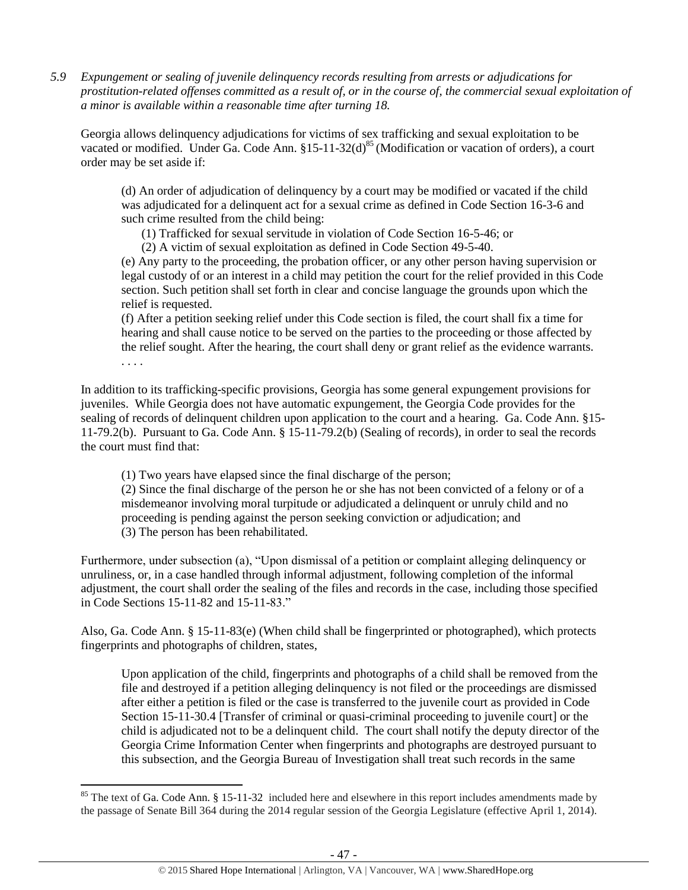*5.9 Expungement or sealing of juvenile delinquency records resulting from arrests or adjudications for prostitution-related offenses committed as a result of, or in the course of, the commercial sexual exploitation of a minor is available within a reasonable time after turning 18.*

Georgia allows delinquency adjudications for victims of sex trafficking and sexual exploitation to be vacated or modified. Under Ga. Code Ann. §15-11-32(d)[85] (Modification or vacation of orders), a court order may be set aside if:

> (d) An order of adjudication of delinquency by a court may be modified or vacated if the child was adjudicated for a delinquent act for a sexual crime as defined in Code Section 16-3-6 and such crime resulted from the child being:
>
> (1) Trafficked for sexual servitude in violation of Code Section 16-5-46; or
>
> (2) A victim of sexual exploitation as defined in Code Section 49-5-40.
>
> (e) Any party to the proceeding, the probation officer, or any other person having supervision or legal custody of or an interest in a child may petition the court for the relief provided in this Code section. Such petition shall set forth in clear and concise language the grounds upon which the relief is requested.
>
> (f) After a petition seeking relief under this Code section is filed, the court shall fix a time for hearing and shall cause notice to be served on the parties to the proceeding or those affected by the relief sought. After the hearing, the court shall deny or grant relief as the evidence warrants.
>
> . . . .

In addition to its trafficking-specific provisions, Georgia has some general expungement provisions for juveniles. While Georgia does not have automatic expungement, the Georgia Code provides for the sealing of records of delinquent children upon application to the court and a hearing. Ga. Code Ann. §15-11-79.2(b). Pursuant to Ga. Code Ann. § 15-11-79.2(b) (Sealing of records), in order to seal the records the court must find that:

> (1) Two years have elapsed since the final discharge of the person;
>
> (2) Since the final discharge of the person he or she has not been convicted of a felony or of a misdemeanor involving moral turpitude or adjudicated a delinquent or unruly child and no proceeding is pending against the person seeking conviction or adjudication; and
>
> (3) The person has been rehabilitated.

Furthermore, under subsection (a), "Upon dismissal of a petition or complaint alleging delinquency or unruliness, or, in a case handled through informal adjustment, following completion of the informal adjustment, the court shall order the sealing of the files and records in the case, including those specified in Code Sections 15-11-82 and 15-11-83."

Also, Ga. Code Ann. § 15-11-83(e) (When child shall be fingerprinted or photographed), which protects fingerprints and photographs of children, states,

> Upon application of the child, fingerprints and photographs of a child shall be removed from the file and destroyed if a petition alleging delinquency is not filed or the proceedings are dismissed after either a petition is filed or the case is transferred to the juvenile court as provided in Code Section 15-11-30.4 [Transfer of criminal or quasi-criminal proceeding to juvenile court] or the child is adjudicated not to be a delinquent child. The court shall notify the deputy director of the Georgia Crime Information Center when fingerprints and photographs are destroyed pursuant to this subsection, and the Georgia Bureau of Investigation shall treat such records in the same

---

[85] The text of Ga. Code Ann. § 15-11-32 included here and elsewhere in this report includes amendments made by the passage of Senate Bill 364 during the 2014 regular session of the Georgia Legislature (effective April 1, 2014).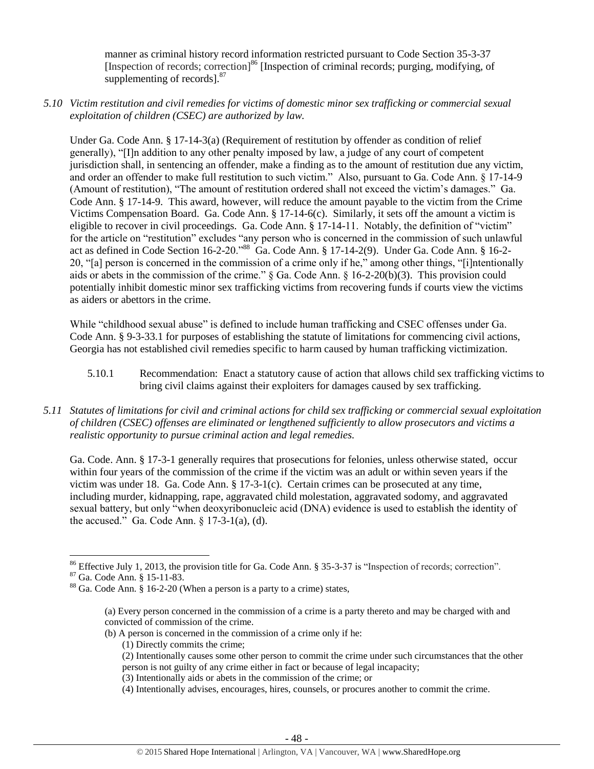manner as criminal history record information restricted pursuant to Code Section 35-3-37 [Inspection of records; correction][86] [Inspection of criminal records; purging, modifying, of supplementing of records].[87]

*5.10 Victim restitution and civil remedies for victims of domestic minor sex trafficking or commercial sexual exploitation of children (CSEC) are authorized by law.*

Under Ga. Code Ann. § 17-14-3(a) (Requirement of restitution by offender as condition of relief generally), "[I]n addition to any other penalty imposed by law, a judge of any court of competent jurisdiction shall, in sentencing an offender, make a finding as to the amount of restitution due any victim, and order an offender to make full restitution to such victim." Also, pursuant to Ga. Code Ann. § 17-14-9 (Amount of restitution), "The amount of restitution ordered shall not exceed the victim's damages." Ga. Code Ann. § 17-14-9. This award, however, will reduce the amount payable to the victim from the Crime Victims Compensation Board. Ga. Code Ann. § 17-14-6(c). Similarly, it sets off the amount a victim is eligible to recover in civil proceedings. Ga. Code Ann. § 17-14-11. Notably, the definition of "victim" for the article on "restitution" excludes "any person who is concerned in the commission of such unlawful act as defined in Code Section 16-2-20."[88] Ga. Code Ann. § 17-14-2(9). Under Ga. Code Ann. § 16-2-20, "[a] person is concerned in the commission of a crime only if he," among other things, "[i]ntentionally aids or abets in the commission of the crime." § Ga. Code Ann. § 16-2-20(b)(3). This provision could potentially inhibit domestic minor sex trafficking victims from recovering funds if courts view the victims as aiders or abettors in the crime.

While "childhood sexual abuse" is defined to include human trafficking and CSEC offenses under Ga. Code Ann. § 9-3-33.1 for purposes of establishing the statute of limitations for commencing civil actions, Georgia has not established civil remedies specific to harm caused by human trafficking victimization.

5.10.1 Recommendation: Enact a statutory cause of action that allows child sex trafficking victims to bring civil claims against their exploiters for damages caused by sex trafficking.

*5.11 Statutes of limitations for civil and criminal actions for child sex trafficking or commercial sexual exploitation of children (CSEC) offenses are eliminated or lengthened sufficiently to allow prosecutors and victims a realistic opportunity to pursue criminal action and legal remedies.*

Ga. Code. Ann. § 17-3-1 generally requires that prosecutions for felonies, unless otherwise stated, occur within four years of the commission of the crime if the victim was an adult or within seven years if the victim was under 18. Ga. Code Ann. § 17-3-1(c). Certain crimes can be prosecuted at any time, including murder, kidnapping, rape, aggravated child molestation, aggravated sodomy, and aggravated sexual battery, but only "when deoxyribonucleic acid (DNA) evidence is used to establish the identity of the accused." Ga. Code Ann. § 17-3-1(a), (d).

---

[86] Effective July 1, 2013, the provision title for Ga. Code Ann. § 35-3-37 is "Inspection of records; correction".

[87] Ga. Code Ann. § 15-11-83.

[88] Ga. Code Ann. § 16-2-20 (When a person is a party to a crime) states,

> (a) Every person concerned in the commission of a crime is a party thereto and may be charged with and convicted of commission of the crime.
>
> (b) A person is concerned in the commission of a crime only if he:
>
> (1) Directly commits the crime;
>
> (2) Intentionally causes some other person to commit the crime under such circumstances that the other person is not guilty of any crime either in fact or because of legal incapacity;
>
> (3) Intentionally aids or abets in the commission of the crime; or
>
> (4) Intentionally advises, encourages, hires, counsels, or procures another to commit the crime.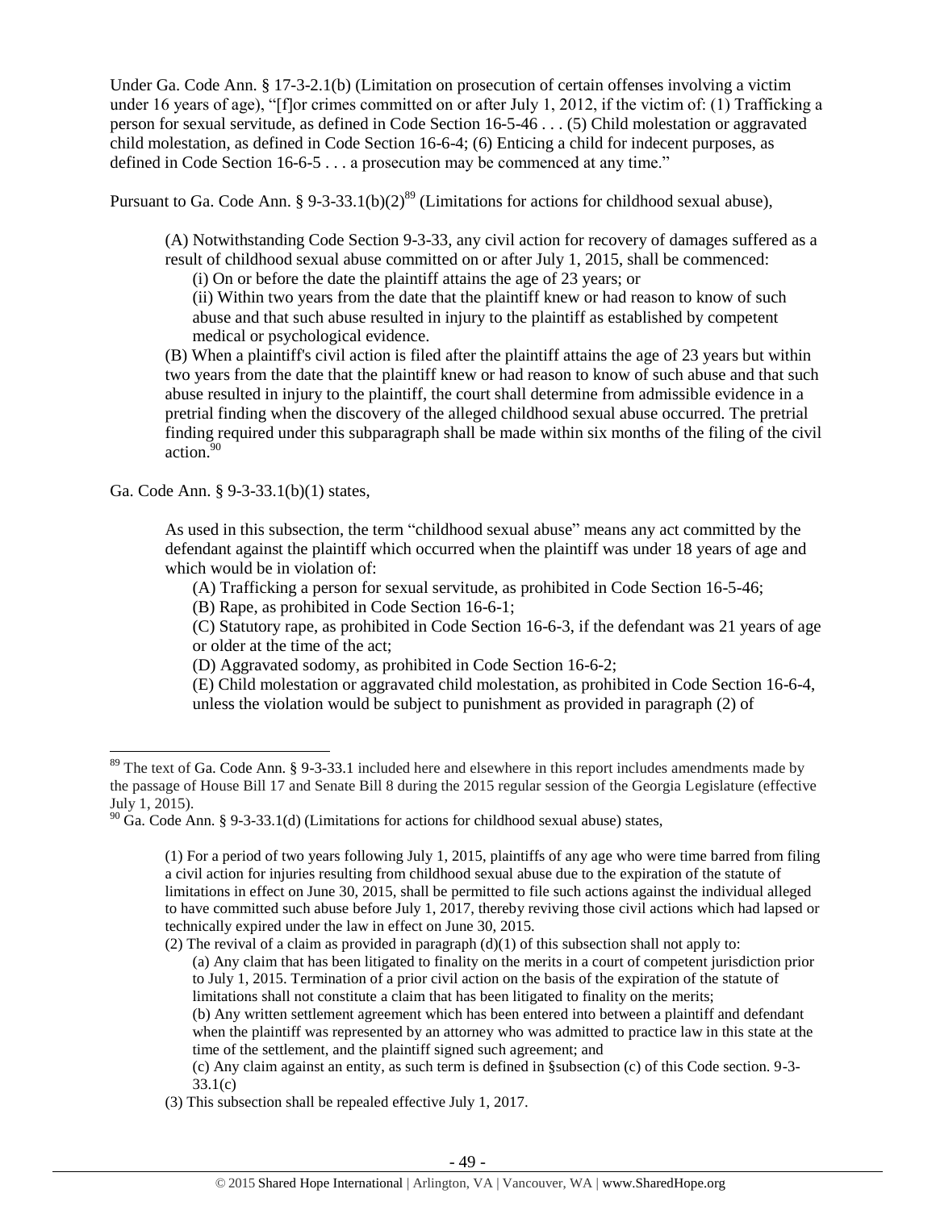Under Ga. Code Ann. § 17-3-2.1(b) (Limitation on prosecution of certain offenses involving a victim under 16 years of age), "[f]or crimes committed on or after July 1, 2012, if the victim of: (1) Trafficking a person for sexual servitude, as defined in Code Section 16-5-46 . . . (5) Child molestation or aggravated child molestation, as defined in Code Section 16-6-4; (6) Enticing a child for indecent purposes, as defined in Code Section 16-6-5 . . . a prosecution may be commenced at any time."

Pursuant to Ga. Code Ann. § 9-3-33.1(b)(2)[89] (Limitations for actions for childhood sexual abuse),

> (A) Notwithstanding Code Section 9-3-33, any civil action for recovery of damages suffered as a result of childhood sexual abuse committed on or after July 1, 2015, shall be commenced:
>
> (i) On or before the date the plaintiff attains the age of 23 years; or
>
> (ii) Within two years from the date that the plaintiff knew or had reason to know of such abuse and that such abuse resulted in injury to the plaintiff as established by competent medical or psychological evidence.
>
> (B) When a plaintiff's civil action is filed after the plaintiff attains the age of 23 years but within two years from the date that the plaintiff knew or had reason to know of such abuse and that such abuse resulted in injury to the plaintiff, the court shall determine from admissible evidence in a pretrial finding when the discovery of the alleged childhood sexual abuse occurred. The pretrial finding required under this subparagraph shall be made within six months of the filing of the civil action.[90]

Ga. Code Ann. § 9-3-33.1(b)(1) states,

> As used in this subsection, the term "childhood sexual abuse" means any act committed by the defendant against the plaintiff which occurred when the plaintiff was under 18 years of age and which would be in violation of:
>
> (A) Trafficking a person for sexual servitude, as prohibited in Code Section 16-5-46;
>
> (B) Rape, as prohibited in Code Section 16-6-1;
>
> (C) Statutory rape, as prohibited in Code Section 16-6-3, if the defendant was 21 years of age or older at the time of the act;
>
> (D) Aggravated sodomy, as prohibited in Code Section 16-6-2;
>
> (E) Child molestation or aggravated child molestation, as prohibited in Code Section 16-6-4, unless the violation would be subject to punishment as provided in paragraph (2) of

---

[89] The text of Ga. Code Ann. § 9-3-33.1 included here and elsewhere in this report includes amendments made by the passage of House Bill 17 and Senate Bill 8 during the 2015 regular session of the Georgia Legislature (effective July 1, 2015).

[90] Ga. Code Ann. § 9-3-33.1(d) (Limitations for actions for childhood sexual abuse) states,

> (1) For a period of two years following July 1, 2015, plaintiffs of any age who were time barred from filing a civil action for injuries resulting from childhood sexual abuse due to the expiration of the statute of limitations in effect on June 30, 2015, shall be permitted to file such actions against the individual alleged to have committed such abuse before July 1, 2017, thereby reviving those civil actions which had lapsed or technically expired under the law in effect on June 30, 2015.
>
> (2) The revival of a claim as provided in paragraph (d)(1) of this subsection shall not apply to:
>
> (a) Any claim that has been litigated to finality on the merits in a court of competent jurisdiction prior to July 1, 2015. Termination of a prior civil action on the basis of the expiration of the statute of limitations shall not constitute a claim that has been litigated to finality on the merits;
>
> (b) Any written settlement agreement which has been entered into between a plaintiff and defendant when the plaintiff was represented by an attorney who was admitted to practice law in this state at the time of the settlement, and the plaintiff signed such agreement; and
>
> (c) Any claim against an entity, as such term is defined in §subsection (c) of this Code section. 9-3-33.1(c)
>
> (3) This subsection shall be repealed effective July 1, 2017.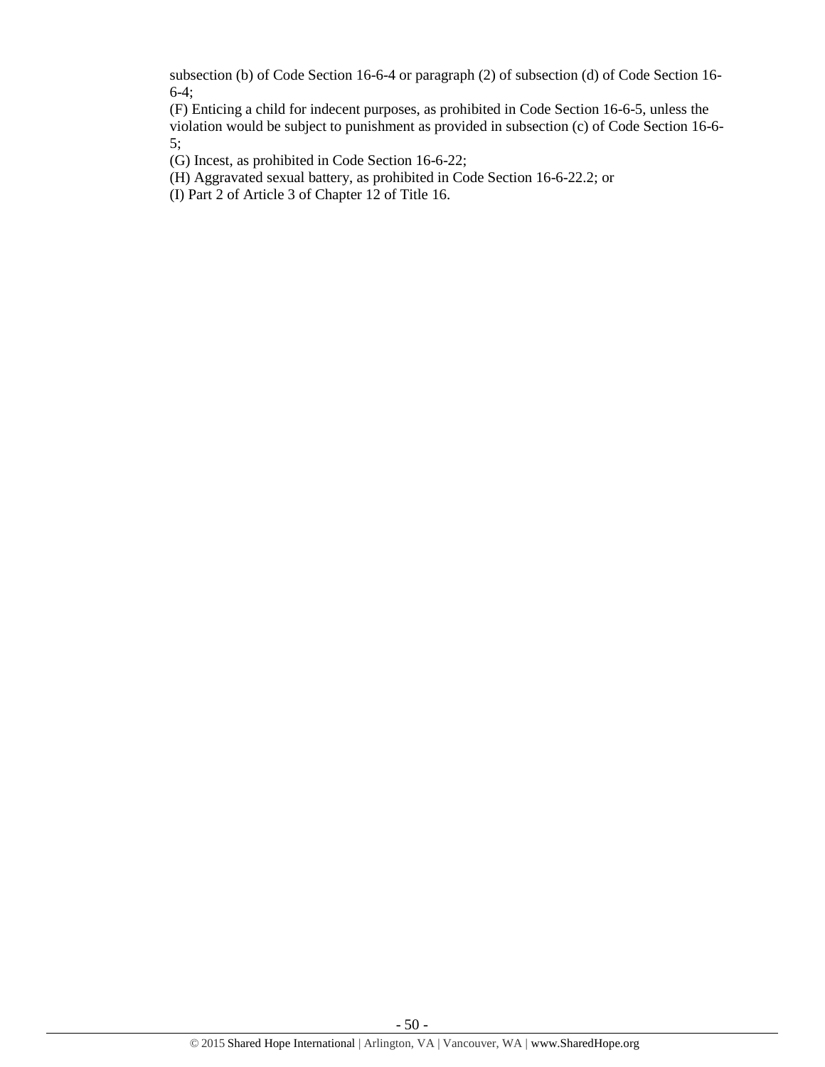subsection (b) of Code Section 16-6-4 or paragraph (2) of subsection (d) of Code Section 16-6-4;

(F) Enticing a child for indecent purposes, as prohibited in Code Section 16-6-5, unless the violation would be subject to punishment as provided in subsection (c) of Code Section 16-6-5;

(G) Incest, as prohibited in Code Section 16-6-22;

(H) Aggravated sexual battery, as prohibited in Code Section 16-6-22.2; or

(I) Part 2 of Article 3 of Chapter 12 of Title 16.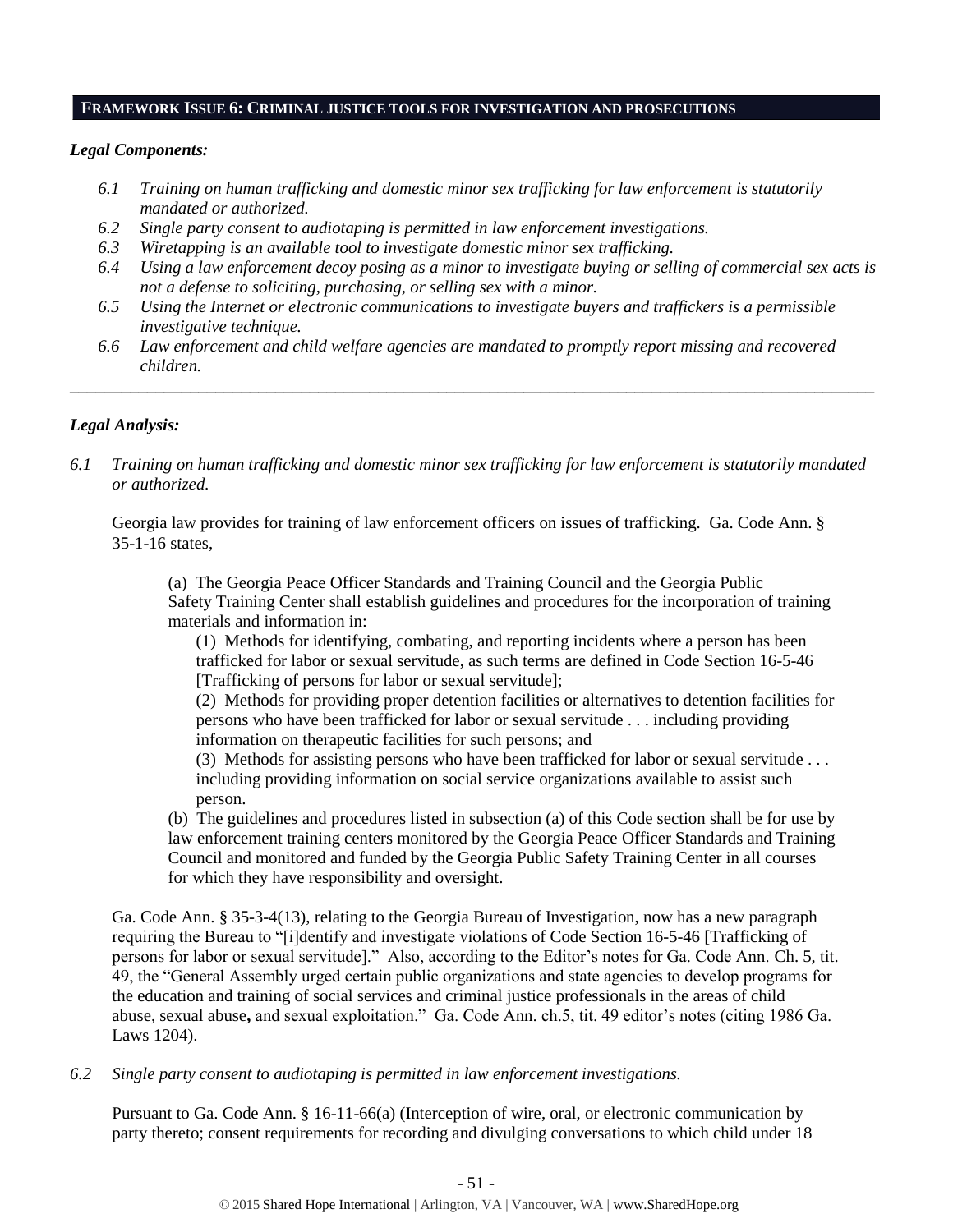## FRAMEWORK ISSUE 6: CRIMINAL JUSTICE TOOLS FOR INVESTIGATION AND PROSECUTIONS

### *Legal Components:*

*6.1 Training on human trafficking and domestic minor sex trafficking for law enforcement is statutorily mandated or authorized.*

*6.2 Single party consent to audiotaping is permitted in law enforcement investigations.*

*6.3 Wiretapping is an available tool to investigate domestic minor sex trafficking.*

*6.4 Using a law enforcement decoy posing as a minor to investigate buying or selling of commercial sex acts is not a defense to soliciting, purchasing, or selling sex with a minor.*

*6.5 Using the Internet or electronic communications to investigate buyers and traffickers is a permissible investigative technique.*

*6.6 Law enforcement and child welfare agencies are mandated to promptly report missing and recovered children.*

---

### *Legal Analysis:*

*6.1 Training on human trafficking and domestic minor sex trafficking for law enforcement is statutorily mandated or authorized.*

Georgia law provides for training of law enforcement officers on issues of trafficking. Ga. Code Ann. § 35-1-16 states,

> (a) The Georgia Peace Officer Standards and Training Council and the Georgia Public Safety Training Center shall establish guidelines and procedures for the incorporation of training materials and information in:
>
> (1) Methods for identifying, combating, and reporting incidents where a person has been trafficked for labor or sexual servitude, as such terms are defined in Code Section 16-5-46 [Trafficking of persons for labor or sexual servitude];
>
> (2) Methods for providing proper detention facilities or alternatives to detention facilities for persons who have been trafficked for labor or sexual servitude . . . including providing information on therapeutic facilities for such persons; and
>
> (3) Methods for assisting persons who have been trafficked for labor or sexual servitude . . . including providing information on social service organizations available to assist such person.
>
> (b) The guidelines and procedures listed in subsection (a) of this Code section shall be for use by law enforcement training centers monitored by the Georgia Peace Officer Standards and Training Council and monitored and funded by the Georgia Public Safety Training Center in all courses for which they have responsibility and oversight.

Ga. Code Ann. § 35-3-4(13), relating to the Georgia Bureau of Investigation, now has a new paragraph requiring the Bureau to "[i]dentify and investigate violations of Code Section 16-5-46 [Trafficking of persons for labor or sexual servitude]." Also, according to the Editor's notes for Ga. Code Ann. Ch. 5, tit. 49, the "General Assembly urged certain public organizations and state agencies to develop programs for the education and training of social services and criminal justice professionals in the areas of child abuse, sexual abuse**,** and sexual exploitation." Ga. Code Ann. ch.5, tit. 49 editor's notes (citing 1986 Ga. Laws 1204).

*6.2 Single party consent to audiotaping is permitted in law enforcement investigations.*

Pursuant to Ga. Code Ann. § 16-11-66(a) (Interception of wire, oral, or electronic communication by party thereto; consent requirements for recording and divulging conversations to which child under 18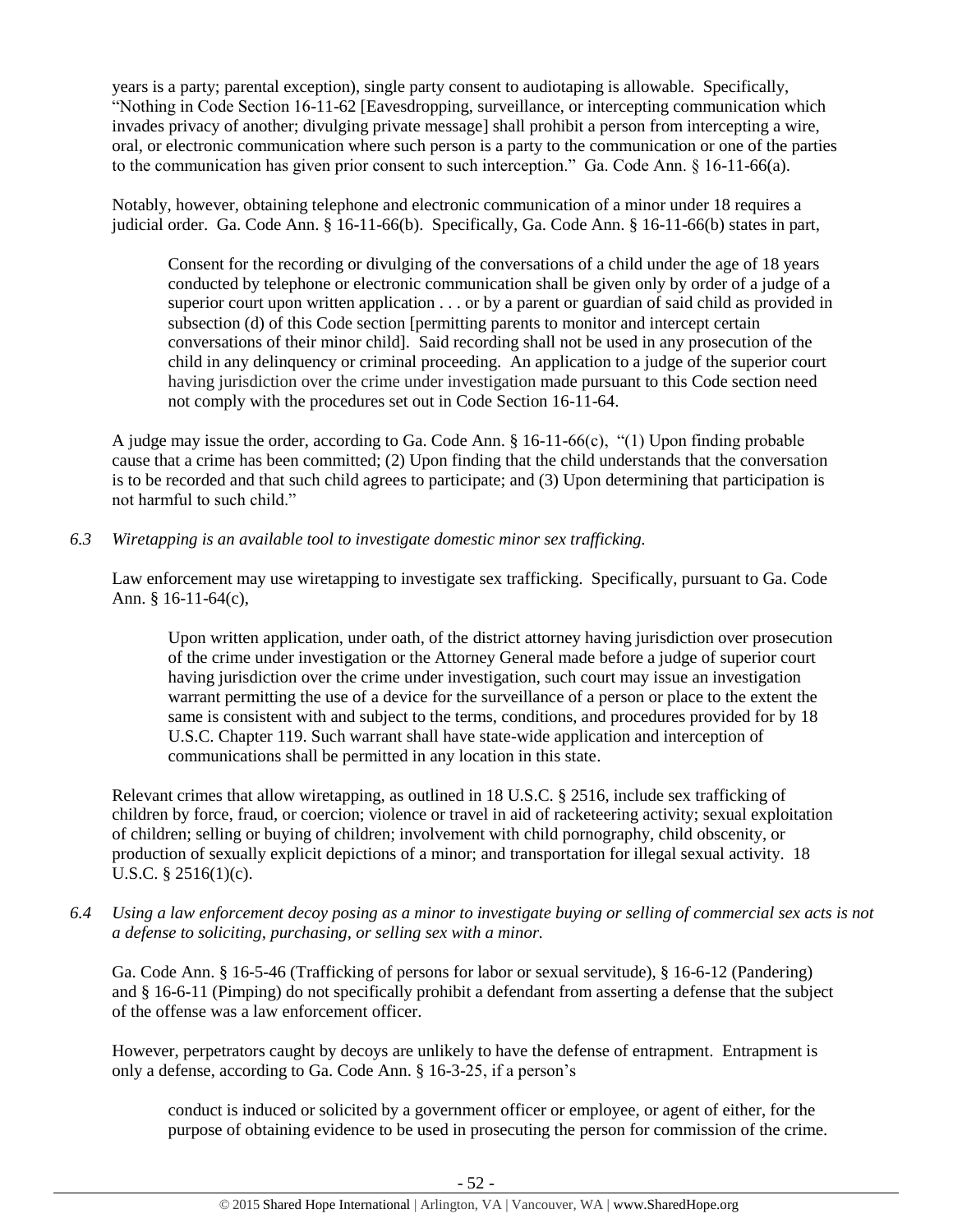years is a party; parental exception), single party consent to audiotaping is allowable. Specifically, "Nothing in Code Section 16-11-62 [Eavesdropping, surveillance, or intercepting communication which invades privacy of another; divulging private message] shall prohibit a person from intercepting a wire, oral, or electronic communication where such person is a party to the communication or one of the parties to the communication has given prior consent to such interception." Ga. Code Ann. § 16-11-66(a).

Notably, however, obtaining telephone and electronic communication of a minor under 18 requires a judicial order. Ga. Code Ann. § 16-11-66(b). Specifically, Ga. Code Ann. § 16-11-66(b) states in part,

> Consent for the recording or divulging of the conversations of a child under the age of 18 years conducted by telephone or electronic communication shall be given only by order of a judge of a superior court upon written application . . . or by a parent or guardian of said child as provided in subsection (d) of this Code section [permitting parents to monitor and intercept certain conversations of their minor child]. Said recording shall not be used in any prosecution of the child in any delinquency or criminal proceeding. An application to a judge of the superior court having jurisdiction over the crime under investigation made pursuant to this Code section need not comply with the procedures set out in Code Section 16-11-64.

A judge may issue the order, according to Ga. Code Ann. § 16-11-66(c), "(1) Upon finding probable cause that a crime has been committed; (2) Upon finding that the child understands that the conversation is to be recorded and that such child agrees to participate; and (3) Upon determining that participation is not harmful to such child."

*6.3 Wiretapping is an available tool to investigate domestic minor sex trafficking.*

Law enforcement may use wiretapping to investigate sex trafficking. Specifically, pursuant to Ga. Code Ann. § 16-11-64(c),

> Upon written application, under oath, of the district attorney having jurisdiction over prosecution of the crime under investigation or the Attorney General made before a judge of superior court having jurisdiction over the crime under investigation, such court may issue an investigation warrant permitting the use of a device for the surveillance of a person or place to the extent the same is consistent with and subject to the terms, conditions, and procedures provided for by 18 U.S.C. Chapter 119. Such warrant shall have state-wide application and interception of communications shall be permitted in any location in this state.

Relevant crimes that allow wiretapping, as outlined in 18 U.S.C. § 2516, include sex trafficking of children by force, fraud, or coercion; violence or travel in aid of racketeering activity; sexual exploitation of children; selling or buying of children; involvement with child pornography, child obscenity, or production of sexually explicit depictions of a minor; and transportation for illegal sexual activity. 18 U.S.C. § 2516(1)(c).

*6.4 Using a law enforcement decoy posing as a minor to investigate buying or selling of commercial sex acts is not a defense to soliciting, purchasing, or selling sex with a minor.*

Ga. Code Ann. § 16-5-46 (Trafficking of persons for labor or sexual servitude), § 16-6-12 (Pandering) and § 16-6-11 (Pimping) do not specifically prohibit a defendant from asserting a defense that the subject of the offense was a law enforcement officer.

However, perpetrators caught by decoys are unlikely to have the defense of entrapment. Entrapment is only a defense, according to Ga. Code Ann. § 16-3-25, if a person's

> conduct is induced or solicited by a government officer or employee, or agent of either, for the purpose of obtaining evidence to be used in prosecuting the person for commission of the crime.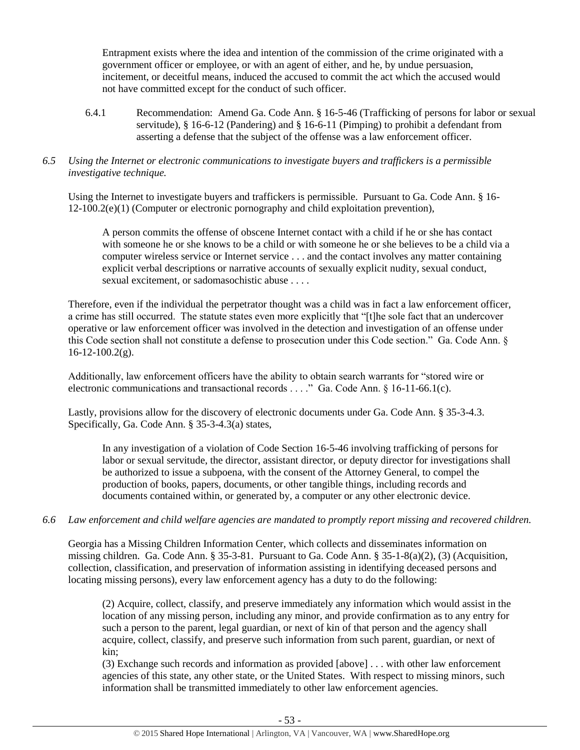> Entrapment exists where the idea and intention of the commission of the crime originated with a government officer or employee, or with an agent of either, and he, by undue persuasion, incitement, or deceitful means, induced the accused to commit the act which the accused would not have committed except for the conduct of such officer.

6.4.1 Recommendation: Amend Ga. Code Ann. § 16-5-46 (Trafficking of persons for labor or sexual servitude), § 16-6-12 (Pandering) and § 16-6-11 (Pimping) to prohibit a defendant from asserting a defense that the subject of the offense was a law enforcement officer.

*6.5 Using the Internet or electronic communications to investigate buyers and traffickers is a permissible investigative technique.*

Using the Internet to investigate buyers and traffickers is permissible. Pursuant to Ga. Code Ann. § 16-12-100.2(e)(1) (Computer or electronic pornography and child exploitation prevention),

> A person commits the offense of obscene Internet contact with a child if he or she has contact with someone he or she knows to be a child or with someone he or she believes to be a child via a computer wireless service or Internet service . . . and the contact involves any matter containing explicit verbal descriptions or narrative accounts of sexually explicit nudity, sexual conduct, sexual excitement, or sadomasochistic abuse . . . .

Therefore, even if the individual the perpetrator thought was a child was in fact a law enforcement officer, a crime has still occurred. The statute states even more explicitly that "[t]he sole fact that an undercover operative or law enforcement officer was involved in the detection and investigation of an offense under this Code section shall not constitute a defense to prosecution under this Code section." Ga. Code Ann. § 16-12-100.2(g).

Additionally, law enforcement officers have the ability to obtain search warrants for "stored wire or electronic communications and transactional records . . . ." Ga. Code Ann. § 16-11-66.1(c).

Lastly, provisions allow for the discovery of electronic documents under Ga. Code Ann. § 35-3-4.3. Specifically, Ga. Code Ann. § 35-3-4.3(a) states,

> In any investigation of a violation of Code Section 16-5-46 involving trafficking of persons for labor or sexual servitude, the director, assistant director, or deputy director for investigations shall be authorized to issue a subpoena, with the consent of the Attorney General, to compel the production of books, papers, documents, or other tangible things, including records and documents contained within, or generated by, a computer or any other electronic device.

*6.6 Law enforcement and child welfare agencies are mandated to promptly report missing and recovered children.*

Georgia has a Missing Children Information Center, which collects and disseminates information on missing children. Ga. Code Ann. § 35-3-81. Pursuant to Ga. Code Ann. § 35-1-8(a)(2), (3) (Acquisition, collection, classification, and preservation of information assisting in identifying deceased persons and locating missing persons), every law enforcement agency has a duty to do the following:

> (2) Acquire, collect, classify, and preserve immediately any information which would assist in the location of any missing person, including any minor, and provide confirmation as to any entry for such a person to the parent, legal guardian, or next of kin of that person and the agency shall acquire, collect, classify, and preserve such information from such parent, guardian, or next of kin;
>
> (3) Exchange such records and information as provided [above] . . . with other law enforcement agencies of this state, any other state, or the United States. With respect to missing minors, such information shall be transmitted immediately to other law enforcement agencies.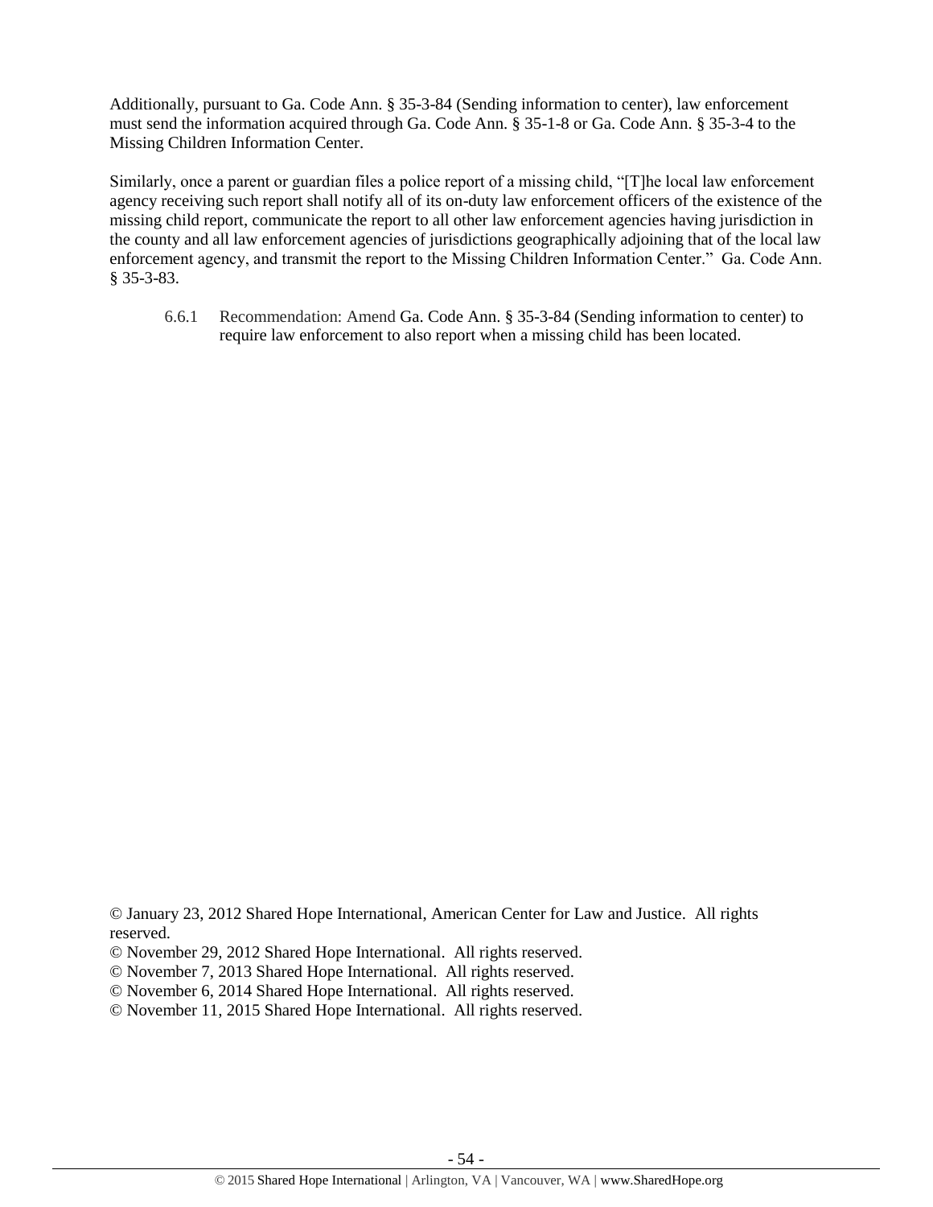Additionally, pursuant to Ga. Code Ann. § 35-3-84 (Sending information to center), law enforcement must send the information acquired through Ga. Code Ann. § 35-1-8 or Ga. Code Ann. § 35-3-4 to the Missing Children Information Center.

Similarly, once a parent or guardian files a police report of a missing child, "[T]he local law enforcement agency receiving such report shall notify all of its on-duty law enforcement officers of the existence of the missing child report, communicate the report to all other law enforcement agencies having jurisdiction in the county and all law enforcement agencies of jurisdictions geographically adjoining that of the local law enforcement agency, and transmit the report to the Missing Children Information Center." Ga. Code Ann. § 35-3-83.

6.6.1 Recommendation: Amend Ga. Code Ann. § 35-3-84 (Sending information to center) to require law enforcement to also report when a missing child has been located.

© January 23, 2012 Shared Hope International, American Center for Law and Justice. All rights reserved.

© November 29, 2012 Shared Hope International. All rights reserved.

© November 7, 2013 Shared Hope International. All rights reserved.

© November 6, 2014 Shared Hope International. All rights reserved.

© November 11, 2015 Shared Hope International. All rights reserved.